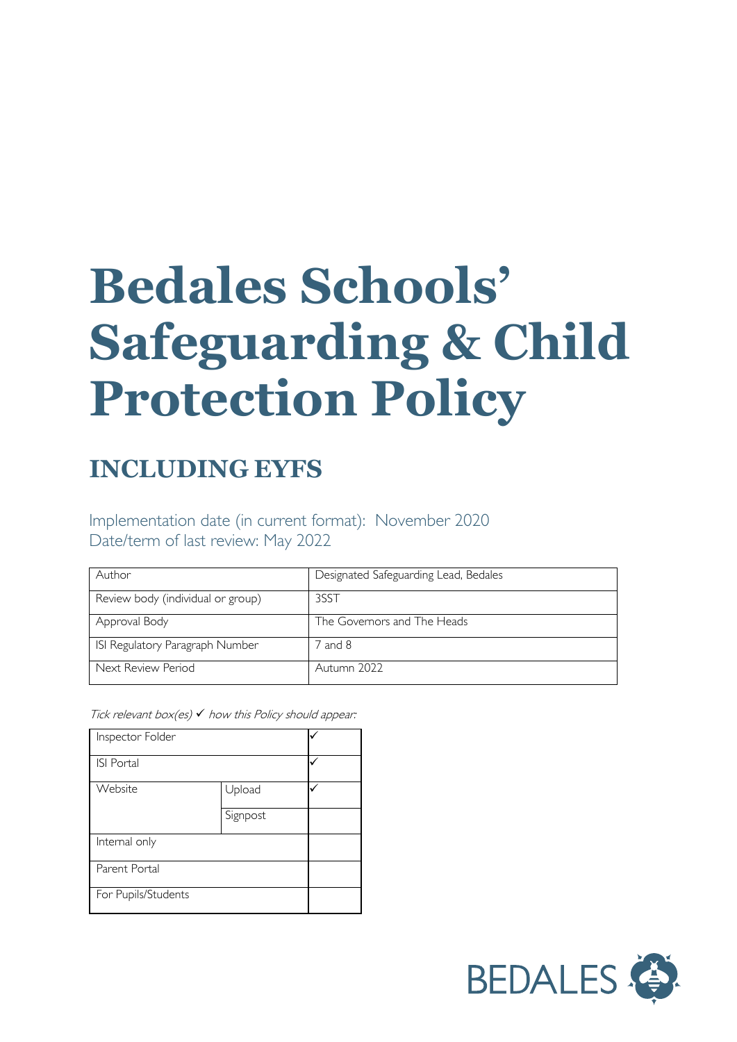# Bedales Schools' Safeguarding & Child Protection Policy

## INCLUDING EYFS

Implementation date (in current format): November 2020
Date/term of last review: May 2022

| Author | Designated Safeguarding Lead, Bedales |
|---|---|
| Review body (individual or group) | 3SST |
| Approval Body | The Governors and The Heads |
| ISI Regulatory Paragraph Number | 7 and 8 |
| Next Review Period | Autumn 2022 |

*Tick relevant box(es) ✓ how this Policy should appear:*

| | | |
|---|---|---|
| Inspector Folder | | ✓ |
| ISI Portal | | ✓ |
| Website | Upload | ✓ |
| | Signpost | |
| Internal only | | |
| Parent Portal | | |
| For Pupils/Students | | |

BEDALES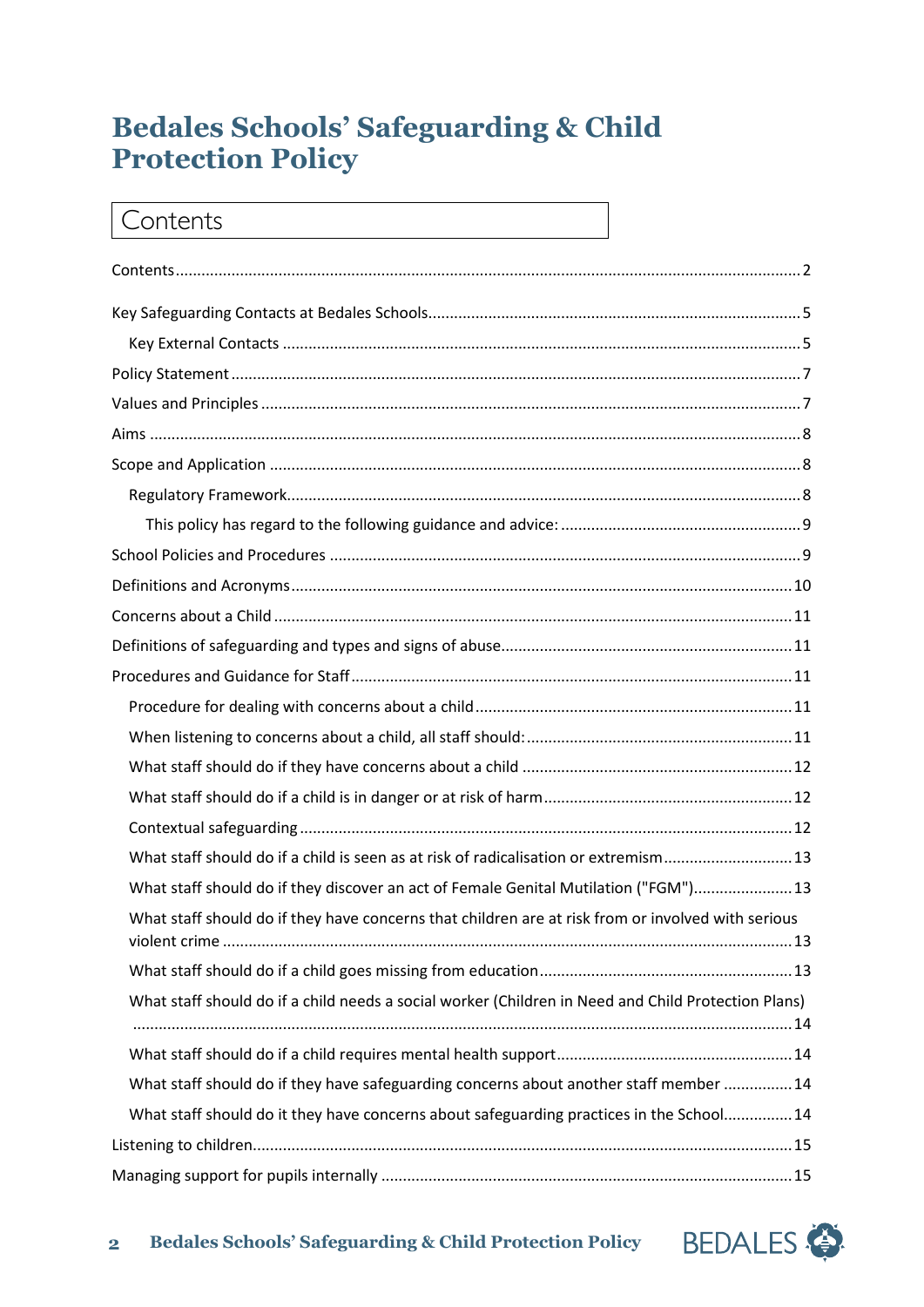# Bedales Schools' Safeguarding & Child Protection Policy

## Contents

Contents ........ 2

Key Safeguarding Contacts at Bedales Schools ........ 5

- Key External Contacts ........ 5

Policy Statement ........ 7

Values and Principles ........ 7

Aims ........ 8

Scope and Application ........ 8

- Regulatory Framework ........ 8
  - This policy has regard to the following guidance and advice: ........ 9

School Policies and Procedures ........ 9

Definitions and Acronyms ........ 10

Concerns about a Child ........ 11

Definitions of safeguarding and types and signs of abuse ........ 11

Procedures and Guidance for Staff ........ 11

- Procedure for dealing with concerns about a child ........ 11
- When listening to concerns about a child, all staff should: ........ 11
- What staff should do if they have concerns about a child ........ 12
- What staff should do if a child is in danger or at risk of harm ........ 12
- Contextual safeguarding ........ 12
- What staff should do if a child is seen as at risk of radicalisation or extremism ........ 13
- What staff should do if they discover an act of Female Genital Mutilation ("FGM") ........ 13
- What staff should do if they have concerns that children are at risk from or involved with serious violent crime ........ 13
- What staff should do if a child goes missing from education ........ 13
- What staff should do if a child needs a social worker (Children in Need and Child Protection Plans) ........ 14
- What staff should do if a child requires mental health support ........ 14
- What staff should do if they have safeguarding concerns about another staff member ........ 14
- What staff should do it they have concerns about safeguarding practices in the School ........ 14

Listening to children ........ 15

Managing support for pupils internally ........ 15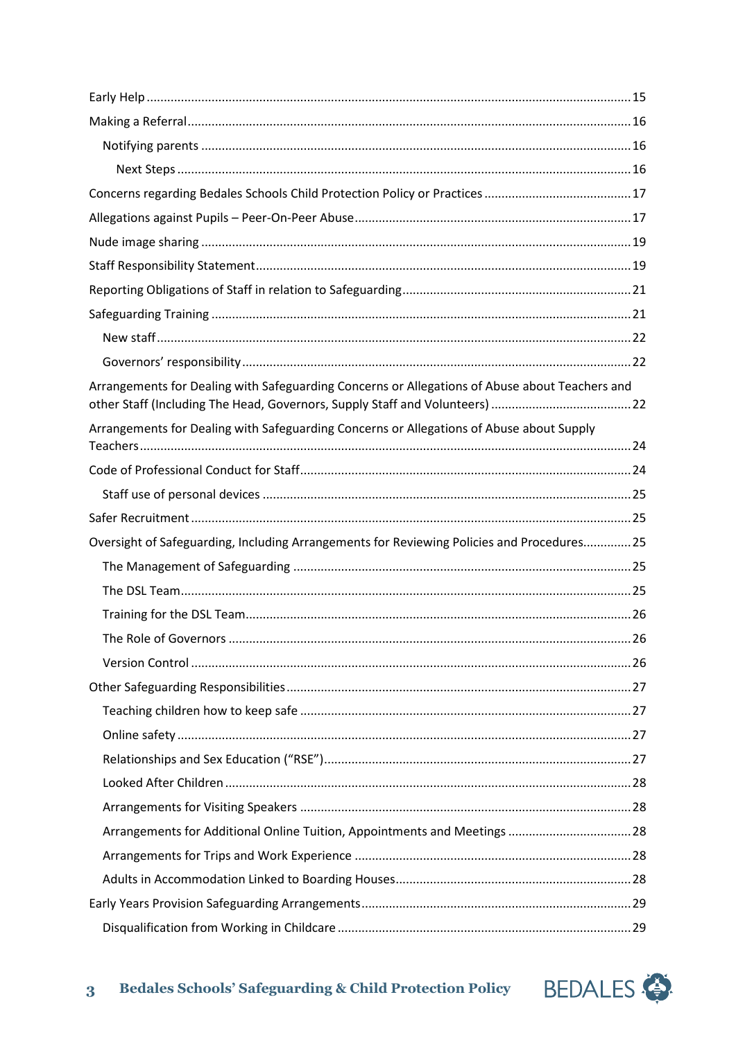Early Help ........................................................................................................................... 15

Making a Referral ............................................................................................................... 16

  Notifying parents ............................................................................................................ 16

    Next Steps ................................................................................................................... 16

Concerns regarding Bedales Schools Child Protection Policy or Practices .......................................... 17

Allegations against Pupils – Peer-On-Peer Abuse ................................................................................ 17

Nude image sharing ............................................................................................................ 19

Staff Responsibility Statement ............................................................................................ 19

Reporting Obligations of Staff in relation to Safeguarding .................................................................. 21

Safeguarding Training ......................................................................................................... 21

  New staff ......................................................................................................................... 22

  Governors' responsibility ................................................................................................ 22

Arrangements for Dealing with Safeguarding Concerns or Allegations of Abuse about Teachers and other Staff (Including The Head, Governors, Supply Staff and Volunteers) ......................................... 22

Arrangements for Dealing with Safeguarding Concerns or Allegations of Abuse about Supply Teachers ............................................................................................................................. 24

Code of Professional Conduct for Staff ................................................................................ 24

  Staff use of personal devices .......................................................................................... 25

Safer Recruitment ............................................................................................................... 25

Oversight of Safeguarding, Including Arrangements for Reviewing Policies and Procedures.............. 25

  The Management of Safeguarding .................................................................................. 25

  The DSL Team ................................................................................................................. 25

  Training for the DSL Team ............................................................................................... 26

  The Role of Governors .................................................................................................... 26

  Version Control ............................................................................................................... 26

Other Safeguarding Responsibilities ................................................................................... 27

  Teaching children how to keep safe ............................................................................... 27

  Online safety ................................................................................................................... 27

  Relationships and Sex Education ("RSE") ........................................................................ 27

  Looked After Children ..................................................................................................... 28

  Arrangements for Visiting Speakers ............................................................................... 28

  Arrangements for Additional Online Tuition, Appointments and Meetings .................................... 28

  Arrangements for Trips and Work Experience ................................................................ 28

  Adults in Accommodation Linked to Boarding Houses .................................................... 28

Early Years Provision Safeguarding Arrangements .............................................................. 29

  Disqualification from Working in Childcare .................................................................... 29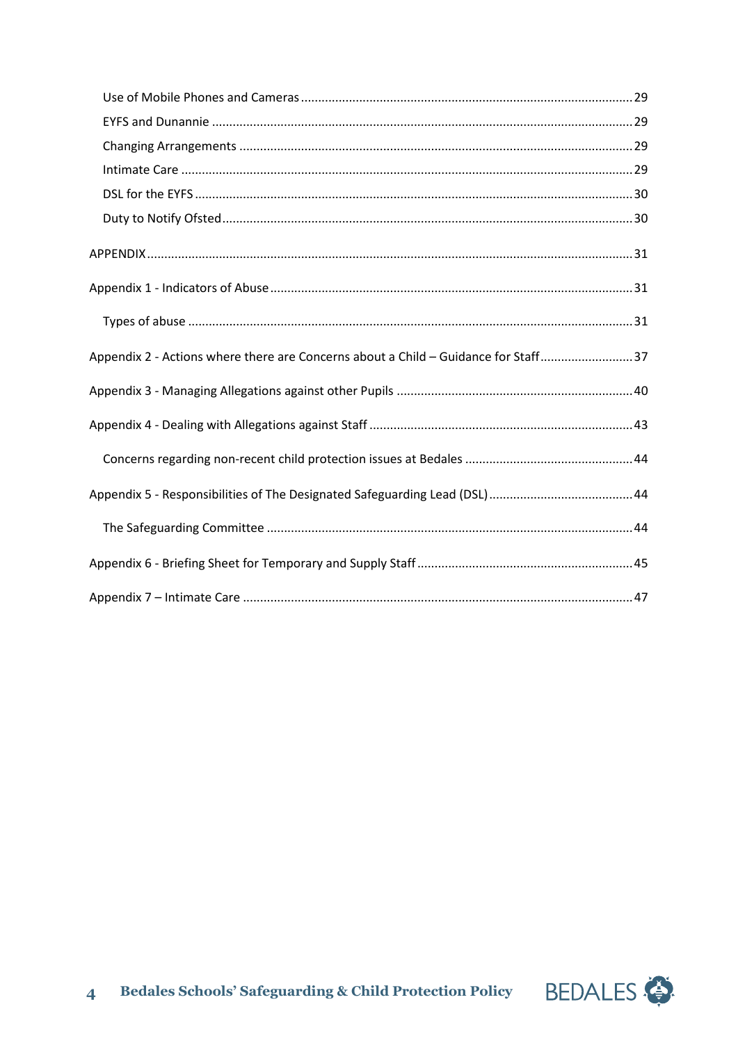- Use of Mobile Phones and Cameras ........ 29
- EYFS and Dunannie ........ 29
- Changing Arrangements ........ 29
- Intimate Care ........ 29
- DSL for the EYFS ........ 30
- Duty to Notify Ofsted ........ 30

APPENDIX ........ 31

Appendix 1 - Indicators of Abuse ........ 31

- Types of abuse ........ 31

Appendix 2 - Actions where there are Concerns about a Child – Guidance for Staff ........ 37

Appendix 3 - Managing Allegations against other Pupils ........ 40

Appendix 4 - Dealing with Allegations against Staff ........ 43

- Concerns regarding non-recent child protection issues at Bedales ........ 44

Appendix 5 - Responsibilities of The Designated Safeguarding Lead (DSL) ........ 44

- The Safeguarding Committee ........ 44

Appendix 6 - Briefing Sheet for Temporary and Supply Staff ........ 45

Appendix 7 – Intimate Care ........ 47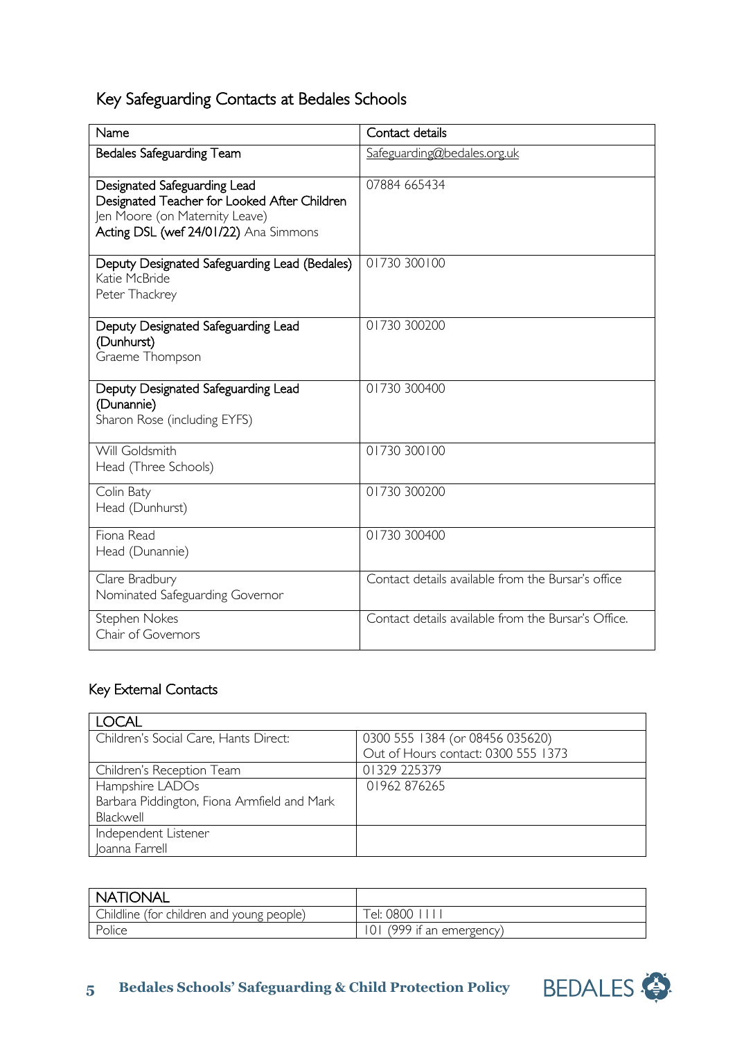## Key Safeguarding Contacts at Bedales Schools

| Name | Contact details |
|---|---|
| **Bedales Safeguarding Team** | Safeguarding@bedales.org.uk |
| **Designated Safeguarding Lead**<br>**Designated Teacher for Looked After Children**<br>Jen Moore (on Maternity Leave)<br>**Acting DSL (wef 24/01/22)** Ana Simmons | 07884 665434 |
| **Deputy Designated Safeguarding Lead (Bedales)**<br>Katie McBride<br>Peter Thackrey | 01730 300100 |
| **Deputy Designated Safeguarding Lead (Dunhurst)**<br>Graeme Thompson | 01730 300200 |
| **Deputy Designated Safeguarding Lead (Dunannie)**<br>Sharon Rose (including EYFS) | 01730 300400 |
| Will Goldsmith<br>Head (Three Schools) | 01730 300100 |
| Colin Baty<br>Head (Dunhurst) | 01730 300200 |
| Fiona Read<br>Head (Dunannie) | 01730 300400 |
| Clare Bradbury<br>Nominated Safeguarding Governor | Contact details available from the Bursar's office |
| Stephen Nokes<br>Chair of Governors | Contact details available from the Bursar's Office. |

### Key External Contacts

| LOCAL | |
|---|---|
| Children's Social Care, Hants Direct: | 0300 555 1384 (or 08456 035620)<br>Out of Hours contact: 0300 555 1373 |
| Children's Reception Team | 01329 225379 |
| Hampshire LADOs<br>Barbara Piddington, Fiona Armfield and Mark Blackwell | 01962 876265 |
| Independent Listener<br>Joanna Farrell | |

| NATIONAL | |
|---|---|
| Childline (for children and young people) | Tel: 0800 1111 |
| Police | 101 (999 if an emergency) |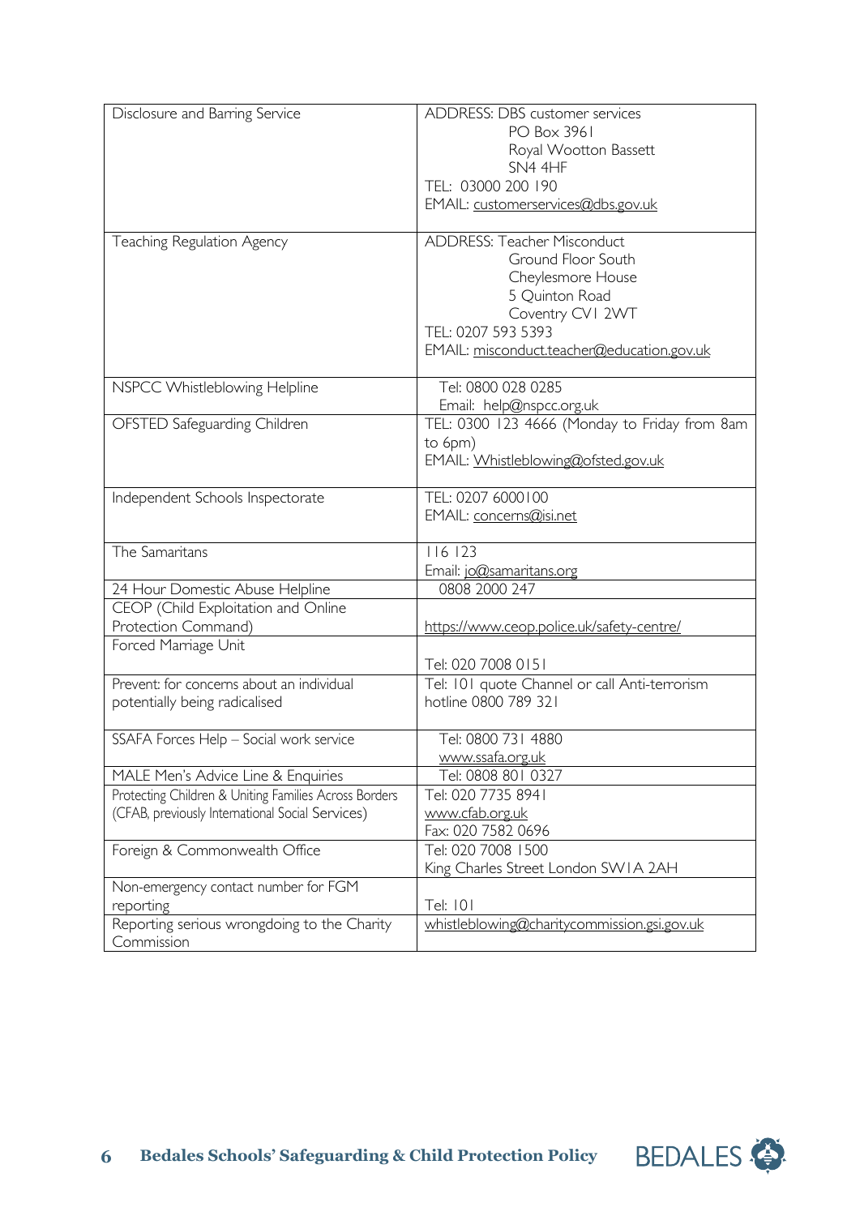| | |
|---|---|
| Disclosure and Barring Service | ADDRESS: DBS customer services<br>PO Box 3961<br>Royal Wootton Bassett<br>SN4 4HF<br>TEL: 03000 200 190<br>EMAIL: customerservices@dbs.gov.uk |
| Teaching Regulation Agency | ADDRESS: Teacher Misconduct<br>Ground Floor South<br>Cheylesmore House<br>5 Quinton Road<br>Coventry CV1 2WT<br>TEL: 0207 593 5393<br>EMAIL: misconduct.teacher@education.gov.uk |
| NSPCC Whistleblowing Helpline | Tel: 0800 028 0285<br>Email: help@nspcc.org.uk |
| OFSTED Safeguarding Children | TEL: 0300 123 4666 (Monday to Friday from 8am to 6pm)<br>EMAIL: Whistleblowing@ofsted.gov.uk |
| Independent Schools Inspectorate | TEL: 0207 6000100<br>EMAIL: concerns@isi.net |
| The Samaritans | 116 123<br>Email: jo@samaritans.org |
| 24 Hour Domestic Abuse Helpline | 0808 2000 247 |
| CEOP (Child Exploitation and Online Protection Command) | https://www.ceop.police.uk/safety-centre/ |
| Forced Marriage Unit | Tel: 020 7008 0151 |
| Prevent: for concerns about an individual potentially being radicalised | Tel: 101 quote Channel or call Anti-terrorism hotline 0800 789 321 |
| SSAFA Forces Help – Social work service | Tel: 0800 731 4880<br>www.ssafa.org.uk |
| MALE Men's Advice Line & Enquiries | Tel: 0808 801 0327 |
| Protecting Children & Uniting Families Across Borders (CFAB, previously International Social Services) | Tel: 020 7735 8941<br>www.cfab.org.uk<br>Fax: 020 7582 0696 |
| Foreign & Commonwealth Office | Tel: 020 7008 1500<br>King Charles Street London SW1A 2AH |
| Non-emergency contact number for FGM reporting | Tel: 101 |
| Reporting serious wrongdoing to the Charity Commission | whistleblowing@charitycommission.gsi.gov.uk |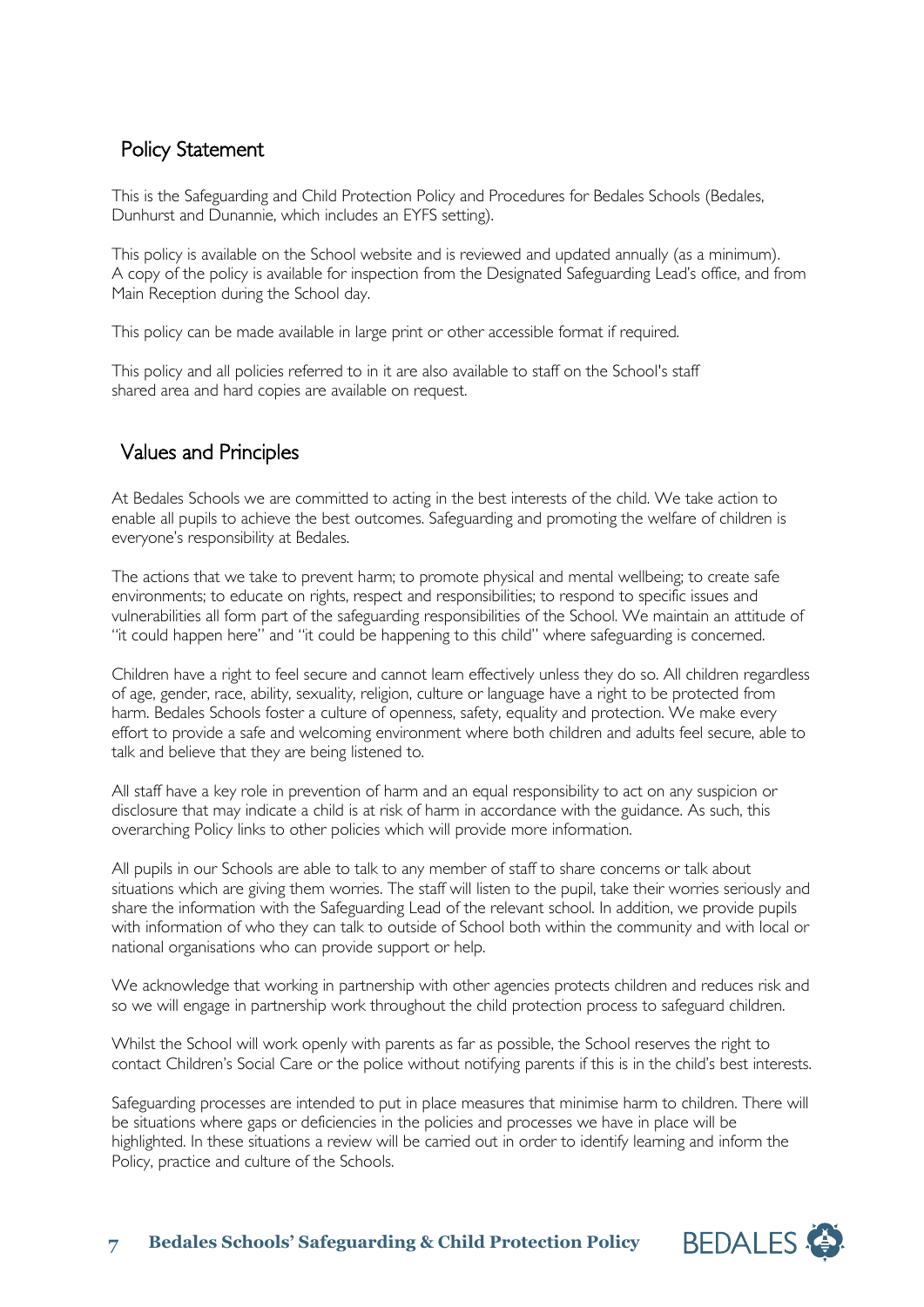## Policy Statement

This is the Safeguarding and Child Protection Policy and Procedures for Bedales Schools (Bedales, Dunhurst and Dunannie, which includes an EYFS setting).

This policy is available on the School website and is reviewed and updated annually (as a minimum). A copy of the policy is available for inspection from the Designated Safeguarding Lead's office, and from Main Reception during the School day.

This policy can be made available in large print or other accessible format if required.

This policy and all policies referred to in it are also available to staff on the School's staff shared area and hard copies are available on request.

## Values and Principles

At Bedales Schools we are committed to acting in the best interests of the child. We take action to enable all pupils to achieve the best outcomes. Safeguarding and promoting the welfare of children is everyone's responsibility at Bedales.

The actions that we take to prevent harm; to promote physical and mental wellbeing; to create safe environments; to educate on rights, respect and responsibilities; to respond to specific issues and vulnerabilities all form part of the safeguarding responsibilities of the School. We maintain an attitude of "it could happen here" and "it could be happening to this child" where safeguarding is concerned.

Children have a right to feel secure and cannot learn effectively unless they do so. All children regardless of age, gender, race, ability, sexuality, religion, culture or language have a right to be protected from harm. Bedales Schools foster a culture of openness, safety, equality and protection. We make every effort to provide a safe and welcoming environment where both children and adults feel secure, able to talk and believe that they are being listened to.

All staff have a key role in prevention of harm and an equal responsibility to act on any suspicion or disclosure that may indicate a child is at risk of harm in accordance with the guidance. As such, this overarching Policy links to other policies which will provide more information.

All pupils in our Schools are able to talk to any member of staff to share concerns or talk about situations which are giving them worries. The staff will listen to the pupil, take their worries seriously and share the information with the Safeguarding Lead of the relevant school. In addition, we provide pupils with information of who they can talk to outside of School both within the community and with local or national organisations who can provide support or help.

We acknowledge that working in partnership with other agencies protects children and reduces risk and so we will engage in partnership work throughout the child protection process to safeguard children.

Whilst the School will work openly with parents as far as possible, the School reserves the right to contact Children's Social Care or the police without notifying parents if this is in the child's best interests.

Safeguarding processes are intended to put in place measures that minimise harm to children. There will be situations where gaps or deficiencies in the policies and processes we have in place will be highlighted. In these situations a review will be carried out in order to identify learning and inform the Policy, practice and culture of the Schools.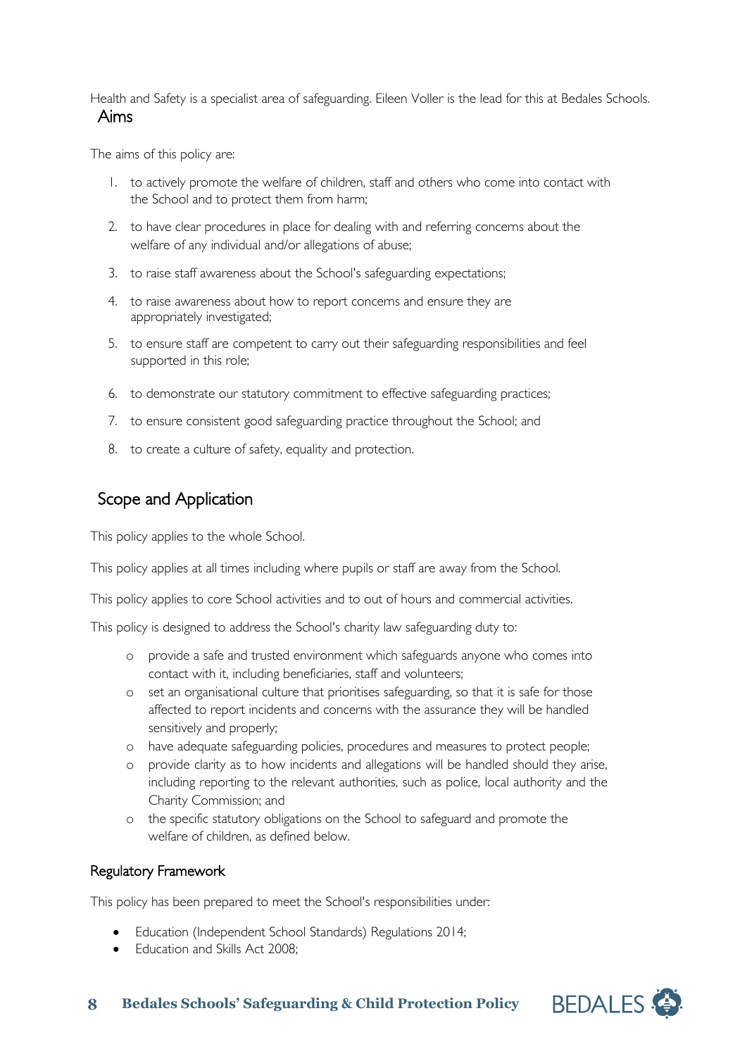Health and Safety is a specialist area of safeguarding. Eileen Voller is the lead for this at Bedales Schools.

## Aims

The aims of this policy are:

1. to actively promote the welfare of children, staff and others who come into contact with the School and to protect them from harm;
2. to have clear procedures in place for dealing with and referring concerns about the welfare of any individual and/or allegations of abuse;
3. to raise staff awareness about the School's safeguarding expectations;
4. to raise awareness about how to report concerns and ensure they are appropriately investigated;
5. to ensure staff are competent to carry out their safeguarding responsibilities and feel supported in this role;
6. to demonstrate our statutory commitment to effective safeguarding practices;
7. to ensure consistent good safeguarding practice throughout the School; and
8. to create a culture of safety, equality and protection.

## Scope and Application

This policy applies to the whole School.

This policy applies at all times including where pupils or staff are away from the School.

This policy applies to core School activities and to out of hours and commercial activities.

This policy is designed to address the School's charity law safeguarding duty to:

- provide a safe and trusted environment which safeguards anyone who comes into contact with it, including beneficiaries, staff and volunteers;
- set an organisational culture that prioritises safeguarding, so that it is safe for those affected to report incidents and concerns with the assurance they will be handled sensitively and properly;
- have adequate safeguarding policies, procedures and measures to protect people;
- provide clarity as to how incidents and allegations will be handled should they arise, including reporting to the relevant authorities, such as police, local authority and the Charity Commission; and
- the specific statutory obligations on the School to safeguard and promote the welfare of children, as defined below.

### Regulatory Framework

This policy has been prepared to meet the School's responsibilities under:

- Education (Independent School Standards) Regulations 2014;
- Education and Skills Act 2008;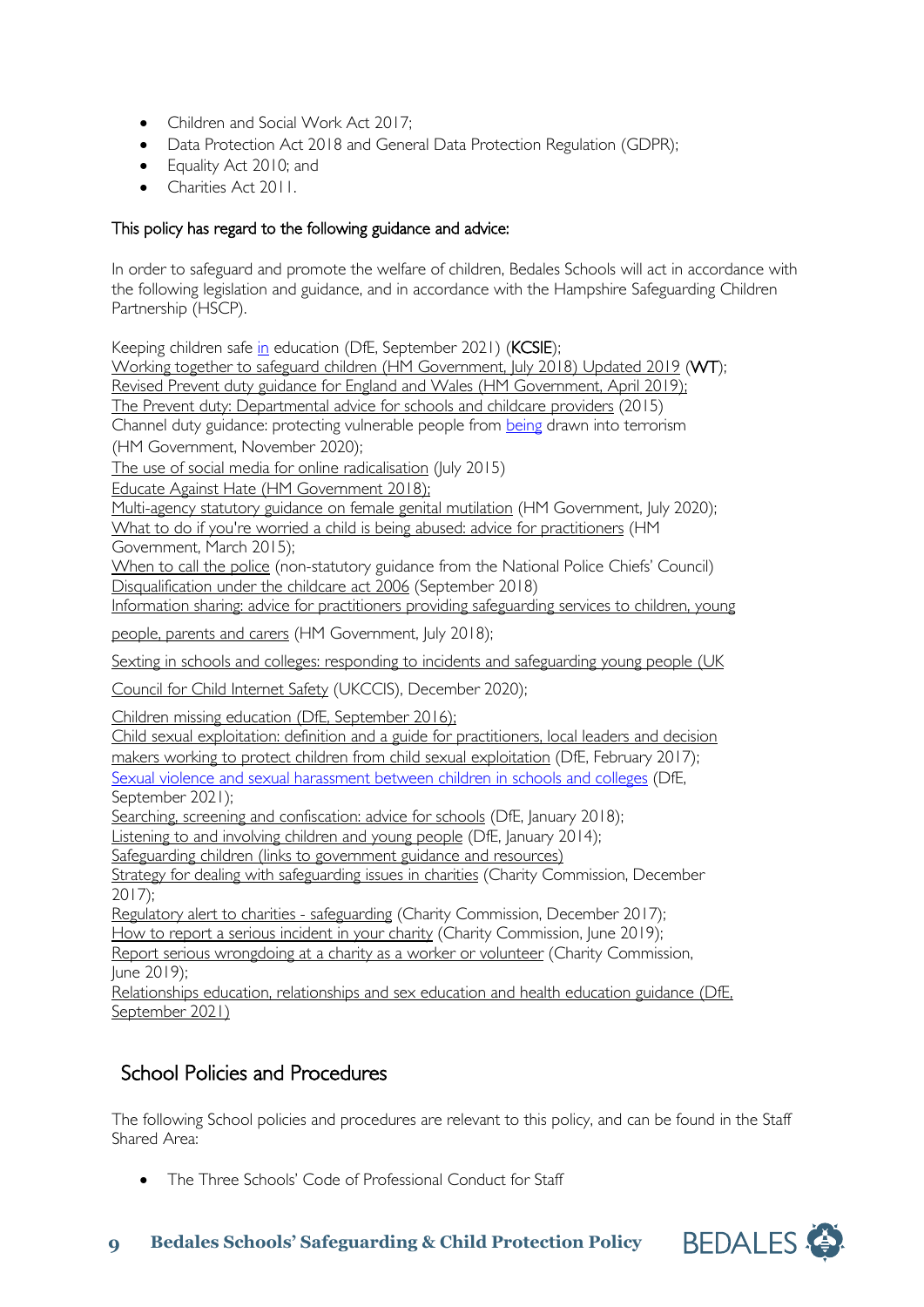- Children and Social Work Act 2017;
- Data Protection Act 2018 and General Data Protection Regulation (GDPR);
- Equality Act 2010; and
- Charities Act 2011.

This policy has regard to the following guidance and advice:

In order to safeguard and promote the welfare of children, Bedales Schools will act in accordance with the following legislation and guidance, and in accordance with the Hampshire Safeguarding Children Partnership (HSCP).

Keeping children safe in education (DfE, September 2021) (**KCSIE**);
Working together to safeguard children (HM Government, July 2018) Updated 2019 (**WT**);
Revised Prevent duty guidance for England and Wales (HM Government, April 2019);
The Prevent duty: Departmental advice for schools and childcare providers (2015)
Channel duty guidance: protecting vulnerable people from being drawn into terrorism (HM Government, November 2020);
The use of social media for online radicalisation (July 2015)
Educate Against Hate (HM Government 2018);
Multi-agency statutory guidance on female genital mutilation (HM Government, July 2020);
What to do if you're worried a child is being abused: advice for practitioners (HM Government, March 2015);
When to call the police (non-statutory guidance from the National Police Chiefs' Council)
Disqualification under the childcare act 2006 (September 2018)
Information sharing: advice for practitioners providing safeguarding services to children, young people, parents and carers (HM Government, July 2018);
Sexting in schools and colleges: responding to incidents and safeguarding young people (UK Council for Child Internet Safety (UKCCIS), December 2020);
Children missing education (DfE, September 2016);
Child sexual exploitation: definition and a guide for practitioners, local leaders and decision makers working to protect children from child sexual exploitation (DfE, February 2017);
Sexual violence and sexual harassment between children in schools and colleges (DfE, September 2021);
Searching, screening and confiscation: advice for schools (DfE, January 2018);
Listening to and involving children and young people (DfE, January 2014);
Safeguarding children (links to government guidance and resources)
Strategy for dealing with safeguarding issues in charities (Charity Commission, December 2017);
Regulatory alert to charities - safeguarding (Charity Commission, December 2017);
How to report a serious incident in your charity (Charity Commission, June 2019);
Report serious wrongdoing at a charity as a worker or volunteer (Charity Commission, June 2019);
Relationships education, relationships and sex education and health education guidance (DfE, September 2021)

## School Policies and Procedures

The following School policies and procedures are relevant to this policy, and can be found in the Staff Shared Area:

- The Three Schools' Code of Professional Conduct for Staff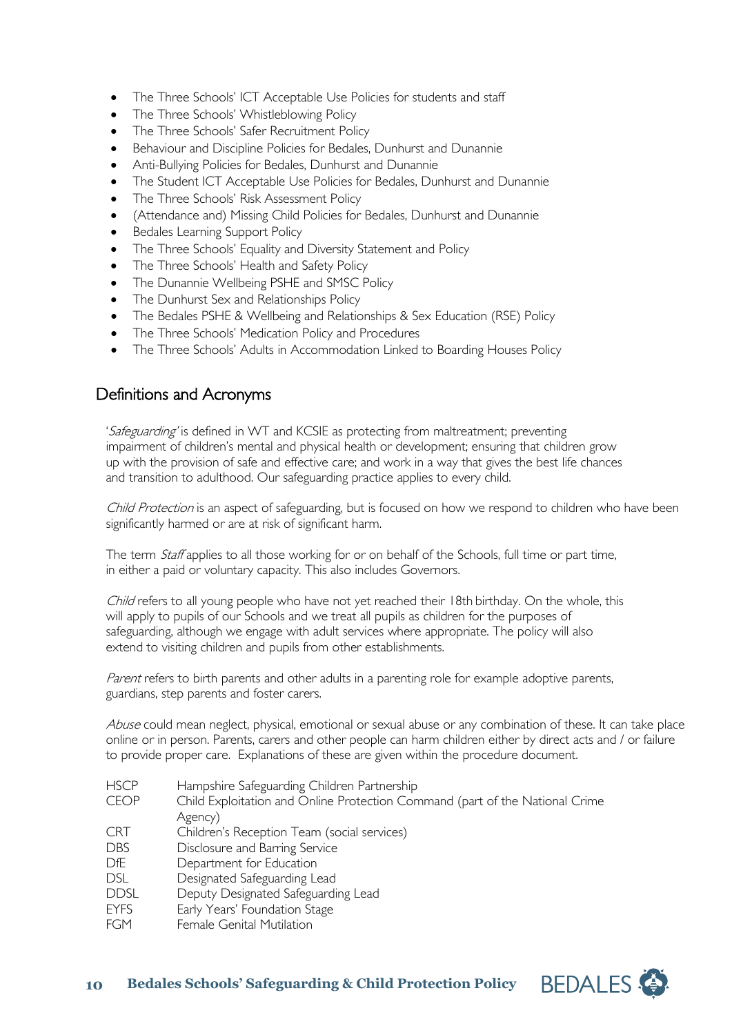- The Three Schools' ICT Acceptable Use Policies for students and staff
- The Three Schools' Whistleblowing Policy
- The Three Schools' Safer Recruitment Policy
- Behaviour and Discipline Policies for Bedales, Dunhurst and Dunannie
- Anti-Bullying Policies for Bedales, Dunhurst and Dunannie
- The Student ICT Acceptable Use Policies for Bedales, Dunhurst and Dunannie
- The Three Schools' Risk Assessment Policy
- (Attendance and) Missing Child Policies for Bedales, Dunhurst and Dunannie
- Bedales Learning Support Policy
- The Three Schools' Equality and Diversity Statement and Policy
- The Three Schools' Health and Safety Policy
- The Dunannie Wellbeing PSHE and SMSC Policy
- The Dunhurst Sex and Relationships Policy
- The Bedales PSHE & Wellbeing and Relationships & Sex Education (RSE) Policy
- The Three Schools' Medication Policy and Procedures
- The Three Schools' Adults in Accommodation Linked to Boarding Houses Policy

## Definitions and Acronyms

'*Safeguarding*' is defined in WT and KCSIE as protecting from maltreatment; preventing impairment of children's mental and physical health or development; ensuring that children grow up with the provision of safe and effective care; and work in a way that gives the best life chances and transition to adulthood. Our safeguarding practice applies to every child.

*Child Protection* is an aspect of safeguarding, but is focused on how we respond to children who have been significantly harmed or are at risk of significant harm.

The term *Staff* applies to all those working for or on behalf of the Schools, full time or part time, in either a paid or voluntary capacity. This also includes Governors.

*Child* refers to all young people who have not yet reached their 18th birthday. On the whole, this will apply to pupils of our Schools and we treat all pupils as children for the purposes of safeguarding, although we engage with adult services where appropriate. The policy will also extend to visiting children and pupils from other establishments.

*Parent* refers to birth parents and other adults in a parenting role for example adoptive parents, guardians, step parents and foster carers.

*Abuse* could mean neglect, physical, emotional or sexual abuse or any combination of these. It can take place online or in person. Parents, carers and other people can harm children either by direct acts and / or failure to provide proper care. Explanations of these are given within the procedure document.

| | |
|---|---|
| HSCP | Hampshire Safeguarding Children Partnership |
| CEOP | Child Exploitation and Online Protection Command (part of the National Crime Agency) |
| CRT | Children's Reception Team (social services) |
| DBS | Disclosure and Barring Service |
| DfE | Department for Education |
| DSL | Designated Safeguarding Lead |
| DDSL | Deputy Designated Safeguarding Lead |
| EYFS | Early Years' Foundation Stage |
| FGM | Female Genital Mutilation |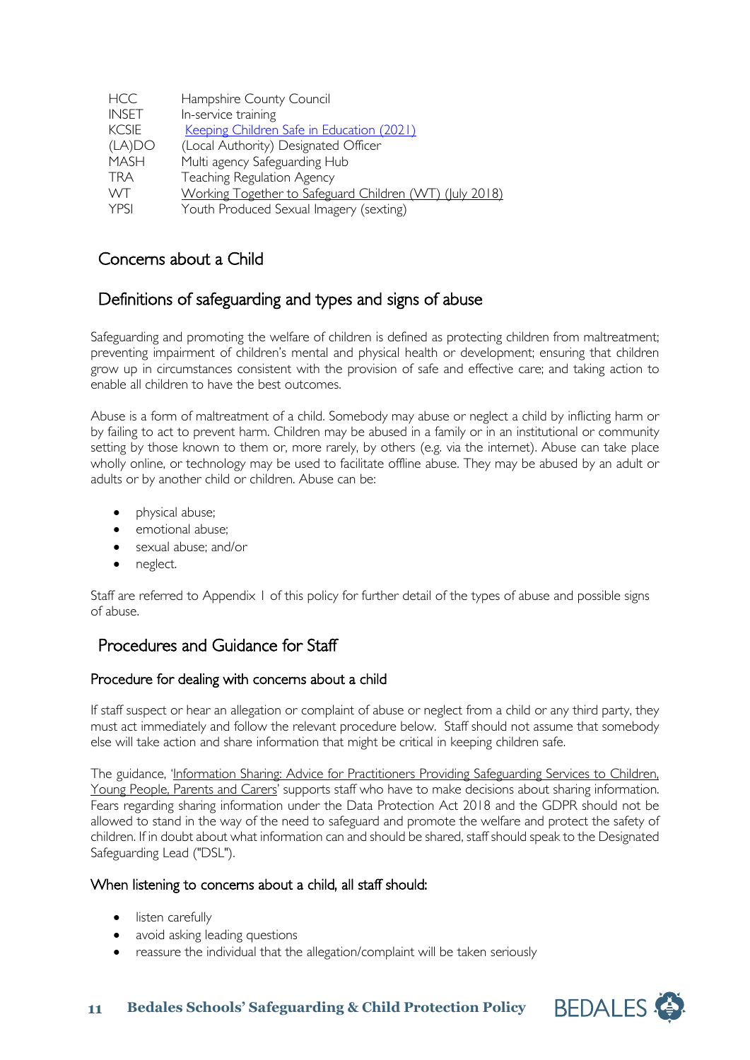| | |
|---|---|
| HCC | Hampshire County Council |
| INSET | In-service training |
| KCSIE | Keeping Children Safe in Education (2021) |
| (LA)DO | (Local Authority) Designated Officer |
| MASH | Multi agency Safeguarding Hub |
| TRA | Teaching Regulation Agency |
| WT | Working Together to Safeguard Children (WT) (July 2018) |
| YPSI | Youth Produced Sexual Imagery (sexting) |

## Concerns about a Child

## Definitions of safeguarding and types and signs of abuse

Safeguarding and promoting the welfare of children is defined as protecting children from maltreatment; preventing impairment of children's mental and physical health or development; ensuring that children grow up in circumstances consistent with the provision of safe and effective care; and taking action to enable all children to have the best outcomes.

Abuse is a form of maltreatment of a child. Somebody may abuse or neglect a child by inflicting harm or by failing to act to prevent harm. Children may be abused in a family or in an institutional or community setting by those known to them or, more rarely, by others (e.g. via the internet). Abuse can take place wholly online, or technology may be used to facilitate offline abuse. They may be abused by an adult or adults or by another child or children. Abuse can be:

- physical abuse;
- emotional abuse;
- sexual abuse; and/or
- neglect.

Staff are referred to Appendix 1 of this policy for further detail of the types of abuse and possible signs of abuse.

## Procedures and Guidance for Staff

### Procedure for dealing with concerns about a child

If staff suspect or hear an allegation or complaint of abuse or neglect from a child or any third party, they must act immediately and follow the relevant procedure below. Staff should not assume that somebody else will take action and share information that might be critical in keeping children safe.

The guidance, 'Information Sharing: Advice for Practitioners Providing Safeguarding Services to Children, Young People, Parents and Carers' supports staff who have to make decisions about sharing information. Fears regarding sharing information under the Data Protection Act 2018 and the GDPR should not be allowed to stand in the way of the need to safeguard and promote the welfare and protect the safety of children. If in doubt about what information can and should be shared, staff should speak to the Designated Safeguarding Lead ("DSL").

### When listening to concerns about a child, all staff should:

- listen carefully
- avoid asking leading questions
- reassure the individual that the allegation/complaint will be taken seriously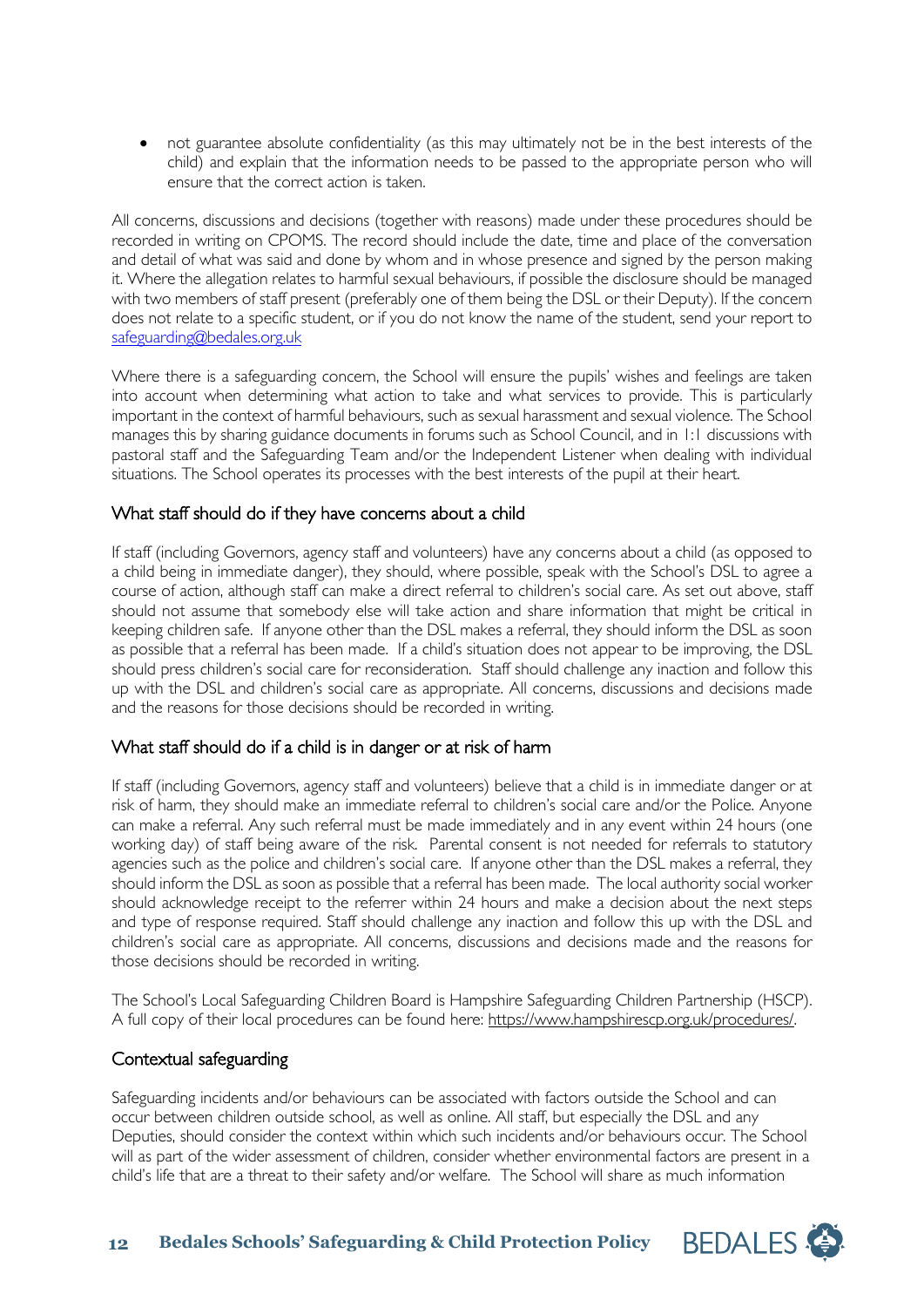- not guarantee absolute confidentiality (as this may ultimately not be in the best interests of the child) and explain that the information needs to be passed to the appropriate person who will ensure that the correct action is taken.

All concerns, discussions and decisions (together with reasons) made under these procedures should be recorded in writing on CPOMS. The record should include the date, time and place of the conversation and detail of what was said and done by whom and in whose presence and signed by the person making it. Where the allegation relates to harmful sexual behaviours, if possible the disclosure should be managed with two members of staff present (preferably one of them being the DSL or their Deputy). If the concern does not relate to a specific student, or if you do not know the name of the student, send your report to safeguarding@bedales.org.uk

Where there is a safeguarding concern, the School will ensure the pupils' wishes and feelings are taken into account when determining what action to take and what services to provide. This is particularly important in the context of harmful behaviours, such as sexual harassment and sexual violence. The School manages this by sharing guidance documents in forums such as School Council, and in 1:1 discussions with pastoral staff and the Safeguarding Team and/or the Independent Listener when dealing with individual situations. The School operates its processes with the best interests of the pupil at their heart.

## What staff should do if they have concerns about a child

If staff (including Governors, agency staff and volunteers) have any concerns about a child (as opposed to a child being in immediate danger), they should, where possible, speak with the School's DSL to agree a course of action, although staff can make a direct referral to children's social care. As set out above, staff should not assume that somebody else will take action and share information that might be critical in keeping children safe. If anyone other than the DSL makes a referral, they should inform the DSL as soon as possible that a referral has been made. If a child's situation does not appear to be improving, the DSL should press children's social care for reconsideration. Staff should challenge any inaction and follow this up with the DSL and children's social care as appropriate. All concerns, discussions and decisions made and the reasons for those decisions should be recorded in writing.

## What staff should do if a child is in danger or at risk of harm

If staff (including Governors, agency staff and volunteers) believe that a child is in immediate danger or at risk of harm, they should make an immediate referral to children's social care and/or the Police. Anyone can make a referral. Any such referral must be made immediately and in any event within 24 hours (one working day) of staff being aware of the risk. Parental consent is not needed for referrals to statutory agencies such as the police and children's social care. If anyone other than the DSL makes a referral, they should inform the DSL as soon as possible that a referral has been made. The local authority social worker should acknowledge receipt to the referrer within 24 hours and make a decision about the next steps and type of response required. Staff should challenge any inaction and follow this up with the DSL and children's social care as appropriate. All concerns, discussions and decisions made and the reasons for those decisions should be recorded in writing.

The School's Local Safeguarding Children Board is Hampshire Safeguarding Children Partnership (HSCP). A full copy of their local procedures can be found here: https://www.hampshirescp.org.uk/procedures/.

## Contextual safeguarding

Safeguarding incidents and/or behaviours can be associated with factors outside the School and can occur between children outside school, as well as online. All staff, but especially the DSL and any Deputies, should consider the context within which such incidents and/or behaviours occur. The School will as part of the wider assessment of children, consider whether environmental factors are present in a child's life that are a threat to their safety and/or welfare. The School will share as much information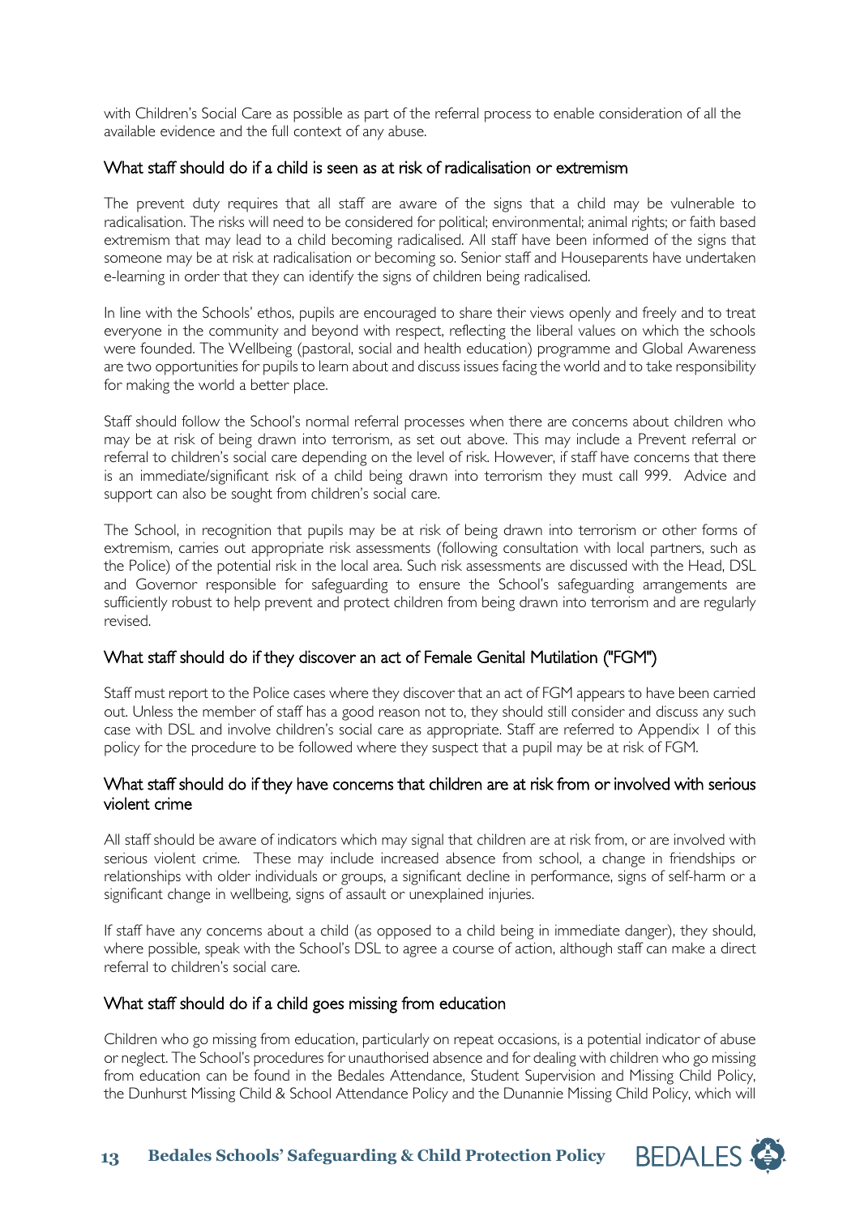with Children's Social Care as possible as part of the referral process to enable consideration of all the available evidence and the full context of any abuse.

## What staff should do if a child is seen as at risk of radicalisation or extremism

The prevent duty requires that all staff are aware of the signs that a child may be vulnerable to radicalisation. The risks will need to be considered for political; environmental; animal rights; or faith based extremism that may lead to a child becoming radicalised. All staff have been informed of the signs that someone may be at risk at radicalisation or becoming so. Senior staff and Houseparents have undertaken e-learning in order that they can identify the signs of children being radicalised.

In line with the Schools' ethos, pupils are encouraged to share their views openly and freely and to treat everyone in the community and beyond with respect, reflecting the liberal values on which the schools were founded. The Wellbeing (pastoral, social and health education) programme and Global Awareness are two opportunities for pupils to learn about and discuss issues facing the world and to take responsibility for making the world a better place.

Staff should follow the School's normal referral processes when there are concerns about children who may be at risk of being drawn into terrorism, as set out above. This may include a Prevent referral or referral to children's social care depending on the level of risk. However, if staff have concerns that there is an immediate/significant risk of a child being drawn into terrorism they must call 999. Advice and support can also be sought from children's social care.

The School, in recognition that pupils may be at risk of being drawn into terrorism or other forms of extremism, carries out appropriate risk assessments (following consultation with local partners, such as the Police) of the potential risk in the local area. Such risk assessments are discussed with the Head, DSL and Governor responsible for safeguarding to ensure the School's safeguarding arrangements are sufficiently robust to help prevent and protect children from being drawn into terrorism and are regularly revised.

## What staff should do if they discover an act of Female Genital Mutilation ("FGM")

Staff must report to the Police cases where they discover that an act of FGM appears to have been carried out. Unless the member of staff has a good reason not to, they should still consider and discuss any such case with DSL and involve children's social care as appropriate. Staff are referred to Appendix 1 of this policy for the procedure to be followed where they suspect that a pupil may be at risk of FGM.

## What staff should do if they have concerns that children are at risk from or involved with serious violent crime

All staff should be aware of indicators which may signal that children are at risk from, or are involved with serious violent crime. These may include increased absence from school, a change in friendships or relationships with older individuals or groups, a significant decline in performance, signs of self-harm or a significant change in wellbeing, signs of assault or unexplained injuries.

If staff have any concerns about a child (as opposed to a child being in immediate danger), they should, where possible, speak with the School's DSL to agree a course of action, although staff can make a direct referral to children's social care.

## What staff should do if a child goes missing from education

Children who go missing from education, particularly on repeat occasions, is a potential indicator of abuse or neglect. The School's procedures for unauthorised absence and for dealing with children who go missing from education can be found in the Bedales Attendance, Student Supervision and Missing Child Policy, the Dunhurst Missing Child & School Attendance Policy and the Dunannie Missing Child Policy, which will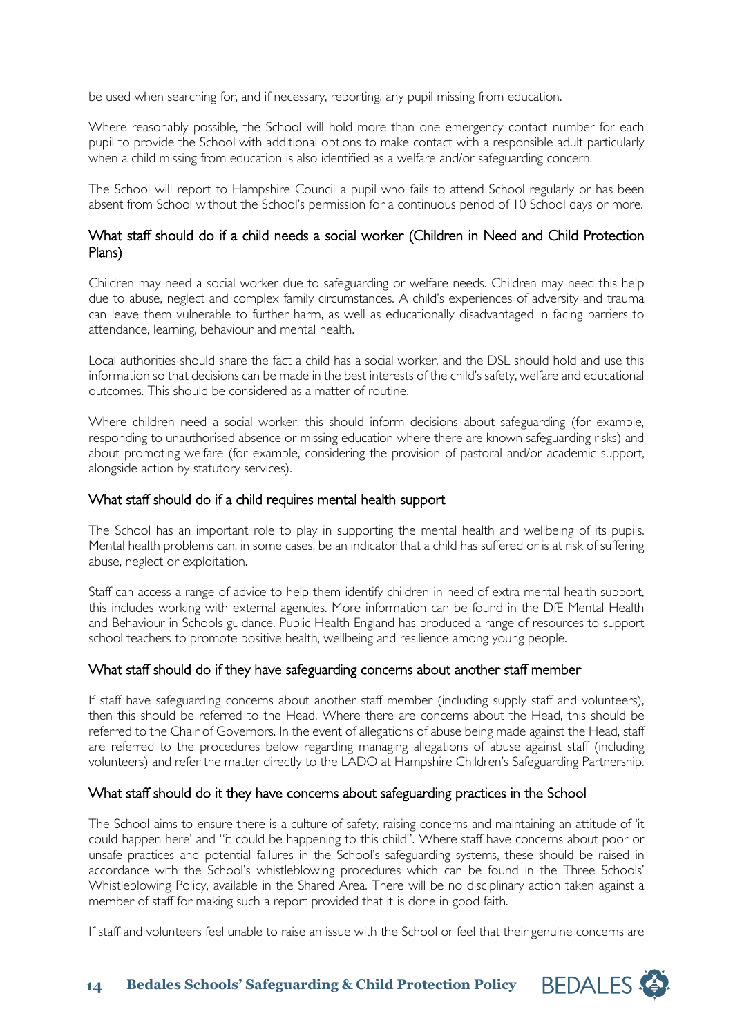be used when searching for, and if necessary, reporting, any pupil missing from education.

Where reasonably possible, the School will hold more than one emergency contact number for each pupil to provide the School with additional options to make contact with a responsible adult particularly when a child missing from education is also identified as a welfare and/or safeguarding concern.

The School will report to Hampshire Council a pupil who fails to attend School regularly or has been absent from School without the School's permission for a continuous period of 10 School days or more.

## What staff should do if a child needs a social worker (Children in Need and Child Protection Plans)

Children may need a social worker due to safeguarding or welfare needs. Children may need this help due to abuse, neglect and complex family circumstances. A child's experiences of adversity and trauma can leave them vulnerable to further harm, as well as educationally disadvantaged in facing barriers to attendance, learning, behaviour and mental health.

Local authorities should share the fact a child has a social worker, and the DSL should hold and use this information so that decisions can be made in the best interests of the child's safety, welfare and educational outcomes. This should be considered as a matter of routine.

Where children need a social worker, this should inform decisions about safeguarding (for example, responding to unauthorised absence or missing education where there are known safeguarding risks) and about promoting welfare (for example, considering the provision of pastoral and/or academic support, alongside action by statutory services).

## What staff should do if a child requires mental health support

The School has an important role to play in supporting the mental health and wellbeing of its pupils. Mental health problems can, in some cases, be an indicator that a child has suffered or is at risk of suffering abuse, neglect or exploitation.

Staff can access a range of advice to help them identify children in need of extra mental health support, this includes working with external agencies. More information can be found in the DfE Mental Health and Behaviour in Schools guidance. Public Health England has produced a range of resources to support school teachers to promote positive health, wellbeing and resilience among young people.

## What staff should do if they have safeguarding concerns about another staff member

If staff have safeguarding concerns about another staff member (including supply staff and volunteers), then this should be referred to the Head. Where there are concerns about the Head, this should be referred to the Chair of Governors. In the event of allegations of abuse being made against the Head, staff are referred to the procedures below regarding managing allegations of abuse against staff (including volunteers) and refer the matter directly to the LADO at Hampshire Children's Safeguarding Partnership.

## What staff should do it they have concerns about safeguarding practices in the School

The School aims to ensure there is a culture of safety, raising concerns and maintaining an attitude of 'it could happen here' and "it could be happening to this child". Where staff have concerns about poor or unsafe practices and potential failures in the School's safeguarding systems, these should be raised in accordance with the School's whistleblowing procedures which can be found in the Three Schools' Whistleblowing Policy, available in the Shared Area. There will be no disciplinary action taken against a member of staff for making such a report provided that it is done in good faith.

If staff and volunteers feel unable to raise an issue with the School or feel that their genuine concerns are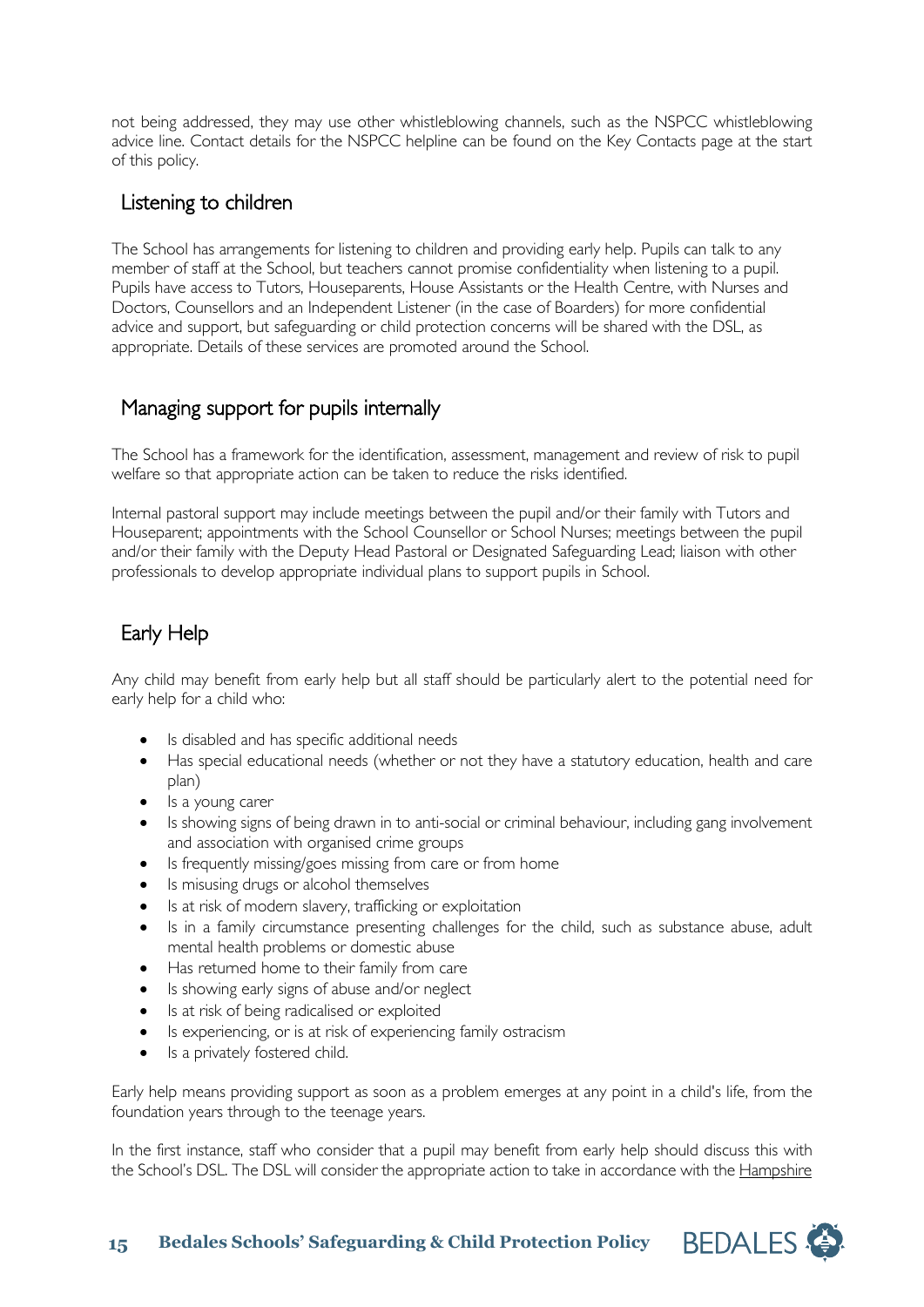not being addressed, they may use other whistleblowing channels, such as the NSPCC whistleblowing advice line. Contact details for the NSPCC helpline can be found on the Key Contacts page at the start of this policy.

## Listening to children

The School has arrangements for listening to children and providing early help. Pupils can talk to any member of staff at the School, but teachers cannot promise confidentiality when listening to a pupil. Pupils have access to Tutors, Houseparents, House Assistants or the Health Centre, with Nurses and Doctors, Counsellors and an Independent Listener (in the case of Boarders) for more confidential advice and support, but safeguarding or child protection concerns will be shared with the DSL, as appropriate. Details of these services are promoted around the School.

## Managing support for pupils internally

The School has a framework for the identification, assessment, management and review of risk to pupil welfare so that appropriate action can be taken to reduce the risks identified.

Internal pastoral support may include meetings between the pupil and/or their family with Tutors and Houseparent; appointments with the School Counsellor or School Nurses; meetings between the pupil and/or their family with the Deputy Head Pastoral or Designated Safeguarding Lead; liaison with other professionals to develop appropriate individual plans to support pupils in School.

## Early Help

Any child may benefit from early help but all staff should be particularly alert to the potential need for early help for a child who:

- Is disabled and has specific additional needs
- Has special educational needs (whether or not they have a statutory education, health and care plan)
- Is a young carer
- Is showing signs of being drawn in to anti-social or criminal behaviour, including gang involvement and association with organised crime groups
- Is frequently missing/goes missing from care or from home
- Is misusing drugs or alcohol themselves
- Is at risk of modern slavery, trafficking or exploitation
- Is in a family circumstance presenting challenges for the child, such as substance abuse, adult mental health problems or domestic abuse
- Has returned home to their family from care
- Is showing early signs of abuse and/or neglect
- Is at risk of being radicalised or exploited
- Is experiencing, or is at risk of experiencing family ostracism
- Is a privately fostered child.

Early help means providing support as soon as a problem emerges at any point in a child's life, from the foundation years through to the teenage years.

In the first instance, staff who consider that a pupil may benefit from early help should discuss this with the School's DSL. The DSL will consider the appropriate action to take in accordance with the Hampshire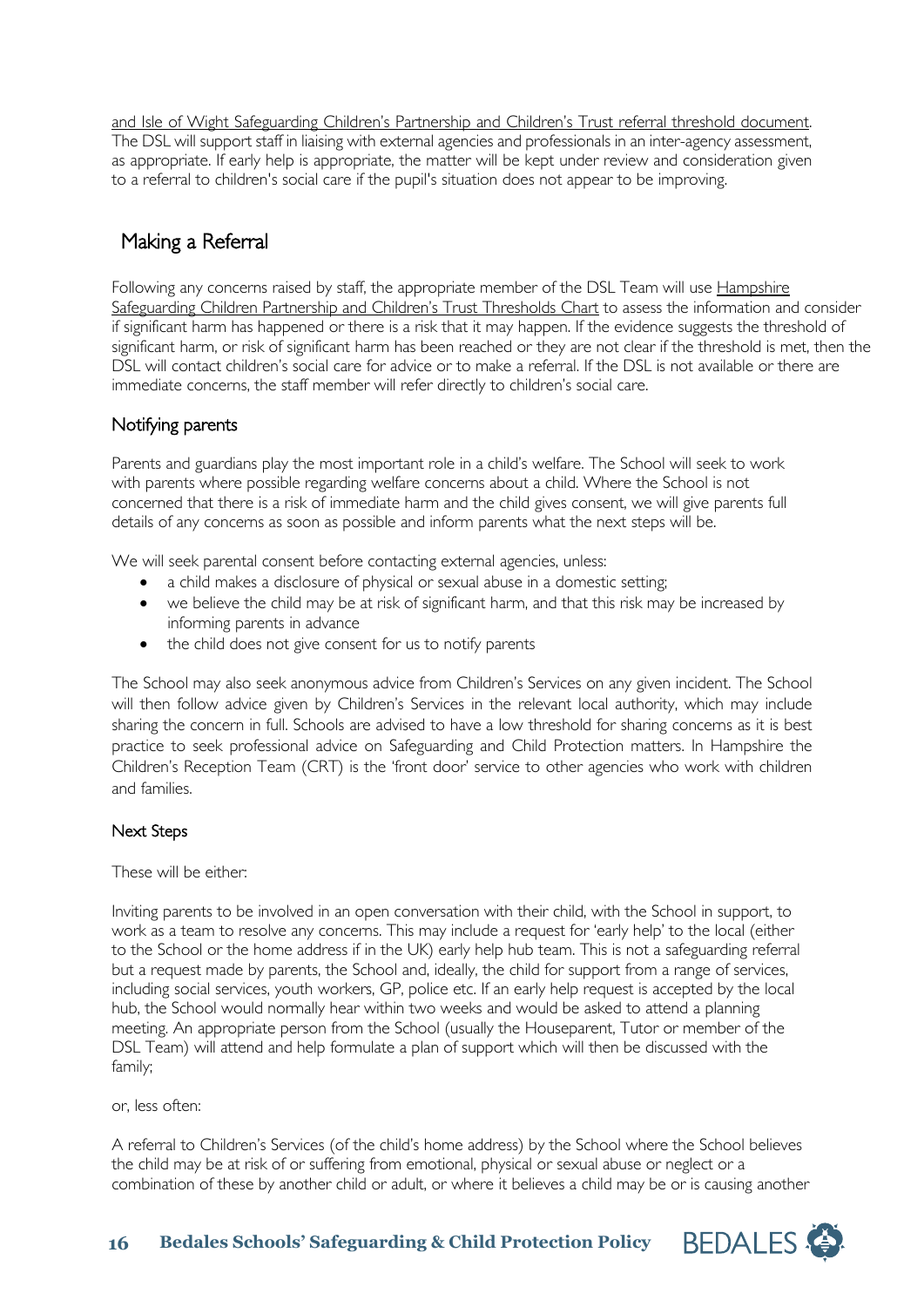and Isle of Wight Safeguarding Children's Partnership and Children's Trust referral threshold document. The DSL will support staff in liaising with external agencies and professionals in an inter-agency assessment, as appropriate. If early help is appropriate, the matter will be kept under review and consideration given to a referral to children's social care if the pupil's situation does not appear to be improving.

## Making a Referral

Following any concerns raised by staff, the appropriate member of the DSL Team will use Hampshire Safeguarding Children Partnership and Children's Trust Thresholds Chart to assess the information and consider if significant harm has happened or there is a risk that it may happen. If the evidence suggests the threshold of significant harm, or risk of significant harm has been reached or they are not clear if the threshold is met, then the DSL will contact children's social care for advice or to make a referral. If the DSL is not available or there are immediate concerns, the staff member will refer directly to children's social care.

### Notifying parents

Parents and guardians play the most important role in a child's welfare. The School will seek to work with parents where possible regarding welfare concerns about a child. Where the School is not concerned that there is a risk of immediate harm and the child gives consent, we will give parents full details of any concerns as soon as possible and inform parents what the next steps will be.

We will seek parental consent before contacting external agencies, unless:

- a child makes a disclosure of physical or sexual abuse in a domestic setting;
- we believe the child may be at risk of significant harm, and that this risk may be increased by informing parents in advance
- the child does not give consent for us to notify parents

The School may also seek anonymous advice from Children's Services on any given incident. The School will then follow advice given by Children's Services in the relevant local authority, which may include sharing the concern in full. Schools are advised to have a low threshold for sharing concerns as it is best practice to seek professional advice on Safeguarding and Child Protection matters. In Hampshire the Children's Reception Team (CRT) is the 'front door' service to other agencies who work with children and families.

### Next Steps

These will be either:

Inviting parents to be involved in an open conversation with their child, with the School in support, to work as a team to resolve any concerns. This may include a request for 'early help' to the local (either to the School or the home address if in the UK) early help hub team. This is not a safeguarding referral but a request made by parents, the School and, ideally, the child for support from a range of services, including social services, youth workers, GP, police etc. If an early help request is accepted by the local hub, the School would normally hear within two weeks and would be asked to attend a planning meeting. An appropriate person from the School (usually the Houseparent, Tutor or member of the DSL Team) will attend and help formulate a plan of support which will then be discussed with the family;

or, less often:

A referral to Children's Services (of the child's home address) by the School where the School believes the child may be at risk of or suffering from emotional, physical or sexual abuse or neglect or a combination of these by another child or adult, or where it believes a child may be or is causing another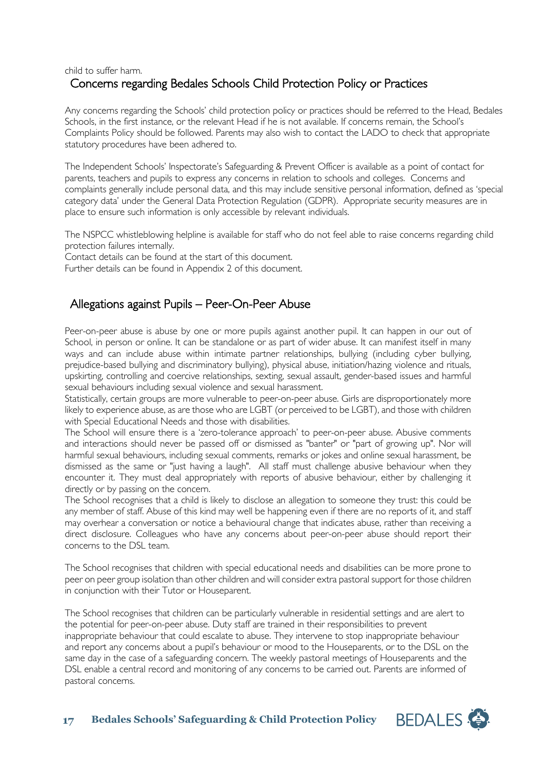child to suffer harm.

## Concerns regarding Bedales Schools Child Protection Policy or Practices

Any concerns regarding the Schools' child protection policy or practices should be referred to the Head, Bedales Schools, in the first instance, or the relevant Head if he is not available. If concerns remain, the School's Complaints Policy should be followed. Parents may also wish to contact the LADO to check that appropriate statutory procedures have been adhered to.

The Independent Schools' Inspectorate's Safeguarding & Prevent Officer is available as a point of contact for parents, teachers and pupils to express any concerns in relation to schools and colleges. Concerns and complaints generally include personal data, and this may include sensitive personal information, defined as 'special category data' under the General Data Protection Regulation (GDPR). Appropriate security measures are in place to ensure such information is only accessible by relevant individuals.

The NSPCC whistleblowing helpline is available for staff who do not feel able to raise concerns regarding child protection failures internally.
Contact details can be found at the start of this document.
Further details can be found in Appendix 2 of this document.

## Allegations against Pupils – Peer-On-Peer Abuse

Peer-on-peer abuse is abuse by one or more pupils against another pupil. It can happen in our out of School, in person or online. It can be standalone or as part of wider abuse. It can manifest itself in many ways and can include abuse within intimate partner relationships, bullying (including cyber bullying, prejudice-based bullying and discriminatory bullying), physical abuse, initiation/hazing violence and rituals, upskirting, controlling and coercive relationships, sexting, sexual assault, gender-based issues and harmful sexual behaviours including sexual violence and sexual harassment.
Statistically, certain groups are more vulnerable to peer-on-peer abuse. Girls are disproportionately more likely to experience abuse, as are those who are LGBT (or perceived to be LGBT), and those with children with Special Educational Needs and those with disabilities.
The School will ensure there is a 'zero-tolerance approach' to peer-on-peer abuse. Abusive comments and interactions should never be passed off or dismissed as "banter" or "part of growing up". Nor will harmful sexual behaviours, including sexual comments, remarks or jokes and online sexual harassment, be dismissed as the same or "just having a laugh". All staff must challenge abusive behaviour when they encounter it. They must deal appropriately with reports of abusive behaviour, either by challenging it directly or by passing on the concern.
The School recognises that a child is likely to disclose an allegation to someone they trust: this could be any member of staff. Abuse of this kind may well be happening even if there are no reports of it, and staff may overhear a conversation or notice a behavioural change that indicates abuse, rather than receiving a direct disclosure. Colleagues who have any concerns about peer-on-peer abuse should report their concerns to the DSL team.

The School recognises that children with special educational needs and disabilities can be more prone to peer on peer group isolation than other children and will consider extra pastoral support for those children in conjunction with their Tutor or Houseparent.

The School recognises that children can be particularly vulnerable in residential settings and are alert to the potential for peer-on-peer abuse. Duty staff are trained in their responsibilities to prevent inappropriate behaviour that could escalate to abuse. They intervene to stop inappropriate behaviour and report any concerns about a pupil's behaviour or mood to the Houseparents, or to the DSL on the same day in the case of a safeguarding concern. The weekly pastoral meetings of Houseparents and the DSL enable a central record and monitoring of any concerns to be carried out. Parents are informed of pastoral concerns.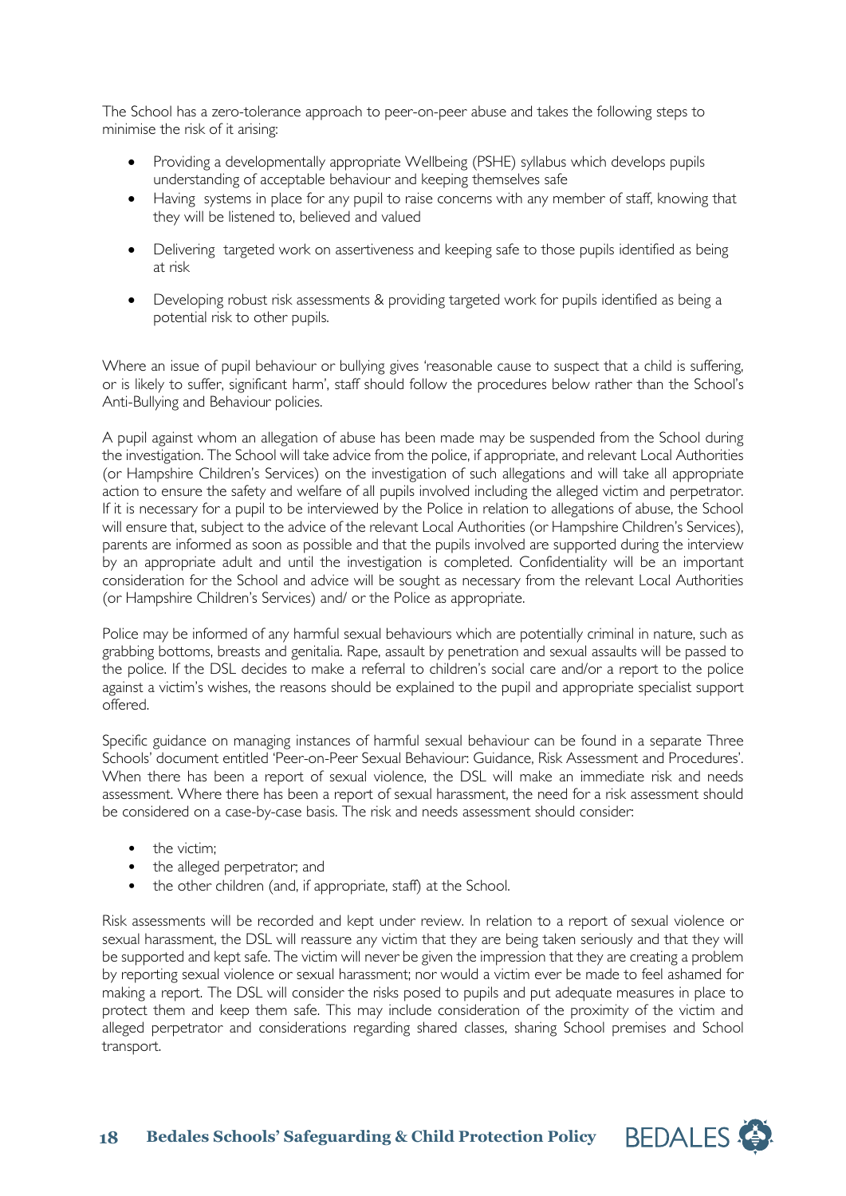The School has a zero-tolerance approach to peer-on-peer abuse and takes the following steps to minimise the risk of it arising:

- Providing a developmentally appropriate Wellbeing (PSHE) syllabus which develops pupils understanding of acceptable behaviour and keeping themselves safe
- Having systems in place for any pupil to raise concerns with any member of staff, knowing that they will be listened to, believed and valued
- Delivering targeted work on assertiveness and keeping safe to those pupils identified as being at risk
- Developing robust risk assessments & providing targeted work for pupils identified as being a potential risk to other pupils.

Where an issue of pupil behaviour or bullying gives 'reasonable cause to suspect that a child is suffering, or is likely to suffer, significant harm', staff should follow the procedures below rather than the School's Anti-Bullying and Behaviour policies.

A pupil against whom an allegation of abuse has been made may be suspended from the School during the investigation. The School will take advice from the police, if appropriate, and relevant Local Authorities (or Hampshire Children's Services) on the investigation of such allegations and will take all appropriate action to ensure the safety and welfare of all pupils involved including the alleged victim and perpetrator. If it is necessary for a pupil to be interviewed by the Police in relation to allegations of abuse, the School will ensure that, subject to the advice of the relevant Local Authorities (or Hampshire Children's Services), parents are informed as soon as possible and that the pupils involved are supported during the interview by an appropriate adult and until the investigation is completed. Confidentiality will be an important consideration for the School and advice will be sought as necessary from the relevant Local Authorities (or Hampshire Children's Services) and/ or the Police as appropriate.

Police may be informed of any harmful sexual behaviours which are potentially criminal in nature, such as grabbing bottoms, breasts and genitalia. Rape, assault by penetration and sexual assaults will be passed to the police. If the DSL decides to make a referral to children's social care and/or a report to the police against a victim's wishes, the reasons should be explained to the pupil and appropriate specialist support offered.

Specific guidance on managing instances of harmful sexual behaviour can be found in a separate Three Schools' document entitled 'Peer-on-Peer Sexual Behaviour: Guidance, Risk Assessment and Procedures'. When there has been a report of sexual violence, the DSL will make an immediate risk and needs assessment. Where there has been a report of sexual harassment, the need for a risk assessment should be considered on a case-by-case basis. The risk and needs assessment should consider:

- the victim;
- the alleged perpetrator; and
- the other children (and, if appropriate, staff) at the School.

Risk assessments will be recorded and kept under review. In relation to a report of sexual violence or sexual harassment, the DSL will reassure any victim that they are being taken seriously and that they will be supported and kept safe. The victim will never be given the impression that they are creating a problem by reporting sexual violence or sexual harassment; nor would a victim ever be made to feel ashamed for making a report. The DSL will consider the risks posed to pupils and put adequate measures in place to protect them and keep them safe. This may include consideration of the proximity of the victim and alleged perpetrator and considerations regarding shared classes, sharing School premises and School transport.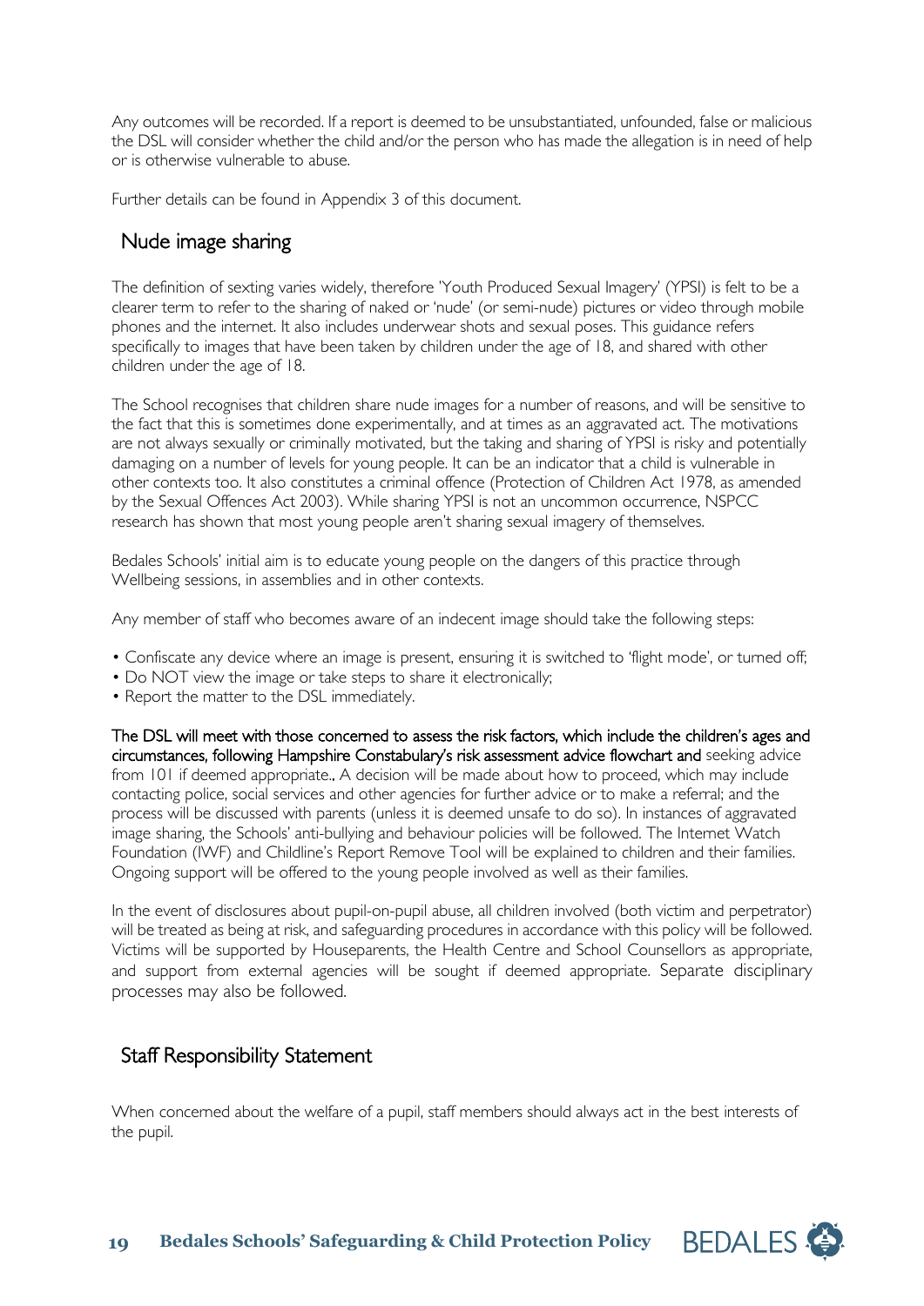Any outcomes will be recorded. If a report is deemed to be unsubstantiated, unfounded, false or malicious the DSL will consider whether the child and/or the person who has made the allegation is in need of help or is otherwise vulnerable to abuse.

Further details can be found in Appendix 3 of this document.

## Nude image sharing

The definition of sexting varies widely, therefore 'Youth Produced Sexual Imagery' (YPSI) is felt to be a clearer term to refer to the sharing of naked or 'nude' (or semi-nude) pictures or video through mobile phones and the internet. It also includes underwear shots and sexual poses. This guidance refers specifically to images that have been taken by children under the age of 18, and shared with other children under the age of 18.

The School recognises that children share nude images for a number of reasons, and will be sensitive to the fact that this is sometimes done experimentally, and at times as an aggravated act. The motivations are not always sexually or criminally motivated, but the taking and sharing of YPSI is risky and potentially damaging on a number of levels for young people. It can be an indicator that a child is vulnerable in other contexts too. It also constitutes a criminal offence (Protection of Children Act 1978, as amended by the Sexual Offences Act 2003). While sharing YPSI is not an uncommon occurrence, NSPCC research has shown that most young people aren't sharing sexual imagery of themselves.

Bedales Schools' initial aim is to educate young people on the dangers of this practice through Wellbeing sessions, in assemblies and in other contexts.

Any member of staff who becomes aware of an indecent image should take the following steps:

- Confiscate any device where an image is present, ensuring it is switched to 'flight mode', or turned off;
- Do NOT view the image or take steps to share it electronically;
- Report the matter to the DSL immediately.

The DSL will meet with those concerned to assess the risk factors, which include the children's ages and circumstances, following Hampshire Constabulary's risk assessment advice flowchart and seeking advice from 101 if deemed appropriate., A decision will be made about how to proceed, which may include contacting police, social services and other agencies for further advice or to make a referral; and the process will be discussed with parents (unless it is deemed unsafe to do so). In instances of aggravated image sharing, the Schools' anti-bullying and behaviour policies will be followed. The Internet Watch Foundation (IWF) and Childline's Report Remove Tool will be explained to children and their families. Ongoing support will be offered to the young people involved as well as their families.

In the event of disclosures about pupil-on-pupil abuse, all children involved (both victim and perpetrator) will be treated as being at risk, and safeguarding procedures in accordance with this policy will be followed. Victims will be supported by Houseparents, the Health Centre and School Counsellors as appropriate, and support from external agencies will be sought if deemed appropriate. Separate disciplinary processes may also be followed.

## Staff Responsibility Statement

When concerned about the welfare of a pupil, staff members should always act in the best interests of the pupil.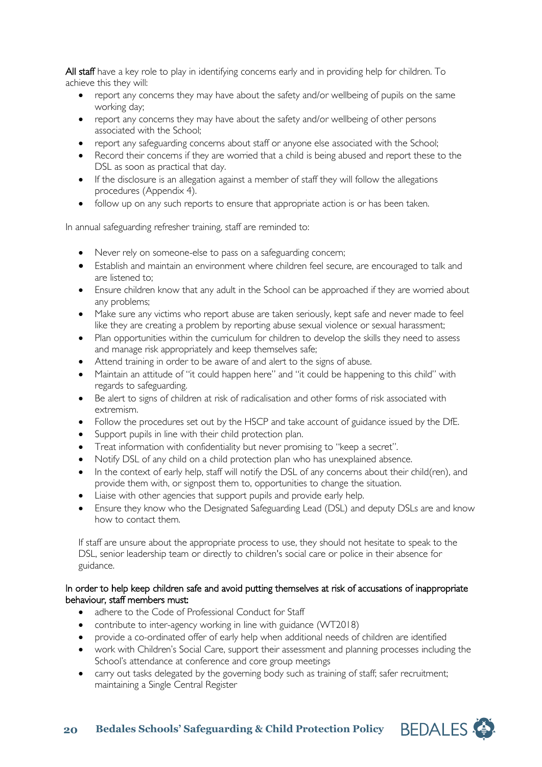**All staff** have a key role to play in identifying concerns early and in providing help for children. To achieve this they will:

- report any concerns they may have about the safety and/or wellbeing of pupils on the same working day;
- report any concerns they may have about the safety and/or wellbeing of other persons associated with the School;
- report any safeguarding concerns about staff or anyone else associated with the School;
- Record their concerns if they are worried that a child is being abused and report these to the DSL as soon as practical that day.
- If the disclosure is an allegation against a member of staff they will follow the allegations procedures (Appendix 4).
- follow up on any such reports to ensure that appropriate action is or has been taken.

In annual safeguarding refresher training, staff are reminded to:

- Never rely on someone-else to pass on a safeguarding concern;
- Establish and maintain an environment where children feel secure, are encouraged to talk and are listened to;
- Ensure children know that any adult in the School can be approached if they are worried about any problems;
- Make sure any victims who report abuse are taken seriously, kept safe and never made to feel like they are creating a problem by reporting abuse sexual violence or sexual harassment;
- Plan opportunities within the curriculum for children to develop the skills they need to assess and manage risk appropriately and keep themselves safe;
- Attend training in order to be aware of and alert to the signs of abuse.
- Maintain an attitude of "it could happen here" and "it could be happening to this child" with regards to safeguarding.
- Be alert to signs of children at risk of radicalisation and other forms of risk associated with extremism.
- Follow the procedures set out by the HSCP and take account of guidance issued by the DfE.
- Support pupils in line with their child protection plan.
- Treat information with confidentiality but never promising to "keep a secret".
- Notify DSL of any child on a child protection plan who has unexplained absence.
- In the context of early help, staff will notify the DSL of any concerns about their child(ren), and provide them with, or signpost them to, opportunities to change the situation.
- Liaise with other agencies that support pupils and provide early help.
- Ensure they know who the Designated Safeguarding Lead (DSL) and deputy DSLs are and know how to contact them.

If staff are unsure about the appropriate process to use, they should not hesitate to speak to the DSL, senior leadership team or directly to children's social care or police in their absence for guidance.

**In order to help keep children safe and avoid putting themselves at risk of accusations of inappropriate behaviour, staff members must:**

- adhere to the Code of Professional Conduct for Staff
- contribute to inter-agency working in line with guidance (WT2018)
- provide a co-ordinated offer of early help when additional needs of children are identified
- work with Children's Social Care, support their assessment and planning processes including the School's attendance at conference and core group meetings
- carry out tasks delegated by the governing body such as training of staff; safer recruitment; maintaining a Single Central Register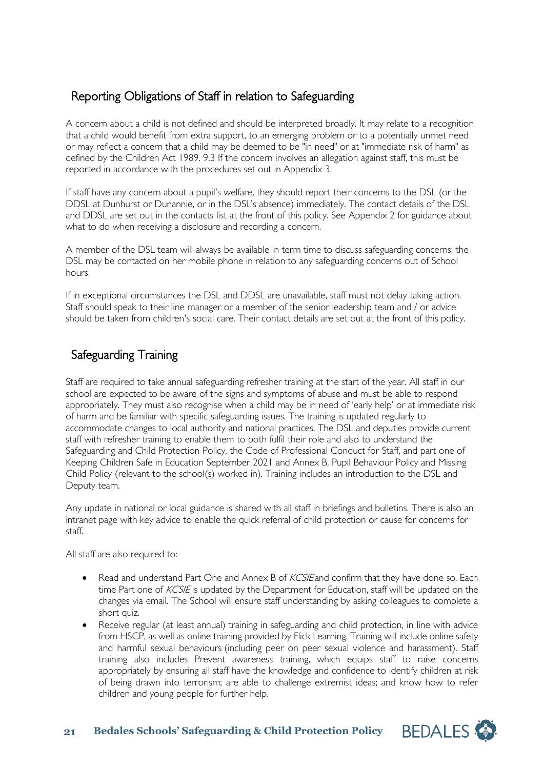## Reporting Obligations of Staff in relation to Safeguarding

A concern about a child is not defined and should be interpreted broadly. It may relate to a recognition that a child would benefit from extra support, to an emerging problem or to a potentially unmet need or may reflect a concern that a child may be deemed to be "in need" or at "immediate risk of harm" as defined by the Children Act 1989. 9.3 If the concern involves an allegation against staff, this must be reported in accordance with the procedures set out in Appendix 3.

If staff have any concern about a pupil's welfare, they should report their concerns to the DSL (or the DDSL at Dunhurst or Dunannie, or in the DSL's absence) immediately. The contact details of the DSL and DDSL are set out in the contacts list at the front of this policy. See Appendix 2 for guidance about what to do when receiving a disclosure and recording a concern.

A member of the DSL team will always be available in term time to discuss safeguarding concerns; the DSL may be contacted on her mobile phone in relation to any safeguarding concerns out of School hours.

If in exceptional circumstances the DSL and DDSL are unavailable, staff must not delay taking action. Staff should speak to their line manager or a member of the senior leadership team and / or advice should be taken from children's social care. Their contact details are set out at the front of this policy.

## Safeguarding Training

Staff are required to take annual safeguarding refresher training at the start of the year. All staff in our school are expected to be aware of the signs and symptoms of abuse and must be able to respond appropriately. They must also recognise when a child may be in need of 'early help' or at immediate risk of harm and be familiar with specific safeguarding issues. The training is updated regularly to accommodate changes to local authority and national practices. The DSL and deputies provide current staff with refresher training to enable them to both fulfil their role and also to understand the Safeguarding and Child Protection Policy, the Code of Professional Conduct for Staff, and part one of Keeping Children Safe in Education September 2021 and Annex B, Pupil Behaviour Policy and Missing Child Policy (relevant to the school(s) worked in). Training includes an introduction to the DSL and Deputy team.

Any update in national or local guidance is shared with all staff in briefings and bulletins. There is also an intranet page with key advice to enable the quick referral of child protection or cause for concerns for staff.

All staff are also required to:

- Read and understand Part One and Annex B of *KCSIE* and confirm that they have done so. Each time Part one of *KCSIE* is updated by the Department for Education, staff will be updated on the changes via email. The School will ensure staff understanding by asking colleagues to complete a short quiz.
- Receive regular (at least annual) training in safeguarding and child protection, in line with advice from HSCP, as well as online training provided by Flick Learning. Training will include online safety and harmful sexual behaviours (including peer on peer sexual violence and harassment). Staff training also includes Prevent awareness training, which equips staff to raise concerns appropriately by ensuring all staff have the knowledge and confidence to identify children at risk of being drawn into terrorism; are able to challenge extremist ideas; and know how to refer children and young people for further help.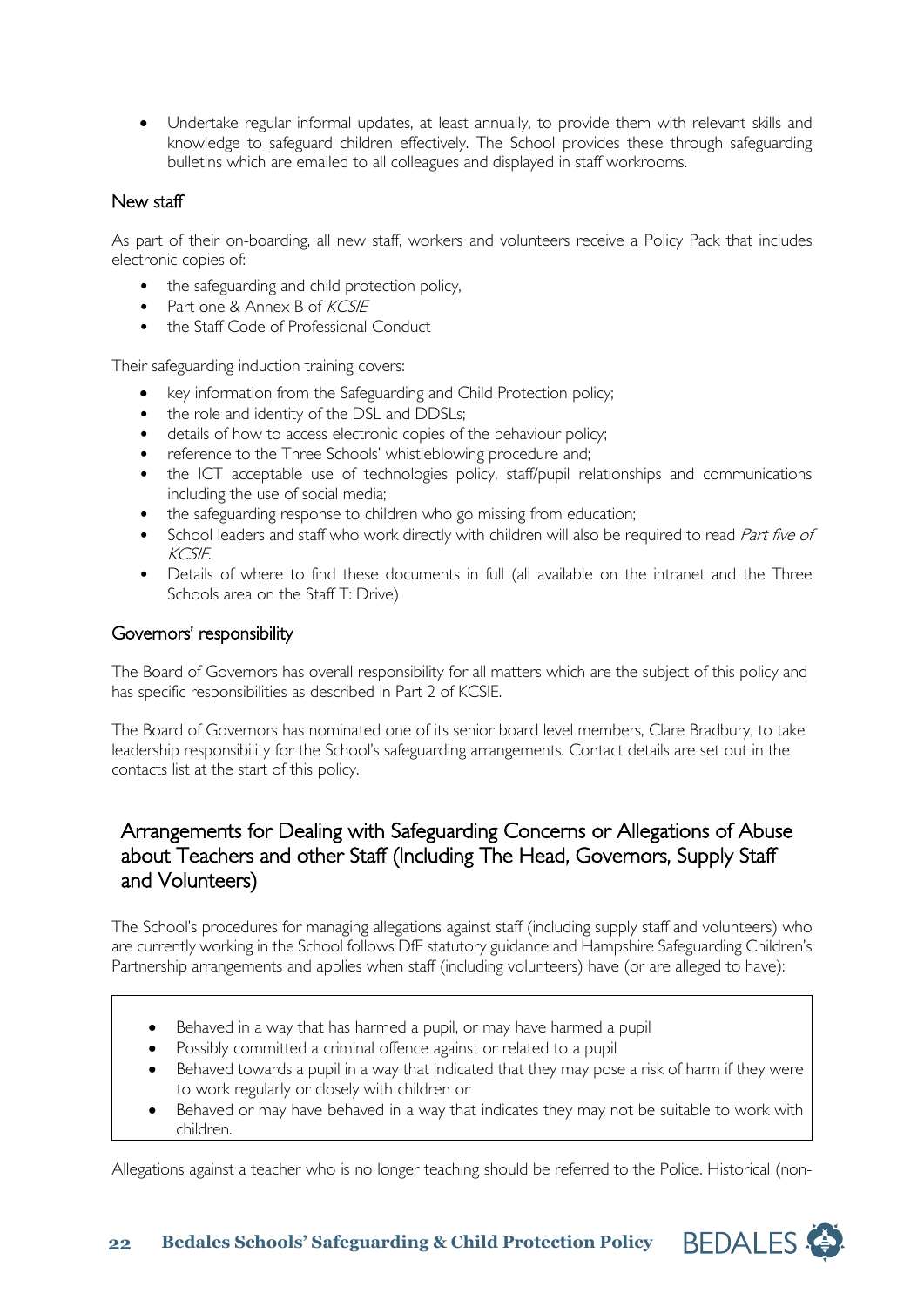- Undertake regular informal updates, at least annually, to provide them with relevant skills and knowledge to safeguard children effectively. The School provides these through safeguarding bulletins which are emailed to all colleagues and displayed in staff workrooms.

### New staff

As part of their on-boarding, all new staff, workers and volunteers receive a Policy Pack that includes electronic copies of:

- the safeguarding and child protection policy,
- Part one & Annex B of *KCSIE*
- the Staff Code of Professional Conduct

Their safeguarding induction training covers:

- key information from the Safeguarding and Child Protection policy;
- the role and identity of the DSL and DDSLs;
- details of how to access electronic copies of the behaviour policy;
- reference to the Three Schools' whistleblowing procedure and;
- the ICT acceptable use of technologies policy, staff/pupil relationships and communications including the use of social media;
- the safeguarding response to children who go missing from education;
- School leaders and staff who work directly with children will also be required to read *Part five of KCSIE.*
- Details of where to find these documents in full (all available on the intranet and the Three Schools area on the Staff T: Drive)

### Governors' responsibility

The Board of Governors has overall responsibility for all matters which are the subject of this policy and has specific responsibilities as described in Part 2 of KCSIE.

The Board of Governors has nominated one of its senior board level members, Clare Bradbury, to take leadership responsibility for the School's safeguarding arrangements. Contact details are set out in the contacts list at the start of this policy.

## Arrangements for Dealing with Safeguarding Concerns or Allegations of Abuse about Teachers and other Staff (Including The Head, Governors, Supply Staff and Volunteers)

The School's procedures for managing allegations against staff (including supply staff and volunteers) who are currently working in the School follows DfE statutory guidance and Hampshire Safeguarding Children's Partnership arrangements and applies when staff (including volunteers) have (or are alleged to have):

- Behaved in a way that has harmed a pupil, or may have harmed a pupil
- Possibly committed a criminal offence against or related to a pupil
- Behaved towards a pupil in a way that indicated that they may pose a risk of harm if they were to work regularly or closely with children or
- Behaved or may have behaved in a way that indicates they may not be suitable to work with children.

Allegations against a teacher who is no longer teaching should be referred to the Police. Historical (non-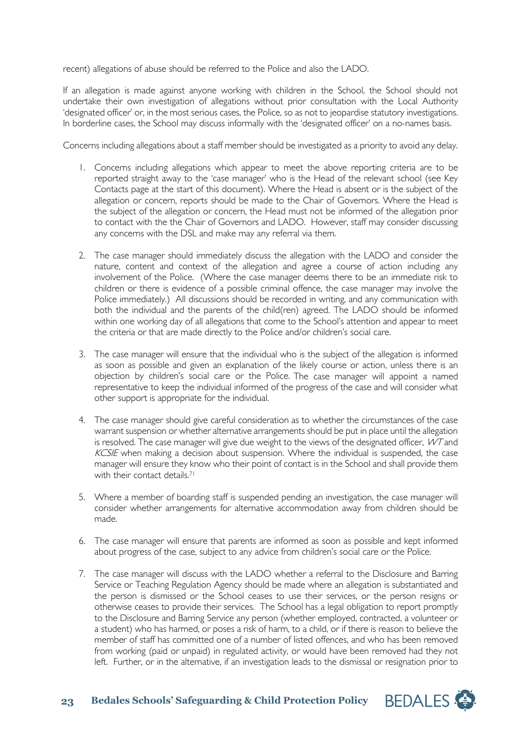recent) allegations of abuse should be referred to the Police and also the LADO.

If an allegation is made against anyone working with children in the School, the School should not undertake their own investigation of allegations without prior consultation with the Local Authority 'designated officer' or, in the most serious cases, the Police, so as not to jeopardise statutory investigations. In borderline cases, the School may discuss informally with the 'designated officer' on a no-names basis.

Concerns including allegations about a staff member should be investigated as a priority to avoid any delay.

1. Concerns including allegations which appear to meet the above reporting criteria are to be reported straight away to the 'case manager' who is the Head of the relevant school (see Key Contacts page at the start of this document). Where the Head is absent or is the subject of the allegation or concern, reports should be made to the Chair of Governors. Where the Head is the subject of the allegation or concern, the Head must not be informed of the allegation prior to contact with the the Chair of Governors and LADO. However, staff may consider discussing any concerns with the DSL and make may any referral via them.

2. The case manager should immediately discuss the allegation with the LADO and consider the nature, content and context of the allegation and agree a course of action including any involvement of the Police. (Where the case manager deems there to be an immediate risk to children or there is evidence of a possible criminal offence, the case manager may involve the Police immediately.) All discussions should be recorded in writing, and any communication with both the individual and the parents of the child(ren) agreed. The LADO should be informed within one working day of all allegations that come to the School's attention and appear to meet the criteria or that are made directly to the Police and/or children's social care.

3. The case manager will ensure that the individual who is the subject of the allegation is informed as soon as possible and given an explanation of the likely course or action, unless there is an objection by children's social care or the Police. The case manager will appoint a named representative to keep the individual informed of the progress of the case and will consider what other support is appropriate for the individual.

4. The case manager should give careful consideration as to whether the circumstances of the case warrant suspension or whether alternative arrangements should be put in place until the allegation is resolved. The case manager will give due weight to the views of the designated officer, *WT* and *KCSIE* when making a decision about suspension. Where the individual is suspended, the case manager will ensure they know who their point of contact is in the School and shall provide them with their contact details.[71]

5. Where a member of boarding staff is suspended pending an investigation, the case manager will consider whether arrangements for alternative accommodation away from children should be made.

6. The case manager will ensure that parents are informed as soon as possible and kept informed about progress of the case, subject to any advice from children's social care or the Police.

7. The case manager will discuss with the LADO whether a referral to the Disclosure and Barring Service or Teaching Regulation Agency should be made where an allegation is substantiated and the person is dismissed or the School ceases to use their services, or the person resigns or otherwise ceases to provide their services. The School has a legal obligation to report promptly to the Disclosure and Barring Service any person (whether employed, contracted, a volunteer or a student) who has harmed, or poses a risk of harm, to a child, or if there is reason to believe the member of staff has committed one of a number of listed offences, and who has been removed from working (paid or unpaid) in regulated activity, or would have been removed had they not left. Further, or in the alternative, if an investigation leads to the dismissal or resignation prior to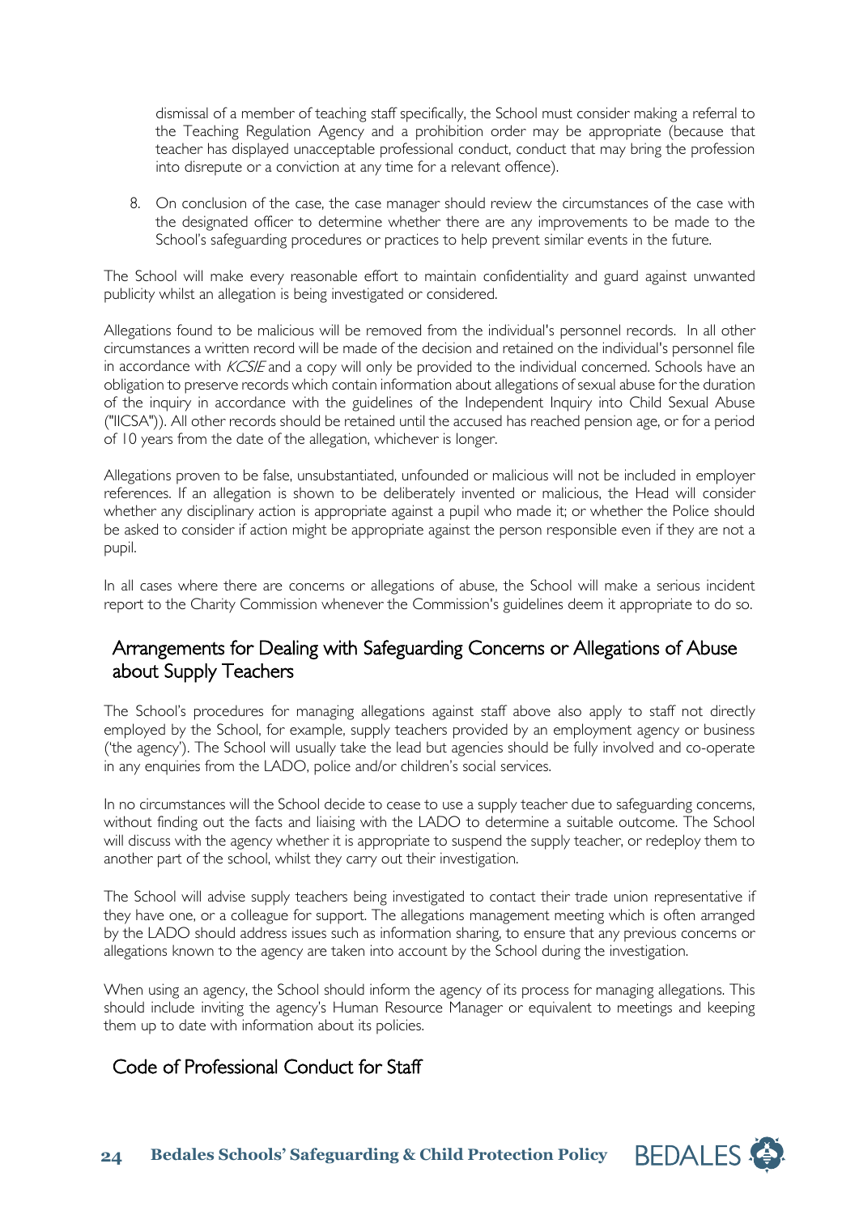dismissal of a member of teaching staff specifically, the School must consider making a referral to the Teaching Regulation Agency and a prohibition order may be appropriate (because that teacher has displayed unacceptable professional conduct, conduct that may bring the profession into disrepute or a conviction at any time for a relevant offence).

8. On conclusion of the case, the case manager should review the circumstances of the case with the designated officer to determine whether there are any improvements to be made to the School's safeguarding procedures or practices to help prevent similar events in the future.

The School will make every reasonable effort to maintain confidentiality and guard against unwanted publicity whilst an allegation is being investigated or considered.

Allegations found to be malicious will be removed from the individual's personnel records. In all other circumstances a written record will be made of the decision and retained on the individual's personnel file in accordance with *KCSIE* and a copy will only be provided to the individual concerned. Schools have an obligation to preserve records which contain information about allegations of sexual abuse for the duration of the inquiry in accordance with the guidelines of the Independent Inquiry into Child Sexual Abuse ("IICSA")). All other records should be retained until the accused has reached pension age, or for a period of 10 years from the date of the allegation, whichever is longer.

Allegations proven to be false, unsubstantiated, unfounded or malicious will not be included in employer references. If an allegation is shown to be deliberately invented or malicious, the Head will consider whether any disciplinary action is appropriate against a pupil who made it; or whether the Police should be asked to consider if action might be appropriate against the person responsible even if they are not a pupil.

In all cases where there are concerns or allegations of abuse, the School will make a serious incident report to the Charity Commission whenever the Commission's guidelines deem it appropriate to do so.

## Arrangements for Dealing with Safeguarding Concerns or Allegations of Abuse about Supply Teachers

The School's procedures for managing allegations against staff above also apply to staff not directly employed by the School, for example, supply teachers provided by an employment agency or business ('the agency'). The School will usually take the lead but agencies should be fully involved and co-operate in any enquiries from the LADO, police and/or children's social services.

In no circumstances will the School decide to cease to use a supply teacher due to safeguarding concerns, without finding out the facts and liaising with the LADO to determine a suitable outcome. The School will discuss with the agency whether it is appropriate to suspend the supply teacher, or redeploy them to another part of the school, whilst they carry out their investigation.

The School will advise supply teachers being investigated to contact their trade union representative if they have one, or a colleague for support. The allegations management meeting which is often arranged by the LADO should address issues such as information sharing, to ensure that any previous concerns or allegations known to the agency are taken into account by the School during the investigation.

When using an agency, the School should inform the agency of its process for managing allegations. This should include inviting the agency's Human Resource Manager or equivalent to meetings and keeping them up to date with information about its policies.

## Code of Professional Conduct for Staff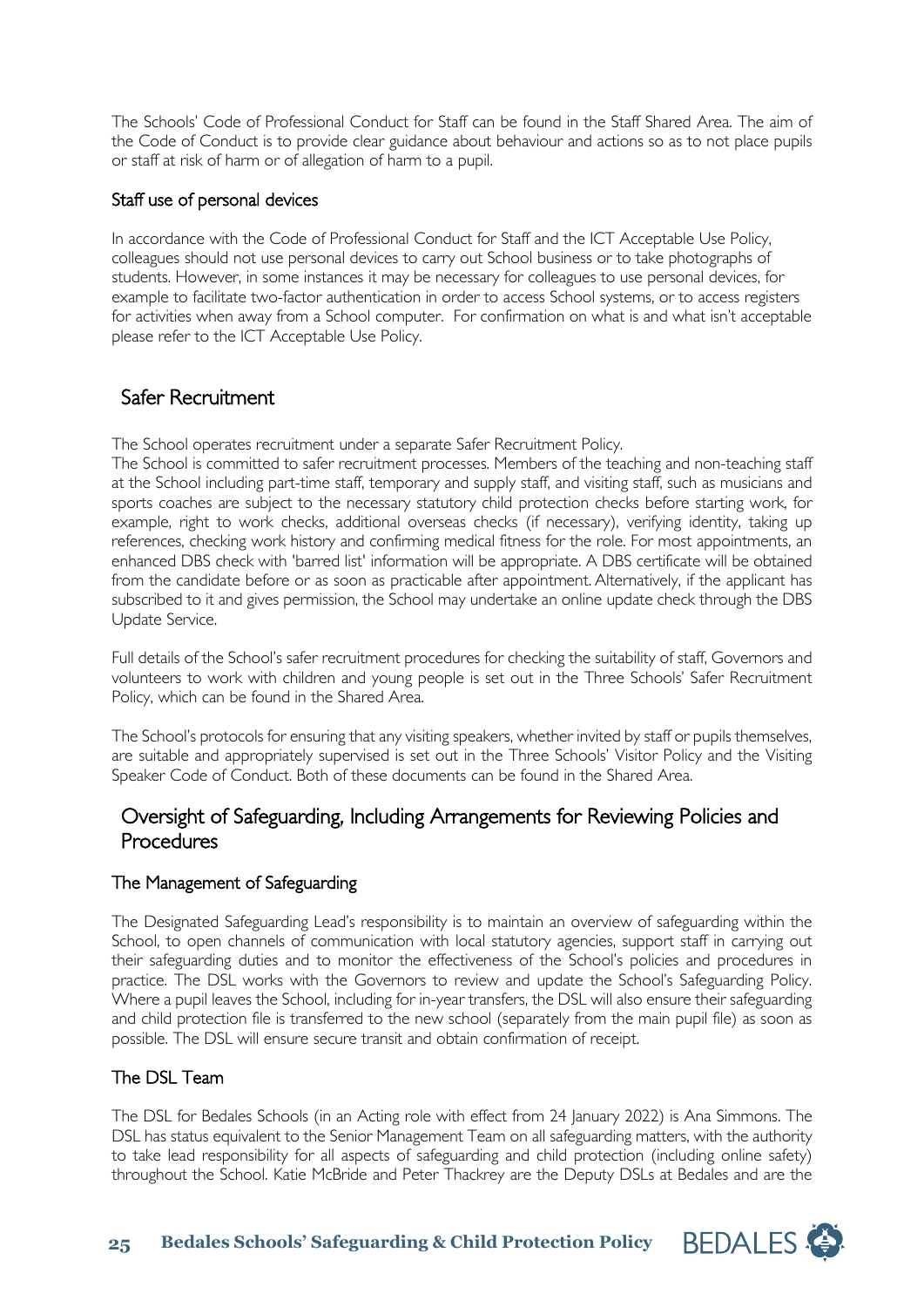The Schools' Code of Professional Conduct for Staff can be found in the Staff Shared Area. The aim of the Code of Conduct is to provide clear guidance about behaviour and actions so as to not place pupils or staff at risk of harm or of allegation of harm to a pupil.

### Staff use of personal devices

In accordance with the Code of Professional Conduct for Staff and the ICT Acceptable Use Policy, colleagues should not use personal devices to carry out School business or to take photographs of students. However, in some instances it may be necessary for colleagues to use personal devices, for example to facilitate two-factor authentication in order to access School systems, or to access registers for activities when away from a School computer. For confirmation on what is and what isn't acceptable please refer to the ICT Acceptable Use Policy.

## Safer Recruitment

The School operates recruitment under a separate Safer Recruitment Policy.
The School is committed to safer recruitment processes. Members of the teaching and non-teaching staff at the School including part-time staff, temporary and supply staff, and visiting staff, such as musicians and sports coaches are subject to the necessary statutory child protection checks before starting work, for example, right to work checks, additional overseas checks (if necessary), verifying identity, taking up references, checking work history and confirming medical fitness for the role. For most appointments, an enhanced DBS check with 'barred list' information will be appropriate. A DBS certificate will be obtained from the candidate before or as soon as practicable after appointment. Alternatively, if the applicant has subscribed to it and gives permission, the School may undertake an online update check through the DBS Update Service.

Full details of the School's safer recruitment procedures for checking the suitability of staff, Governors and volunteers to work with children and young people is set out in the Three Schools' Safer Recruitment Policy, which can be found in the Shared Area.

The School's protocols for ensuring that any visiting speakers, whether invited by staff or pupils themselves, are suitable and appropriately supervised is set out in the Three Schools' Visitor Policy and the Visiting Speaker Code of Conduct. Both of these documents can be found in the Shared Area.

## Oversight of Safeguarding, Including Arrangements for Reviewing Policies and Procedures

### The Management of Safeguarding

The Designated Safeguarding Lead's responsibility is to maintain an overview of safeguarding within the School, to open channels of communication with local statutory agencies, support staff in carrying out their safeguarding duties and to monitor the effectiveness of the School's policies and procedures in practice. The DSL works with the Governors to review and update the School's Safeguarding Policy. Where a pupil leaves the School, including for in-year transfers, the DSL will also ensure their safeguarding and child protection file is transferred to the new school (separately from the main pupil file) as soon as possible. The DSL will ensure secure transit and obtain confirmation of receipt.

### The DSL Team

The DSL for Bedales Schools (in an Acting role with effect from 24 January 2022) is Ana Simmons. The DSL has status equivalent to the Senior Management Team on all safeguarding matters, with the authority to take lead responsibility for all aspects of safeguarding and child protection (including online safety) throughout the School. Katie McBride and Peter Thackrey are the Deputy DSLs at Bedales and are the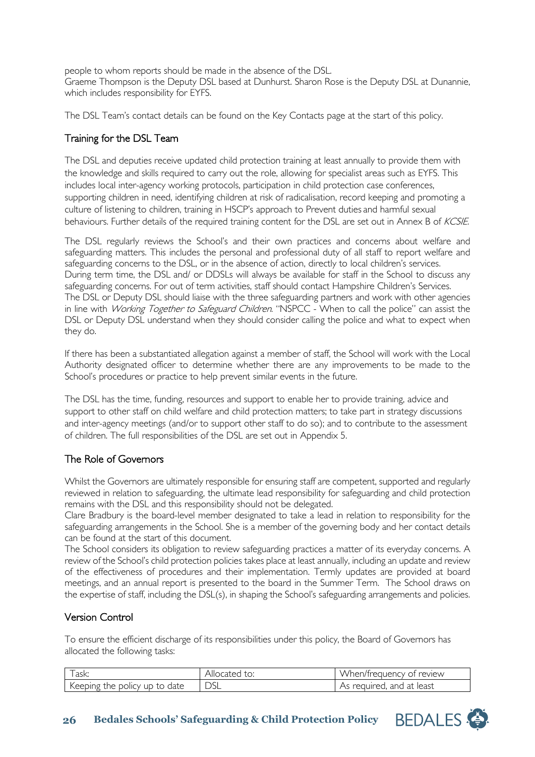people to whom reports should be made in the absence of the DSL.
Graeme Thompson is the Deputy DSL based at Dunhurst. Sharon Rose is the Deputy DSL at Dunannie, which includes responsibility for EYFS.

The DSL Team's contact details can be found on the Key Contacts page at the start of this policy.

## Training for the DSL Team

The DSL and deputies receive updated child protection training at least annually to provide them with the knowledge and skills required to carry out the role, allowing for specialist areas such as EYFS. This includes local inter-agency working protocols, participation in child protection case conferences, supporting children in need, identifying children at risk of radicalisation, record keeping and promoting a culture of listening to children, training in HSCP's approach to Prevent duties and harmful sexual behaviours. Further details of the required training content for the DSL are set out in Annex B of *KCSIE*.

The DSL regularly reviews the School's and their own practices and concerns about welfare and safeguarding matters. This includes the personal and professional duty of all staff to report welfare and safeguarding concerns to the DSL, or in the absence of action, directly to local children's services.
During term time, the DSL and/ or DDSLs will always be available for staff in the School to discuss any safeguarding concerns. For out of term activities, staff should contact Hampshire Children's Services.
The DSL or Deputy DSL should liaise with the three safeguarding partners and work with other agencies in line with *Working Together to Safeguard Children*. "NSPCC - When to call the police" can assist the DSL or Deputy DSL understand when they should consider calling the police and what to expect when they do.

If there has been a substantiated allegation against a member of staff, the School will work with the Local Authority designated officer to determine whether there are any improvements to be made to the School's procedures or practice to help prevent similar events in the future.

The DSL has the time, funding, resources and support to enable her to provide training, advice and support to other staff on child welfare and child protection matters; to take part in strategy discussions and inter-agency meetings (and/or to support other staff to do so); and to contribute to the assessment of children. The full responsibilities of the DSL are set out in Appendix 5.

## The Role of Governors

Whilst the Governors are ultimately responsible for ensuring staff are competent, supported and regularly reviewed in relation to safeguarding, the ultimate lead responsibility for safeguarding and child protection remains with the DSL and this responsibility should not be delegated.
Clare Bradbury is the board-level member designated to take a lead in relation to responsibility for the safeguarding arrangements in the School. She is a member of the governing body and her contact details can be found at the start of this document.
The School considers its obligation to review safeguarding practices a matter of its everyday concerns. A review of the School's child protection policies takes place at least annually, including an update and review of the effectiveness of procedures and their implementation. Termly updates are provided at board meetings, and an annual report is presented to the board in the Summer Term. The School draws on the expertise of staff, including the DSL(s), in shaping the School's safeguarding arrangements and policies.

## Version Control

To ensure the efficient discharge of its responsibilities under this policy, the Board of Governors has allocated the following tasks:

| Task: | Allocated to: | When/frequency of review |
|---|---|---|
| Keeping the policy up to date | DSL | As required, and at least |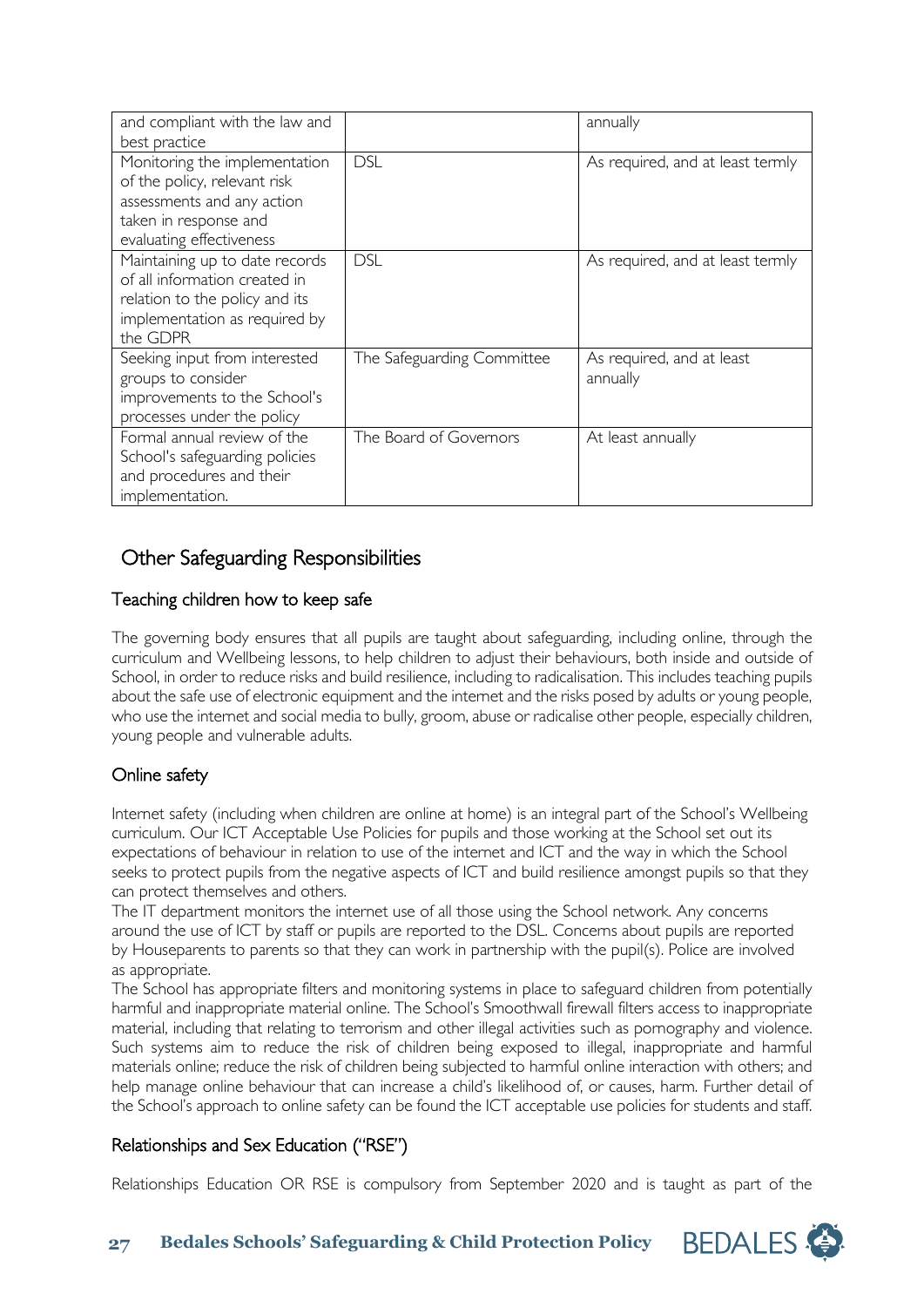| | | |
|---|---|---|
| and compliant with the law and best practice | | annually |
| Monitoring the implementation of the policy, relevant risk assessments and any action taken in response and evaluating effectiveness | DSL | As required, and at least termly |
| Maintaining up to date records of all information created in relation to the policy and its implementation as required by the GDPR | DSL | As required, and at least termly |
| Seeking input from interested groups to consider improvements to the School's processes under the policy | The Safeguarding Committee | As required, and at least annually |
| Formal annual review of the School's safeguarding policies and procedures and their implementation. | The Board of Governors | At least annually |

## Other Safeguarding Responsibilities

### Teaching children how to keep safe

The governing body ensures that all pupils are taught about safeguarding, including online, through the curriculum and Wellbeing lessons, to help children to adjust their behaviours, both inside and outside of School, in order to reduce risks and build resilience, including to radicalisation. This includes teaching pupils about the safe use of electronic equipment and the internet and the risks posed by adults or young people, who use the internet and social media to bully, groom, abuse or radicalise other people, especially children, young people and vulnerable adults.

### Online safety

Internet safety (including when children are online at home) is an integral part of the School's Wellbeing curriculum. Our ICT Acceptable Use Policies for pupils and those working at the School set out its expectations of behaviour in relation to use of the internet and ICT and the way in which the School seeks to protect pupils from the negative aspects of ICT and build resilience amongst pupils so that they can protect themselves and others.

The IT department monitors the internet use of all those using the School network. Any concerns around the use of ICT by staff or pupils are reported to the DSL. Concerns about pupils are reported by Houseparents to parents so that they can work in partnership with the pupil(s). Police are involved as appropriate.

The School has appropriate filters and monitoring systems in place to safeguard children from potentially harmful and inappropriate material online. The School's Smoothwall firewall filters access to inappropriate material, including that relating to terrorism and other illegal activities such as pornography and violence. Such systems aim to reduce the risk of children being exposed to illegal, inappropriate and harmful materials online; reduce the risk of children being subjected to harmful online interaction with others; and help manage online behaviour that can increase a child's likelihood of, or causes, harm. Further detail of the School's approach to online safety can be found the ICT acceptable use policies for students and staff.

### Relationships and Sex Education ("RSE")

Relationships Education OR RSE is compulsory from September 2020 and is taught as part of the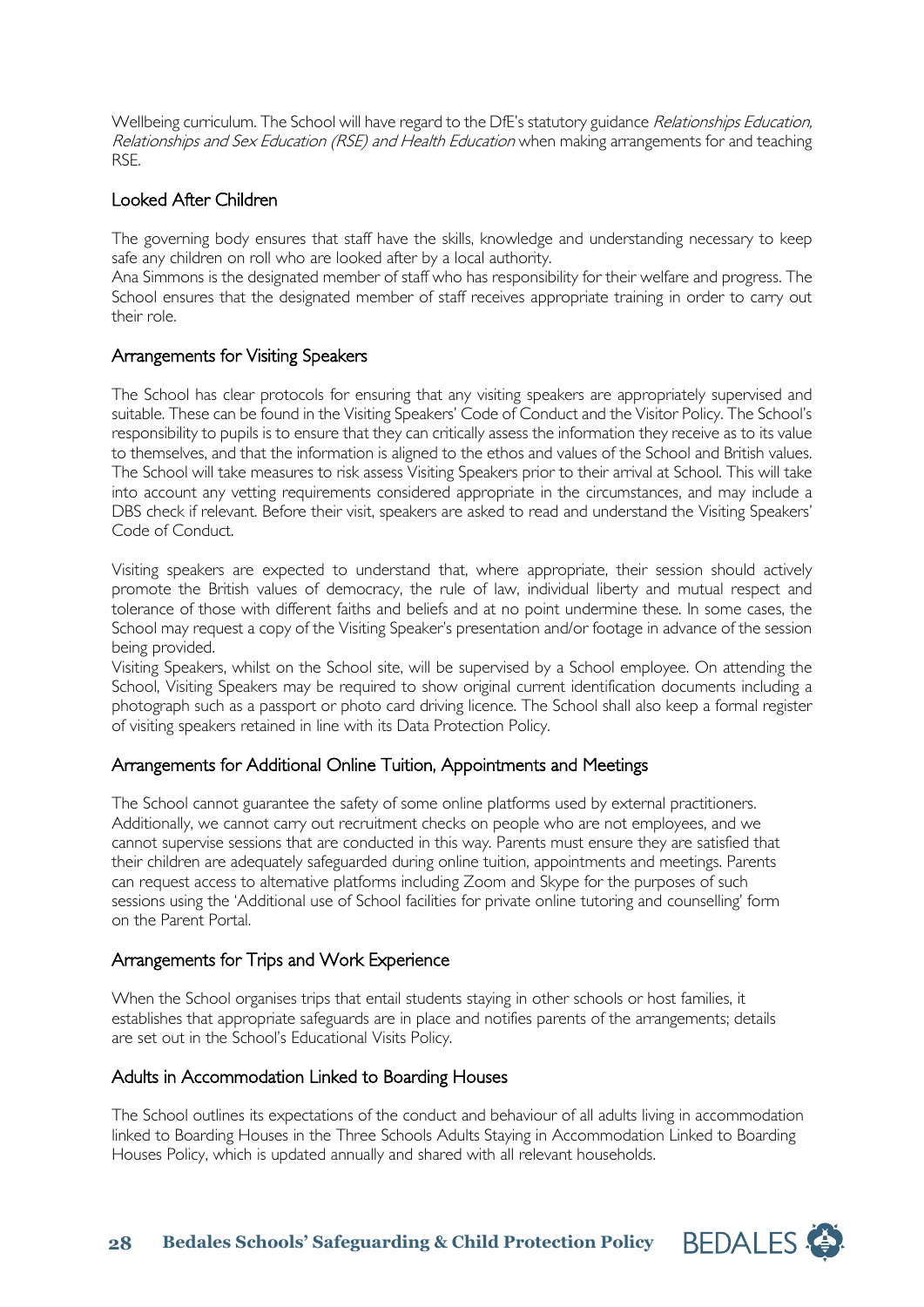Wellbeing curriculum. The School will have regard to the DfE's statutory guidance *Relationships Education, Relationships and Sex Education (RSE) and Health Education* when making arrangements for and teaching RSE.

## Looked After Children

The governing body ensures that staff have the skills, knowledge and understanding necessary to keep safe any children on roll who are looked after by a local authority.

Ana Simmons is the designated member of staff who has responsibility for their welfare and progress. The School ensures that the designated member of staff receives appropriate training in order to carry out their role.

## Arrangements for Visiting Speakers

The School has clear protocols for ensuring that any visiting speakers are appropriately supervised and suitable. These can be found in the Visiting Speakers' Code of Conduct and the Visitor Policy. The School's responsibility to pupils is to ensure that they can critically assess the information they receive as to its value to themselves, and that the information is aligned to the ethos and values of the School and British values. The School will take measures to risk assess Visiting Speakers prior to their arrival at School. This will take into account any vetting requirements considered appropriate in the circumstances, and may include a DBS check if relevant. Before their visit, speakers are asked to read and understand the Visiting Speakers' Code of Conduct.

Visiting speakers are expected to understand that, where appropriate, their session should actively promote the British values of democracy, the rule of law, individual liberty and mutual respect and tolerance of those with different faiths and beliefs and at no point undermine these. In some cases, the School may request a copy of the Visiting Speaker's presentation and/or footage in advance of the session being provided.

Visiting Speakers, whilst on the School site, will be supervised by a School employee. On attending the School, Visiting Speakers may be required to show original current identification documents including a photograph such as a passport or photo card driving licence. The School shall also keep a formal register of visiting speakers retained in line with its Data Protection Policy.

## Arrangements for Additional Online Tuition, Appointments and Meetings

The School cannot guarantee the safety of some online platforms used by external practitioners. Additionally, we cannot carry out recruitment checks on people who are not employees, and we cannot supervise sessions that are conducted in this way. Parents must ensure they are satisfied that their children are adequately safeguarded during online tuition, appointments and meetings. Parents can request access to alternative platforms including Zoom and Skype for the purposes of such sessions using the 'Additional use of School facilities for private online tutoring and counselling' form on the Parent Portal.

## Arrangements for Trips and Work Experience

When the School organises trips that entail students staying in other schools or host families, it establishes that appropriate safeguards are in place and notifies parents of the arrangements; details are set out in the School's Educational Visits Policy.

## Adults in Accommodation Linked to Boarding Houses

The School outlines its expectations of the conduct and behaviour of all adults living in accommodation linked to Boarding Houses in the Three Schools Adults Staying in Accommodation Linked to Boarding Houses Policy, which is updated annually and shared with all relevant households.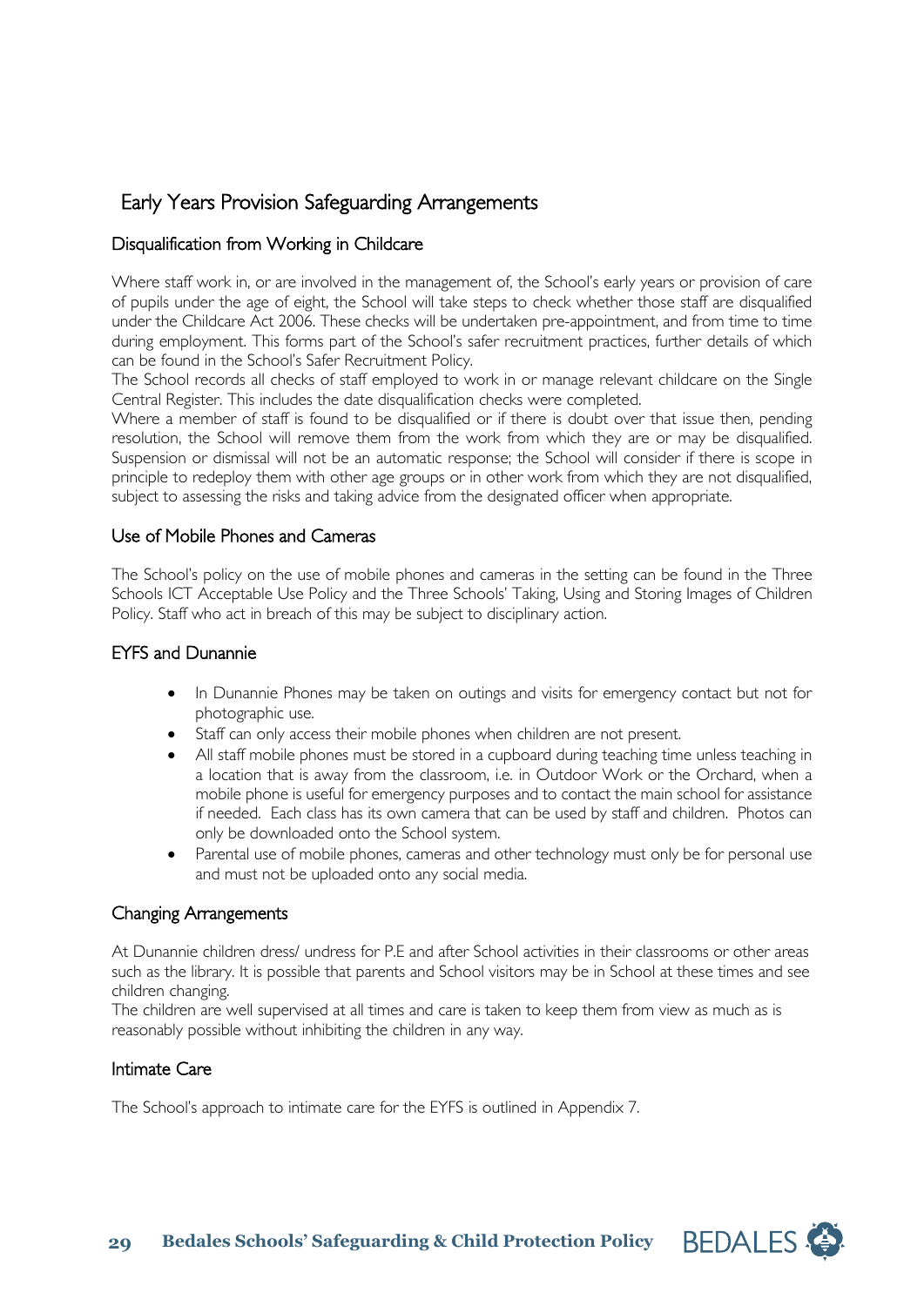## Early Years Provision Safeguarding Arrangements

### Disqualification from Working in Childcare

Where staff work in, or are involved in the management of, the School's early years or provision of care of pupils under the age of eight, the School will take steps to check whether those staff are disqualified under the Childcare Act 2006. These checks will be undertaken pre-appointment, and from time to time during employment. This forms part of the School's safer recruitment practices, further details of which can be found in the School's Safer Recruitment Policy.

The School records all checks of staff employed to work in or manage relevant childcare on the Single Central Register. This includes the date disqualification checks were completed.

Where a member of staff is found to be disqualified or if there is doubt over that issue then, pending resolution, the School will remove them from the work from which they are or may be disqualified. Suspension or dismissal will not be an automatic response; the School will consider if there is scope in principle to redeploy them with other age groups or in other work from which they are not disqualified, subject to assessing the risks and taking advice from the designated officer when appropriate.

### Use of Mobile Phones and Cameras

The School's policy on the use of mobile phones and cameras in the setting can be found in the Three Schools ICT Acceptable Use Policy and the Three Schools' Taking, Using and Storing Images of Children Policy. Staff who act in breach of this may be subject to disciplinary action.

### EYFS and Dunannie

- In Dunannie Phones may be taken on outings and visits for emergency contact but not for photographic use.
- Staff can only access their mobile phones when children are not present.
- All staff mobile phones must be stored in a cupboard during teaching time unless teaching in a location that is away from the classroom, i.e. in Outdoor Work or the Orchard, when a mobile phone is useful for emergency purposes and to contact the main school for assistance if needed. Each class has its own camera that can be used by staff and children. Photos can only be downloaded onto the School system.
- Parental use of mobile phones, cameras and other technology must only be for personal use and must not be uploaded onto any social media.

### Changing Arrangements

At Dunannie children dress/ undress for P.E and after School activities in their classrooms or other areas such as the library. It is possible that parents and School visitors may be in School at these times and see children changing.

The children are well supervised at all times and care is taken to keep them from view as much as is reasonably possible without inhibiting the children in any way.

### Intimate Care

The School's approach to intimate care for the EYFS is outlined in Appendix 7.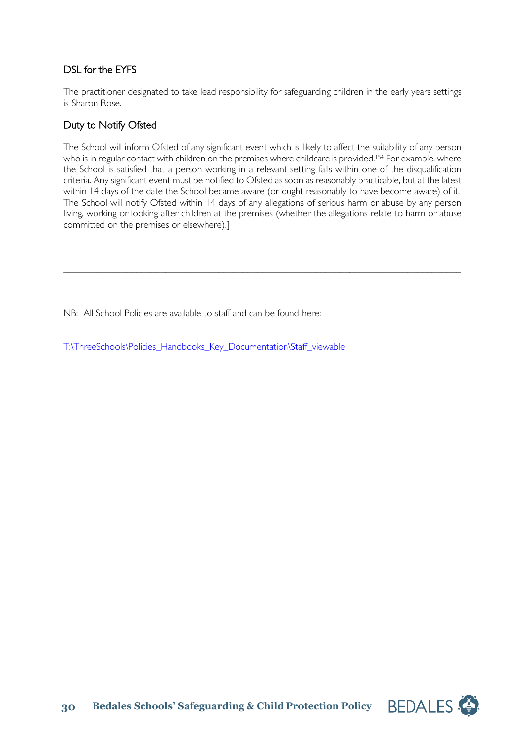### DSL for the EYFS

The practitioner designated to take lead responsibility for safeguarding children in the early years settings is Sharon Rose.

### Duty to Notify Ofsted

The School will inform Ofsted of any significant event which is likely to affect the suitability of any person who is in regular contact with children on the premises where childcare is provided.[154] For example, where the School is satisfied that a person working in a relevant setting falls within one of the disqualification criteria. Any significant event must be notified to Ofsted as soon as reasonably practicable, but at the latest within 14 days of the date the School became aware (or ought reasonably to have become aware) of it. The School will notify Ofsted within 14 days of any allegations of serious harm or abuse by any person living, working or looking after children at the premises (whether the allegations relate to harm or abuse committed on the premises or elsewhere).]

---

NB: All School Policies are available to staff and can be found here:

T:\ThreeSchools\Policies_Handbooks_Key_Documentation\Staff_viewable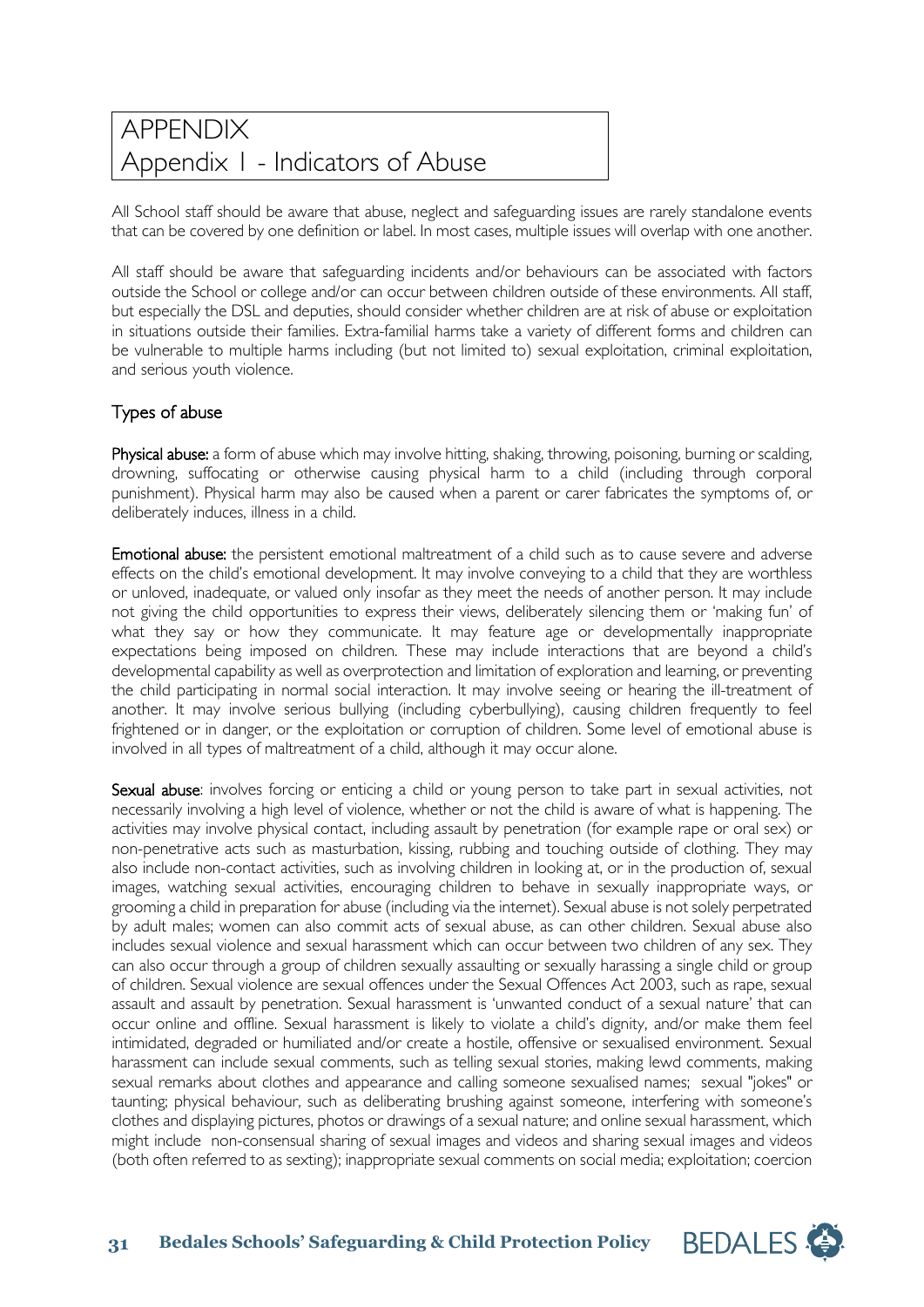# APPENDIX

## Appendix 1 - Indicators of Abuse

All School staff should be aware that abuse, neglect and safeguarding issues are rarely standalone events that can be covered by one definition or label. In most cases, multiple issues will overlap with one another.

All staff should be aware that safeguarding incidents and/or behaviours can be associated with factors outside the School or college and/or can occur between children outside of these environments. All staff, but especially the DSL and deputies, should consider whether children are at risk of abuse or exploitation in situations outside their families. Extra-familial harms take a variety of different forms and children can be vulnerable to multiple harms including (but not limited to) sexual exploitation, criminal exploitation, and serious youth violence.

### Types of abuse

**Physical abuse:** a form of abuse which may involve hitting, shaking, throwing, poisoning, burning or scalding, drowning, suffocating or otherwise causing physical harm to a child (including through corporal punishment). Physical harm may also be caused when a parent or carer fabricates the symptoms of, or deliberately induces, illness in a child.

**Emotional abuse:** the persistent emotional maltreatment of a child such as to cause severe and adverse effects on the child's emotional development. It may involve conveying to a child that they are worthless or unloved, inadequate, or valued only insofar as they meet the needs of another person. It may include not giving the child opportunities to express their views, deliberately silencing them or 'making fun' of what they say or how they communicate. It may feature age or developmentally inappropriate expectations being imposed on children. These may include interactions that are beyond a child's developmental capability as well as overprotection and limitation of exploration and learning, or preventing the child participating in normal social interaction. It may involve seeing or hearing the ill-treatment of another. It may involve serious bullying (including cyberbullying), causing children frequently to feel frightened or in danger, or the exploitation or corruption of children. Some level of emotional abuse is involved in all types of maltreatment of a child, although it may occur alone.

**Sexual abuse**: involves forcing or enticing a child or young person to take part in sexual activities, not necessarily involving a high level of violence, whether or not the child is aware of what is happening. The activities may involve physical contact, including assault by penetration (for example rape or oral sex) or non-penetrative acts such as masturbation, kissing, rubbing and touching outside of clothing. They may also include non-contact activities, such as involving children in looking at, or in the production of, sexual images, watching sexual activities, encouraging children to behave in sexually inappropriate ways, or grooming a child in preparation for abuse (including via the internet). Sexual abuse is not solely perpetrated by adult males; women can also commit acts of sexual abuse, as can other children. Sexual abuse also includes sexual violence and sexual harassment which can occur between two children of any sex. They can also occur through a group of children sexually assaulting or sexually harassing a single child or group of children. Sexual violence are sexual offences under the Sexual Offences Act 2003, such as rape, sexual assault and assault by penetration. Sexual harassment is 'unwanted conduct of a sexual nature' that can occur online and offline. Sexual harassment is likely to violate a child's dignity, and/or make them feel intimidated, degraded or humiliated and/or create a hostile, offensive or sexualised environment. Sexual harassment can include sexual comments, such as telling sexual stories, making lewd comments, making sexual remarks about clothes and appearance and calling someone sexualised names; sexual "jokes" or taunting; physical behaviour, such as deliberating brushing against someone, interfering with someone's clothes and displaying pictures, photos or drawings of a sexual nature; and online sexual harassment, which might include non-consensual sharing of sexual images and videos and sharing sexual images and videos (both often referred to as sexting); inappropriate sexual comments on social media; exploitation; coercion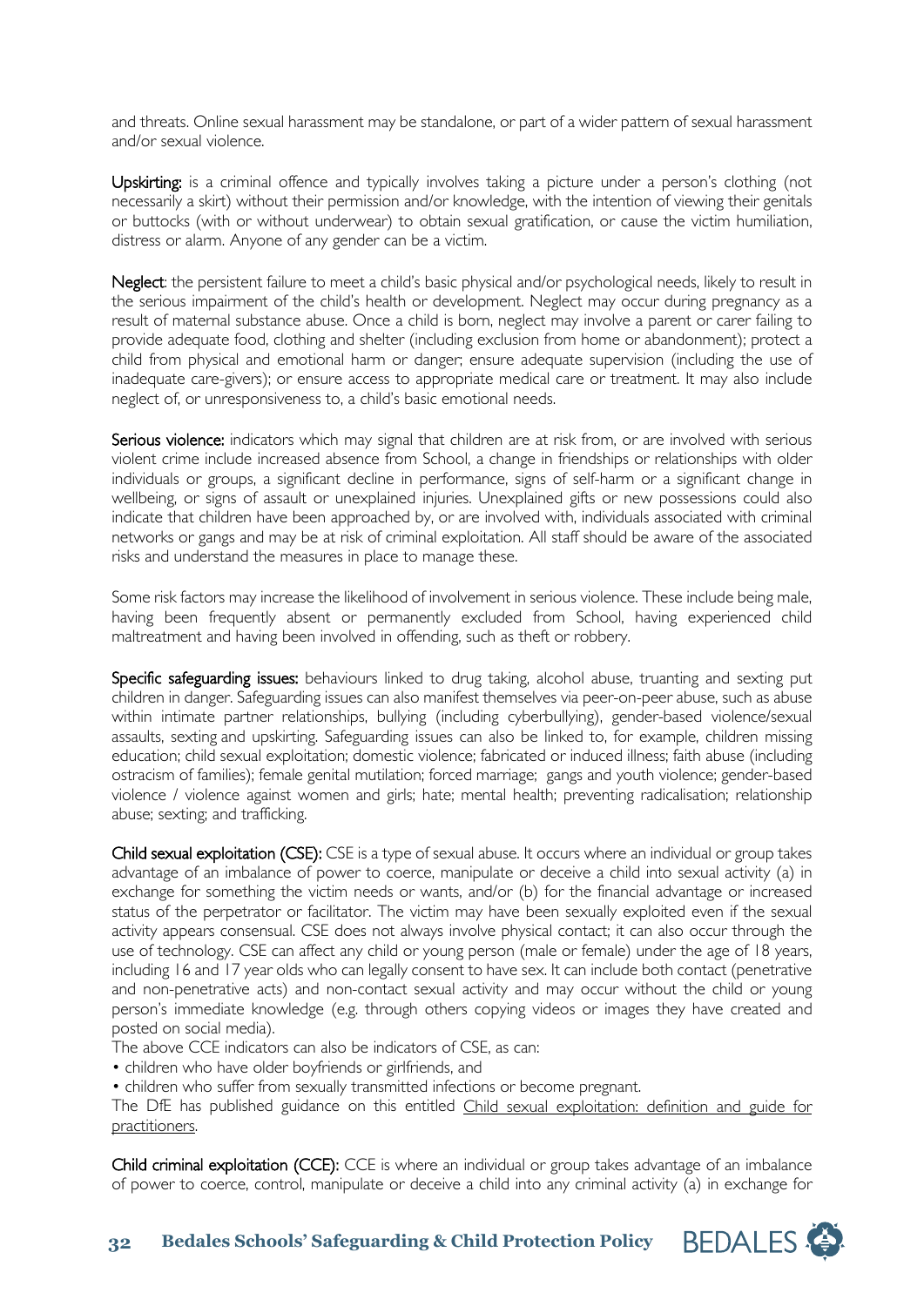and threats. Online sexual harassment may be standalone, or part of a wider pattern of sexual harassment and/or sexual violence.

**Upskirting:** is a criminal offence and typically involves taking a picture under a person's clothing (not necessarily a skirt) without their permission and/or knowledge, with the intention of viewing their genitals or buttocks (with or without underwear) to obtain sexual gratification, or cause the victim humiliation, distress or alarm. Anyone of any gender can be a victim.

**Neglect**: the persistent failure to meet a child's basic physical and/or psychological needs, likely to result in the serious impairment of the child's health or development. Neglect may occur during pregnancy as a result of maternal substance abuse. Once a child is born, neglect may involve a parent or carer failing to provide adequate food, clothing and shelter (including exclusion from home or abandonment); protect a child from physical and emotional harm or danger; ensure adequate supervision (including the use of inadequate care-givers); or ensure access to appropriate medical care or treatment. It may also include neglect of, or unresponsiveness to, a child's basic emotional needs.

**Serious violence:** indicators which may signal that children are at risk from, or are involved with serious violent crime include increased absence from School, a change in friendships or relationships with older individuals or groups, a significant decline in performance, signs of self-harm or a significant change in wellbeing, or signs of assault or unexplained injuries. Unexplained gifts or new possessions could also indicate that children have been approached by, or are involved with, individuals associated with criminal networks or gangs and may be at risk of criminal exploitation. All staff should be aware of the associated risks and understand the measures in place to manage these.

Some risk factors may increase the likelihood of involvement in serious violence. These include being male, having been frequently absent or permanently excluded from School, having experienced child maltreatment and having been involved in offending, such as theft or robbery.

**Specific safeguarding issues:** behaviours linked to drug taking, alcohol abuse, truanting and sexting put children in danger. Safeguarding issues can also manifest themselves via peer-on-peer abuse, such as abuse within intimate partner relationships, bullying (including cyberbullying), gender-based violence/sexual assaults, sexting and upskirting. Safeguarding issues can also be linked to, for example, children missing education; child sexual exploitation; domestic violence; fabricated or induced illness; faith abuse (including ostracism of families); female genital mutilation; forced marriage; gangs and youth violence; gender-based violence / violence against women and girls; hate; mental health; preventing radicalisation; relationship abuse; sexting; and trafficking.

**Child sexual exploitation (CSE):** CSE is a type of sexual abuse. It occurs where an individual or group takes advantage of an imbalance of power to coerce, manipulate or deceive a child into sexual activity (a) in exchange for something the victim needs or wants, and/or (b) for the financial advantage or increased status of the perpetrator or facilitator. The victim may have been sexually exploited even if the sexual activity appears consensual. CSE does not always involve physical contact; it can also occur through the use of technology. CSE can affect any child or young person (male or female) under the age of 18 years, including 16 and 17 year olds who can legally consent to have sex. It can include both contact (penetrative and non-penetrative acts) and non-contact sexual activity and may occur without the child or young person's immediate knowledge (e.g. through others copying videos or images they have created and posted on social media).

The above CCE indicators can also be indicators of CSE, as can:

- children who have older boyfriends or girlfriends, and
- children who suffer from sexually transmitted infections or become pregnant.

The DfE has published guidance on this entitled Child sexual exploitation: definition and guide for practitioners.

**Child criminal exploitation (CCE):** CCE is where an individual or group takes advantage of an imbalance of power to coerce, control, manipulate or deceive a child into any criminal activity (a) in exchange for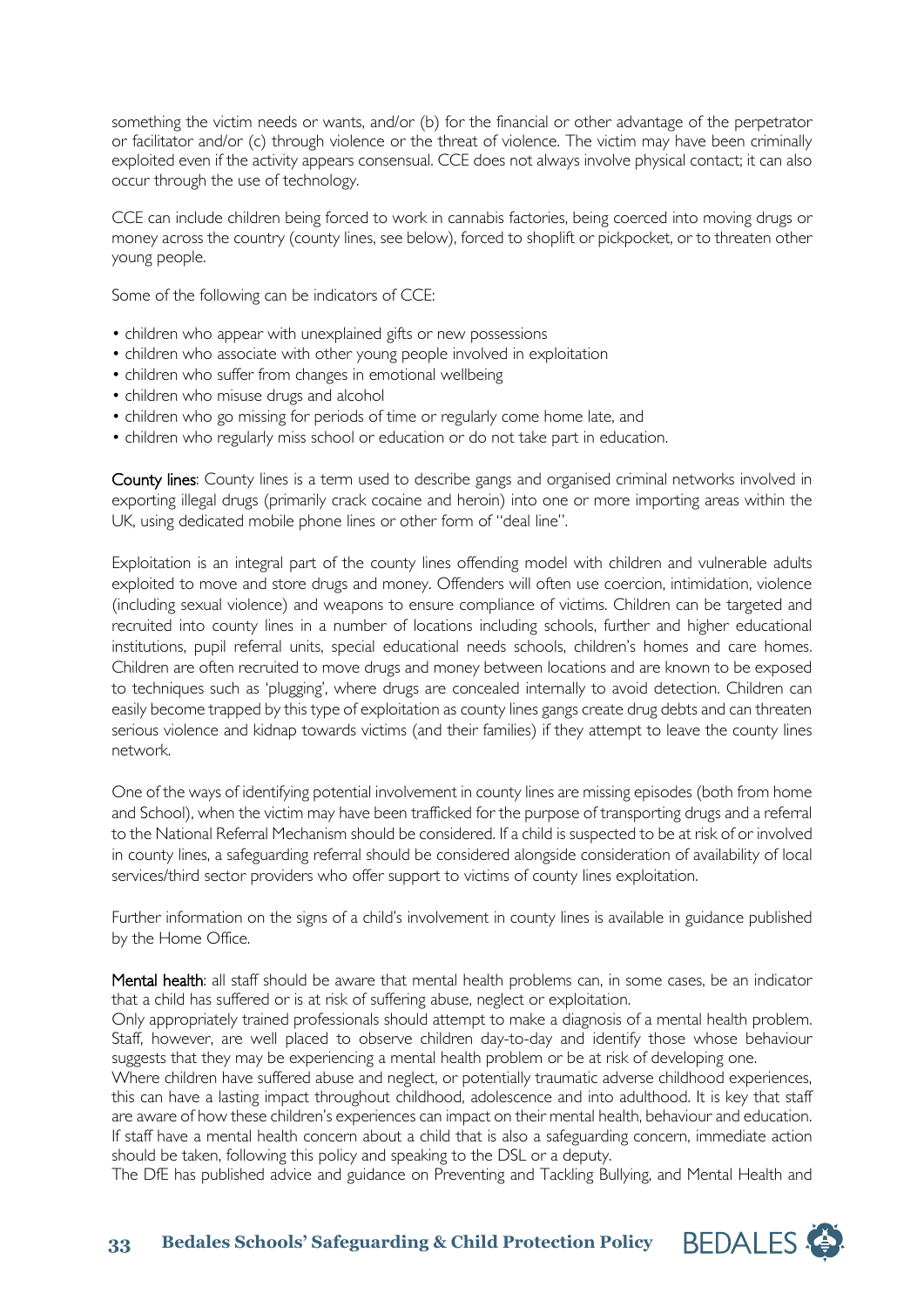something the victim needs or wants, and/or (b) for the financial or other advantage of the perpetrator or facilitator and/or (c) through violence or the threat of violence. The victim may have been criminally exploited even if the activity appears consensual. CCE does not always involve physical contact; it can also occur through the use of technology.

CCE can include children being forced to work in cannabis factories, being coerced into moving drugs or money across the country (county lines, see below), forced to shoplift or pickpocket, or to threaten other young people.

Some of the following can be indicators of CCE:

- children who appear with unexplained gifts or new possessions
- children who associate with other young people involved in exploitation
- children who suffer from changes in emotional wellbeing
- children who misuse drugs and alcohol
- children who go missing for periods of time or regularly come home late, and
- children who regularly miss school or education or do not take part in education.

**County lines**: County lines is a term used to describe gangs and organised criminal networks involved in exporting illegal drugs (primarily crack cocaine and heroin) into one or more importing areas within the UK, using dedicated mobile phone lines or other form of "deal line".

Exploitation is an integral part of the county lines offending model with children and vulnerable adults exploited to move and store drugs and money. Offenders will often use coercion, intimidation, violence (including sexual violence) and weapons to ensure compliance of victims. Children can be targeted and recruited into county lines in a number of locations including schools, further and higher educational institutions, pupil referral units, special educational needs schools, children's homes and care homes. Children are often recruited to move drugs and money between locations and are known to be exposed to techniques such as 'plugging', where drugs are concealed internally to avoid detection. Children can easily become trapped by this type of exploitation as county lines gangs create drug debts and can threaten serious violence and kidnap towards victims (and their families) if they attempt to leave the county lines network.

One of the ways of identifying potential involvement in county lines are missing episodes (both from home and School), when the victim may have been trafficked for the purpose of transporting drugs and a referral to the National Referral Mechanism should be considered. If a child is suspected to be at risk of or involved in county lines, a safeguarding referral should be considered alongside consideration of availability of local services/third sector providers who offer support to victims of county lines exploitation.

Further information on the signs of a child's involvement in county lines is available in guidance published by the Home Office.

**Mental health**: all staff should be aware that mental health problems can, in some cases, be an indicator that a child has suffered or is at risk of suffering abuse, neglect or exploitation.
Only appropriately trained professionals should attempt to make a diagnosis of a mental health problem. Staff, however, are well placed to observe children day-to-day and identify those whose behaviour suggests that they may be experiencing a mental health problem or be at risk of developing one.
Where children have suffered abuse and neglect, or potentially traumatic adverse childhood experiences, this can have a lasting impact throughout childhood, adolescence and into adulthood. It is key that staff are aware of how these children's experiences can impact on their mental health, behaviour and education. If staff have a mental health concern about a child that is also a safeguarding concern, immediate action should be taken, following this policy and speaking to the DSL or a deputy.
The DfE has published advice and guidance on Preventing and Tackling Bullying, and Mental Health and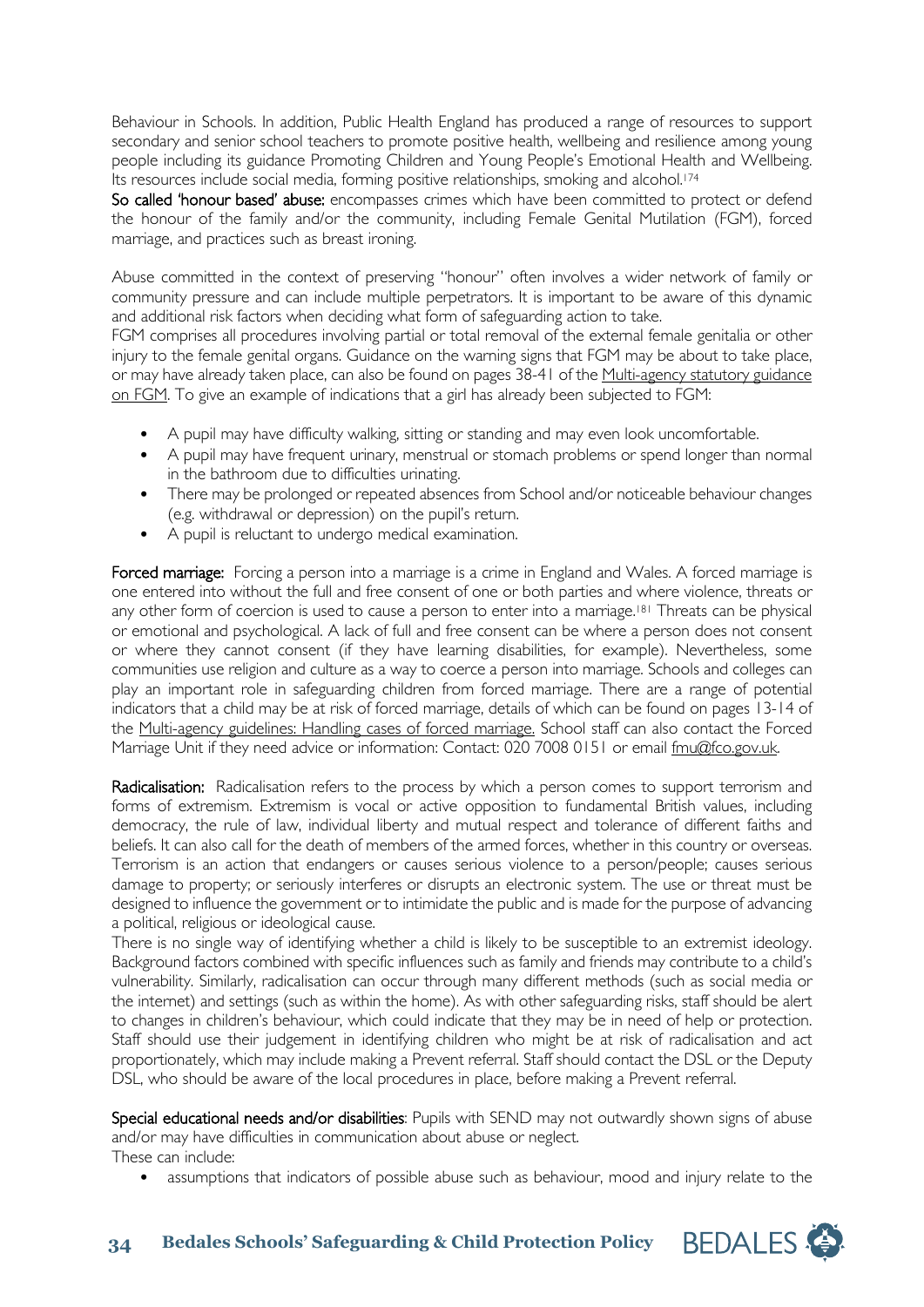Behaviour in Schools. In addition, Public Health England has produced a range of resources to support secondary and senior school teachers to promote positive health, wellbeing and resilience among young people including its guidance Promoting Children and Young People's Emotional Health and Wellbeing. Its resources include social media, forming positive relationships, smoking and alcohol.[174]

**So called 'honour based' abuse:** encompasses crimes which have been committed to protect or defend the honour of the family and/or the community, including Female Genital Mutilation (FGM), forced marriage, and practices such as breast ironing.

Abuse committed in the context of preserving "honour" often involves a wider network of family or community pressure and can include multiple perpetrators. It is important to be aware of this dynamic and additional risk factors when deciding what form of safeguarding action to take.

FGM comprises all procedures involving partial or total removal of the external female genitalia or other injury to the female genital organs. Guidance on the warning signs that FGM may be about to take place, or may have already taken place, can also be found on pages 38-41 of the Multi-agency statutory guidance on FGM. To give an example of indications that a girl has already been subjected to FGM:

- A pupil may have difficulty walking, sitting or standing and may even look uncomfortable.
- A pupil may have frequent urinary, menstrual or stomach problems or spend longer than normal in the bathroom due to difficulties urinating.
- There may be prolonged or repeated absences from School and/or noticeable behaviour changes (e.g. withdrawal or depression) on the pupil's return.
- A pupil is reluctant to undergo medical examination.

**Forced marriage:** Forcing a person into a marriage is a crime in England and Wales. A forced marriage is one entered into without the full and free consent of one or both parties and where violence, threats or any other form of coercion is used to cause a person to enter into a marriage.[181] Threats can be physical or emotional and psychological. A lack of full and free consent can be where a person does not consent or where they cannot consent (if they have learning disabilities, for example). Nevertheless, some communities use religion and culture as a way to coerce a person into marriage. Schools and colleges can play an important role in safeguarding children from forced marriage. There are a range of potential indicators that a child may be at risk of forced marriage, details of which can be found on pages 13-14 of the Multi-agency guidelines: Handling cases of forced marriage. School staff can also contact the Forced Marriage Unit if they need advice or information: Contact: 020 7008 0151 or email fmu@fco.gov.uk.

**Radicalisation:** Radicalisation refers to the process by which a person comes to support terrorism and forms of extremism. Extremism is vocal or active opposition to fundamental British values, including democracy, the rule of law, individual liberty and mutual respect and tolerance of different faiths and beliefs. It can also call for the death of members of the armed forces, whether in this country or overseas. Terrorism is an action that endangers or causes serious violence to a person/people; causes serious damage to property; or seriously interferes or disrupts an electronic system. The use or threat must be designed to influence the government or to intimidate the public and is made for the purpose of advancing a political, religious or ideological cause.

There is no single way of identifying whether a child is likely to be susceptible to an extremist ideology. Background factors combined with specific influences such as family and friends may contribute to a child's vulnerability. Similarly, radicalisation can occur through many different methods (such as social media or the internet) and settings (such as within the home). As with other safeguarding risks, staff should be alert to changes in children's behaviour, which could indicate that they may be in need of help or protection. Staff should use their judgement in identifying children who might be at risk of radicalisation and act proportionately, which may include making a Prevent referral. Staff should contact the DSL or the Deputy DSL, who should be aware of the local procedures in place, before making a Prevent referral.

**Special educational needs and/or disabilities**: Pupils with SEND may not outwardly shown signs of abuse and/or may have difficulties in communication about abuse or neglect.

These can include:

- assumptions that indicators of possible abuse such as behaviour, mood and injury relate to the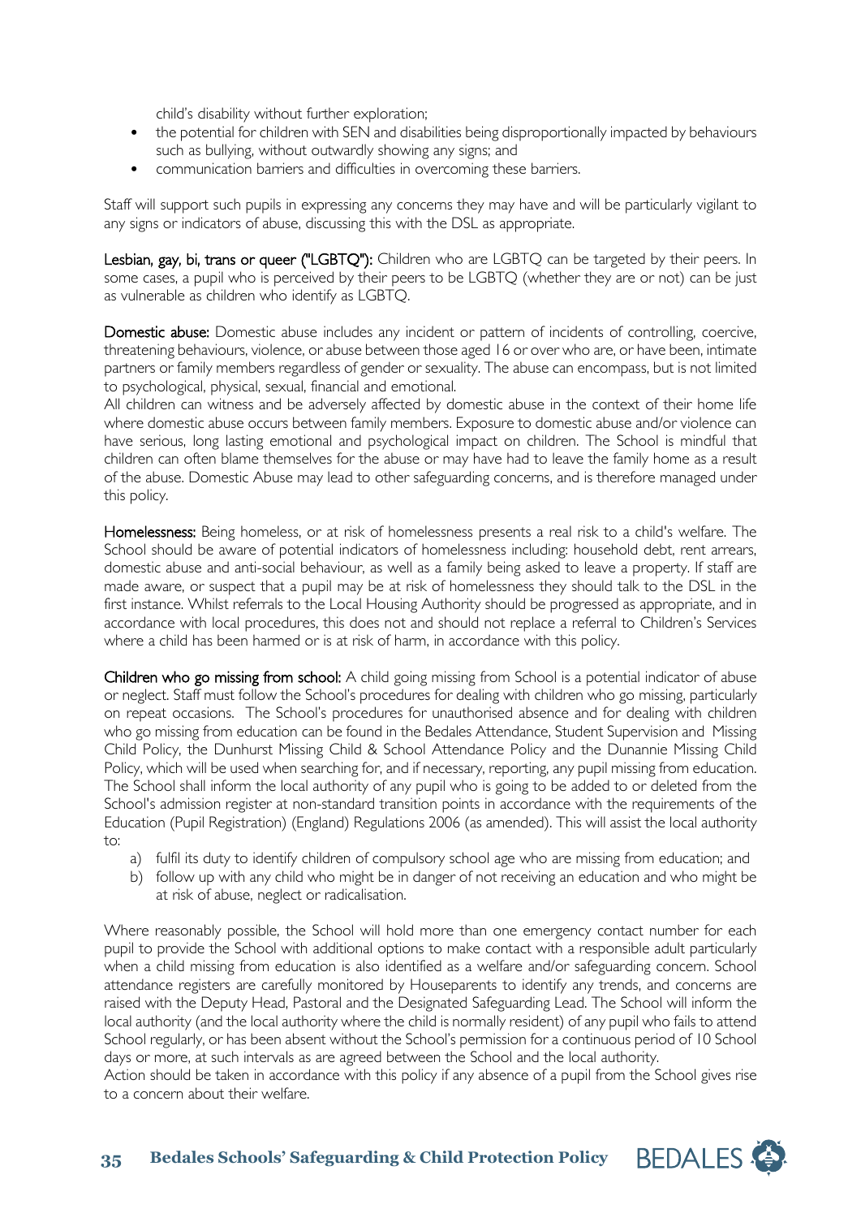child's disability without further exploration;
- the potential for children with SEN and disabilities being disproportionally impacted by behaviours such as bullying, without outwardly showing any signs; and
- communication barriers and difficulties in overcoming these barriers.

Staff will support such pupils in expressing any concerns they may have and will be particularly vigilant to any signs or indicators of abuse, discussing this with the DSL as appropriate.

**Lesbian, gay, bi, trans or queer ("LGBTQ"):** Children who are LGBTQ can be targeted by their peers. In some cases, a pupil who is perceived by their peers to be LGBTQ (whether they are or not) can be just as vulnerable as children who identify as LGBTQ.

**Domestic abuse:** Domestic abuse includes any incident or pattern of incidents of controlling, coercive, threatening behaviours, violence, or abuse between those aged 16 or over who are, or have been, intimate partners or family members regardless of gender or sexuality. The abuse can encompass, but is not limited to psychological, physical, sexual, financial and emotional.
All children can witness and be adversely affected by domestic abuse in the context of their home life where domestic abuse occurs between family members. Exposure to domestic abuse and/or violence can have serious, long lasting emotional and psychological impact on children. The School is mindful that children can often blame themselves for the abuse or may have had to leave the family home as a result of the abuse. Domestic Abuse may lead to other safeguarding concerns, and is therefore managed under this policy.

**Homelessness:** Being homeless, or at risk of homelessness presents a real risk to a child's welfare. The School should be aware of potential indicators of homelessness including: household debt, rent arrears, domestic abuse and anti-social behaviour, as well as a family being asked to leave a property. If staff are made aware, or suspect that a pupil may be at risk of homelessness they should talk to the DSL in the first instance. Whilst referrals to the Local Housing Authority should be progressed as appropriate, and in accordance with local procedures, this does not and should not replace a referral to Children's Services where a child has been harmed or is at risk of harm, in accordance with this policy.

**Children who go missing from school:** A child going missing from School is a potential indicator of abuse or neglect. Staff must follow the School's procedures for dealing with children who go missing, particularly on repeat occasions. The School's procedures for unauthorised absence and for dealing with children who go missing from education can be found in the Bedales Attendance, Student Supervision and Missing Child Policy, the Dunhurst Missing Child & School Attendance Policy and the Dunannie Missing Child Policy, which will be used when searching for, and if necessary, reporting, any pupil missing from education. The School shall inform the local authority of any pupil who is going to be added to or deleted from the School's admission register at non-standard transition points in accordance with the requirements of the Education (Pupil Registration) (England) Regulations 2006 (as amended). This will assist the local authority to:

a) fulfil its duty to identify children of compulsory school age who are missing from education; and
b) follow up with any child who might be in danger of not receiving an education and who might be at risk of abuse, neglect or radicalisation.

Where reasonably possible, the School will hold more than one emergency contact number for each pupil to provide the School with additional options to make contact with a responsible adult particularly when a child missing from education is also identified as a welfare and/or safeguarding concern. School attendance registers are carefully monitored by Houseparents to identify any trends, and concerns are raised with the Deputy Head, Pastoral and the Designated Safeguarding Lead. The School will inform the local authority (and the local authority where the child is normally resident) of any pupil who fails to attend School regularly, or has been absent without the School's permission for a continuous period of 10 School days or more, at such intervals as are agreed between the School and the local authority.
Action should be taken in accordance with this policy if any absence of a pupil from the School gives rise to a concern about their welfare.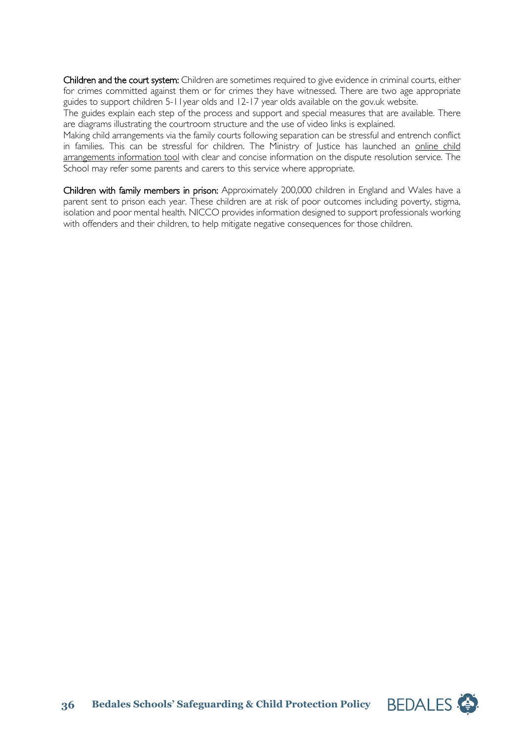**Children and the court system:** Children are sometimes required to give evidence in criminal courts, either for crimes committed against them or for crimes they have witnessed. There are two age appropriate guides to support children 5-11year olds and 12-17 year olds available on the gov.uk website.

The guides explain each step of the process and support and special measures that are available. There are diagrams illustrating the courtroom structure and the use of video links is explained.

Making child arrangements via the family courts following separation can be stressful and entrench conflict in families. This can be stressful for children. The Ministry of Justice has launched an online child arrangements information tool with clear and concise information on the dispute resolution service. The School may refer some parents and carers to this service where appropriate.

**Children with family members in prison:** Approximately 200,000 children in England and Wales have a parent sent to prison each year. These children are at risk of poor outcomes including poverty, stigma, isolation and poor mental health. NICCO provides information designed to support professionals working with offenders and their children, to help mitigate negative consequences for those children.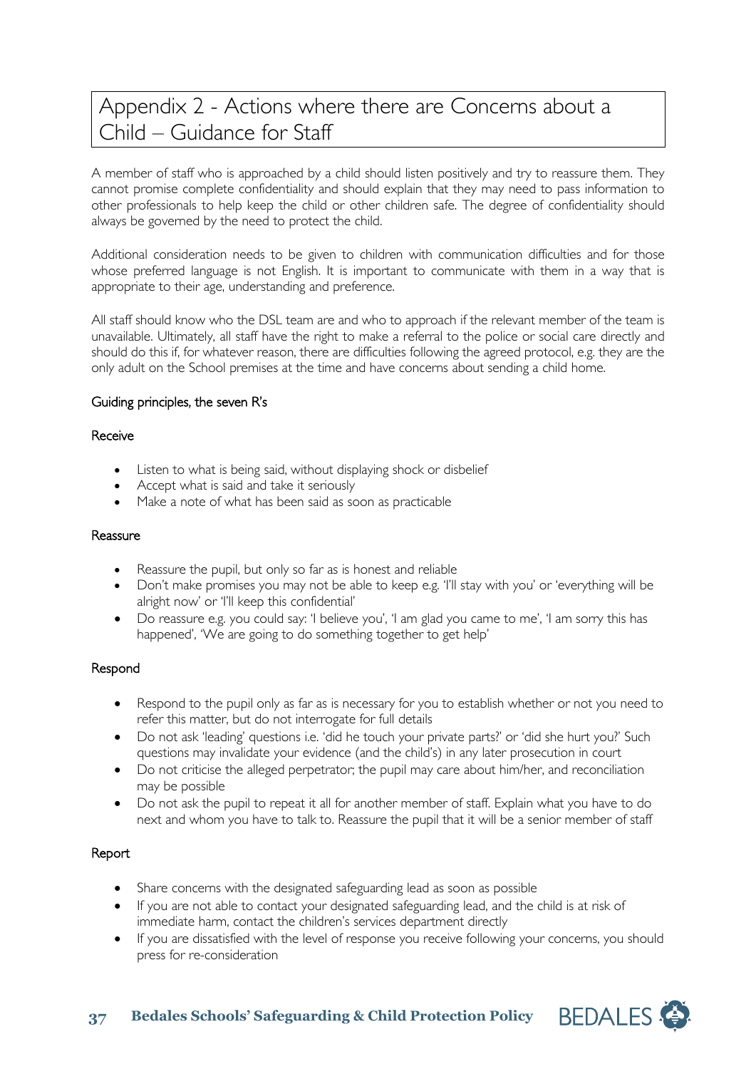# Appendix 2 - Actions where there are Concerns about a Child – Guidance for Staff

A member of staff who is approached by a child should listen positively and try to reassure them. They cannot promise complete confidentiality and should explain that they may need to pass information to other professionals to help keep the child or other children safe. The degree of confidentiality should always be governed by the need to protect the child.

Additional consideration needs to be given to children with communication difficulties and for those whose preferred language is not English. It is important to communicate with them in a way that is appropriate to their age, understanding and preference.

All staff should know who the DSL team are and who to approach if the relevant member of the team is unavailable. Ultimately, all staff have the right to make a referral to the police or social care directly and should do this if, for whatever reason, there are difficulties following the agreed protocol, e.g. they are the only adult on the School premises at the time and have concerns about sending a child home.

Guiding principles, the seven R's

Receive

- Listen to what is being said, without displaying shock or disbelief
- Accept what is said and take it seriously
- Make a note of what has been said as soon as practicable

Reassure

- Reassure the pupil, but only so far as is honest and reliable
- Don't make promises you may not be able to keep e.g. 'I'll stay with you' or 'everything will be alright now' or 'I'll keep this confidential'
- Do reassure e.g. you could say: 'I believe you', 'I am glad you came to me', 'I am sorry this has happened', 'We are going to do something together to get help'

Respond

- Respond to the pupil only as far as is necessary for you to establish whether or not you need to refer this matter, but do not interrogate for full details
- Do not ask 'leading' questions i.e. 'did he touch your private parts?' or 'did she hurt you?' Such questions may invalidate your evidence (and the child's) in any later prosecution in court
- Do not criticise the alleged perpetrator; the pupil may care about him/her, and reconciliation may be possible
- Do not ask the pupil to repeat it all for another member of staff. Explain what you have to do next and whom you have to talk to. Reassure the pupil that it will be a senior member of staff

Report

- Share concerns with the designated safeguarding lead as soon as possible
- If you are not able to contact your designated safeguarding lead, and the child is at risk of immediate harm, contact the children's services department directly
- If you are dissatisfied with the level of response you receive following your concerns, you should press for re-consideration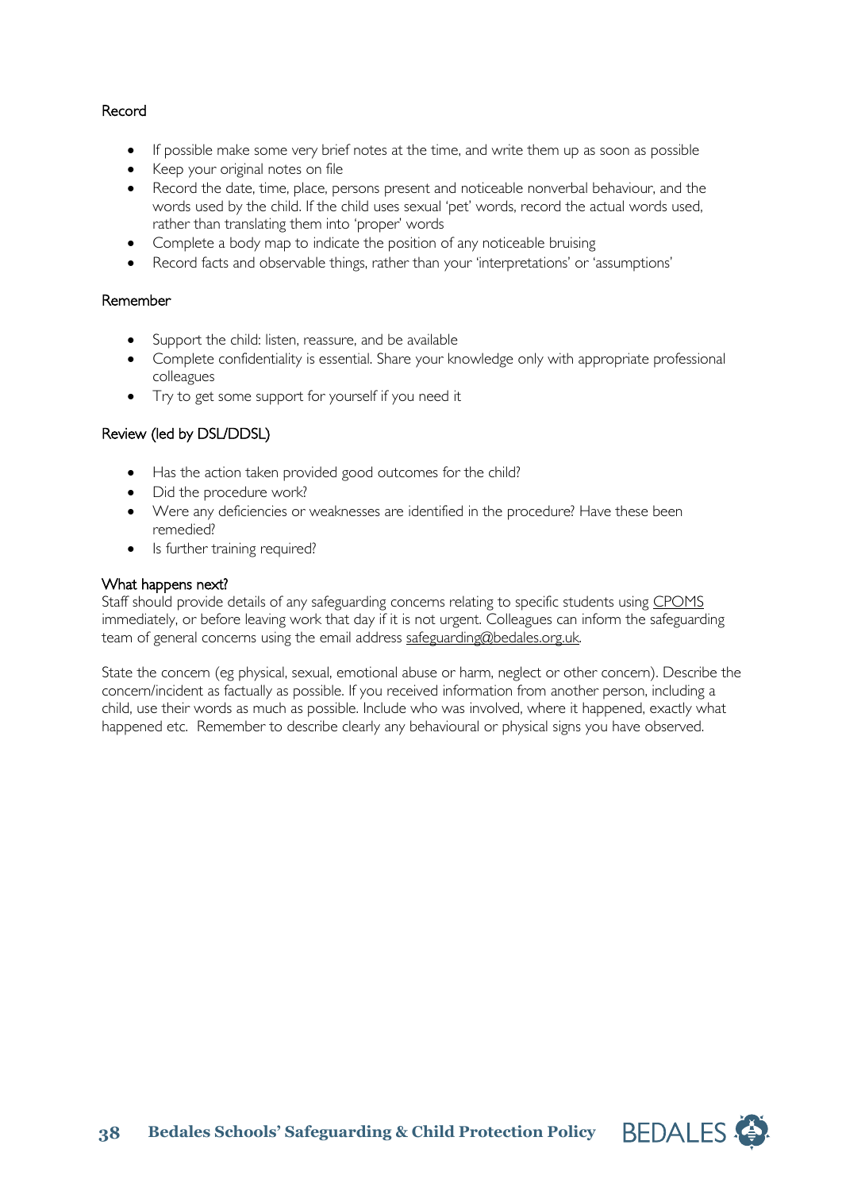### Record

- If possible make some very brief notes at the time, and write them up as soon as possible
- Keep your original notes on file
- Record the date, time, place, persons present and noticeable nonverbal behaviour, and the words used by the child. If the child uses sexual 'pet' words, record the actual words used, rather than translating them into 'proper' words
- Complete a body map to indicate the position of any noticeable bruising
- Record facts and observable things, rather than your 'interpretations' or 'assumptions'

### Remember

- Support the child: listen, reassure, and be available
- Complete confidentiality is essential. Share your knowledge only with appropriate professional colleagues
- Try to get some support for yourself if you need it

### Review (led by DSL/DDSL)

- Has the action taken provided good outcomes for the child?
- Did the procedure work?
- Were any deficiencies or weaknesses are identified in the procedure? Have these been remedied?
- Is further training required?

### What happens next?

Staff should provide details of any safeguarding concerns relating to specific students using CPOMS immediately, or before leaving work that day if it is not urgent. Colleagues can inform the safeguarding team of general concerns using the email address safeguarding@bedales.org.uk.

State the concern (eg physical, sexual, emotional abuse or harm, neglect or other concern). Describe the concern/incident as factually as possible. If you received information from another person, including a child, use their words as much as possible. Include who was involved, where it happened, exactly what happened etc. Remember to describe clearly any behavioural or physical signs you have observed.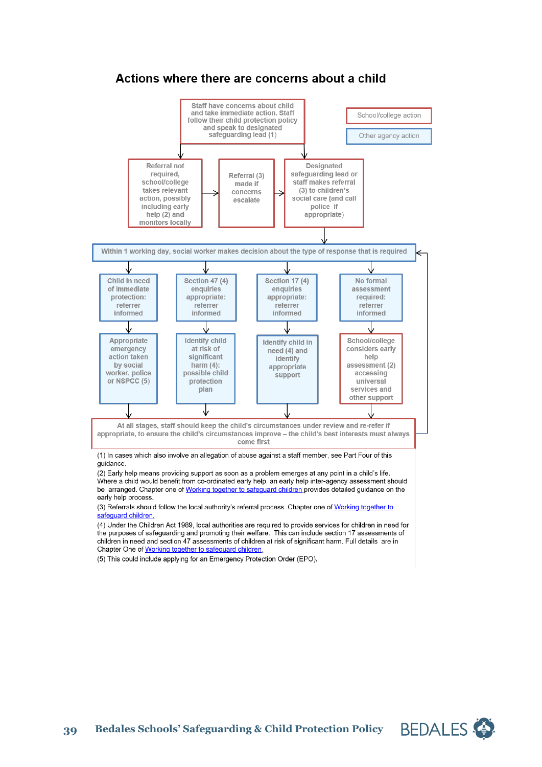## Actions where there are concerns about a child

School/college action

Other agency action

Staff have concerns about child and take immediate action. Staff follow their child protection policy and speak to designated safeguarding lead (1)

Referral not required, school/college takes relevant action, possibly including early help (2) and monitors locally

Referral (3) made if concerns escalate

Designated safeguarding lead or staff makes referral (3) to children's social care (and call police if appropriate)

Within 1 working day, social worker makes decision about the type of response that is required

Child in need of immediate protection: referrer informed

Section 47 (4) enquiries appropriate: referrer informed

Section 17 (4) enquiries appropriate: referrer informed

No formal assessment required: referrer informed

Appropriate emergency action taken by social worker, police or NSPCC (5)

Identify child at risk of significant harm (4): possible child protection plan

Identify child in need (4) and identify appropriate support

School/college considers early help assessment (2) accessing universal services and other support

At all stages, staff should keep the child's circumstances under review and re-refer if appropriate, to ensure the child's circumstances improve – the child's best interests must always come first

(1) In cases which also involve an allegation of abuse against a staff member, see Part Four of this guidance.

(2) Early help means providing support as soon as a problem emerges at any point in a child's life. Where a child would benefit from co-ordinated early help, an early help inter-agency assessment should be arranged. Chapter one of Working together to safeguard children provides detailed guidance on the early help process.

(3) Referrals should follow the local authority's referral process. Chapter one of Working together to safeguard children.

(4) Under the Children Act 1989, local authorities are required to provide services for children in need for the purposes of safeguarding and promoting their welfare. This can include section 17 assessments of children in need and section 47 assessments of children at risk of significant harm. Full details are in Chapter One of Working together to safeguard children.

(5) This could include applying for an Emergency Protection Order (EPO).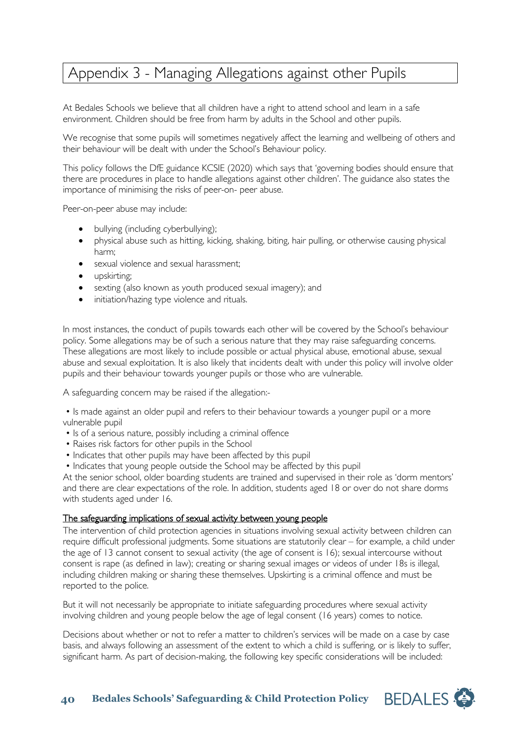# Appendix 3 - Managing Allegations against other Pupils

At Bedales Schools we believe that all children have a right to attend school and learn in a safe environment. Children should be free from harm by adults in the School and other pupils.

We recognise that some pupils will sometimes negatively affect the learning and wellbeing of others and their behaviour will be dealt with under the School's Behaviour policy.

This policy follows the DfE guidance KCSIE (2020) which says that 'governing bodies should ensure that there are procedures in place to handle allegations against other children'. The guidance also states the importance of minimising the risks of peer-on- peer abuse.

Peer-on-peer abuse may include:

- bullying (including cyberbullying);
- physical abuse such as hitting, kicking, shaking, biting, hair pulling, or otherwise causing physical harm;
- sexual violence and sexual harassment;
- upskirting;
- sexting (also known as youth produced sexual imagery); and
- initiation/hazing type violence and rituals.

In most instances, the conduct of pupils towards each other will be covered by the School's behaviour policy. Some allegations may be of such a serious nature that they may raise safeguarding concerns. These allegations are most likely to include possible or actual physical abuse, emotional abuse, sexual abuse and sexual exploitation. It is also likely that incidents dealt with under this policy will involve older pupils and their behaviour towards younger pupils or those who are vulnerable.

A safeguarding concern may be raised if the allegation:-

- Is made against an older pupil and refers to their behaviour towards a younger pupil or a more vulnerable pupil
- Is of a serious nature, possibly including a criminal offence
- Raises risk factors for other pupils in the School
- Indicates that other pupils may have been affected by this pupil
- Indicates that young people outside the School may be affected by this pupil

At the senior school, older boarding students are trained and supervised in their role as 'dorm mentors' and there are clear expectations of the role. In addition, students aged 18 or over do not share dorms with students aged under 16.

<u>The safeguarding implications of sexual activity between young people</u>

The intervention of child protection agencies in situations involving sexual activity between children can require difficult professional judgments. Some situations are statutorily clear – for example, a child under the age of 13 cannot consent to sexual activity (the age of consent is 16); sexual intercourse without consent is rape (as defined in law); creating or sharing sexual images or videos of under 18s is illegal, including children making or sharing these themselves. Upskirting is a criminal offence and must be reported to the police.

But it will not necessarily be appropriate to initiate safeguarding procedures where sexual activity involving children and young people below the age of legal consent (16 years) comes to notice.

Decisions about whether or not to refer a matter to children's services will be made on a case by case basis, and always following an assessment of the extent to which a child is suffering, or is likely to suffer, significant harm. As part of decision-making, the following key specific considerations will be included: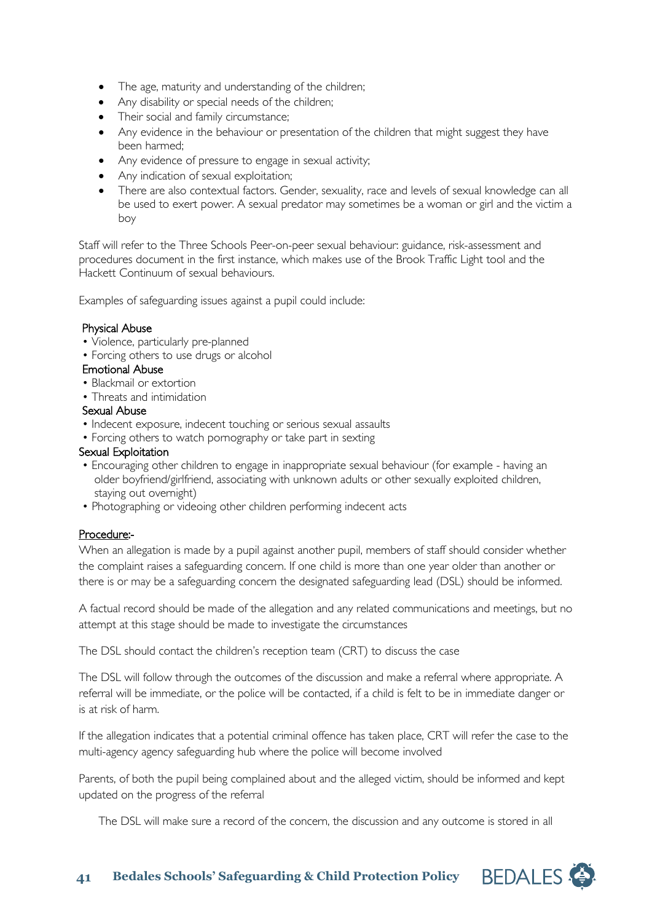- The age, maturity and understanding of the children;
- Any disability or special needs of the children;
- Their social and family circumstance;
- Any evidence in the behaviour or presentation of the children that might suggest they have been harmed;
- Any evidence of pressure to engage in sexual activity;
- Any indication of sexual exploitation;
- There are also contextual factors. Gender, sexuality, race and levels of sexual knowledge can all be used to exert power. A sexual predator may sometimes be a woman or girl and the victim a boy

Staff will refer to the Three Schools Peer-on-peer sexual behaviour: guidance, risk-assessment and procedures document in the first instance, which makes use of the Brook Traffic Light tool and the Hackett Continuum of sexual behaviours.

Examples of safeguarding issues against a pupil could include:

Physical Abuse

- Violence, particularly pre-planned
- Forcing others to use drugs or alcohol

Emotional Abuse

- Blackmail or extortion
- Threats and intimidation

Sexual Abuse

- Indecent exposure, indecent touching or serious sexual assaults
- Forcing others to watch pornography or take part in sexting

Sexual Exploitation

- Encouraging other children to engage in inappropriate sexual behaviour (for example - having an older boyfriend/girlfriend, associating with unknown adults or other sexually exploited children, staying out overnight)
- Photographing or videoing other children performing indecent acts

<u>Procedure</u>:-

When an allegation is made by a pupil against another pupil, members of staff should consider whether the complaint raises a safeguarding concern. If one child is more than one year older than another or there is or may be a safeguarding concern the designated safeguarding lead (DSL) should be informed.

A factual record should be made of the allegation and any related communications and meetings, but no attempt at this stage should be made to investigate the circumstances

The DSL should contact the children's reception team (CRT) to discuss the case

The DSL will follow through the outcomes of the discussion and make a referral where appropriate. A referral will be immediate, or the police will be contacted, if a child is felt to be in immediate danger or is at risk of harm.

If the allegation indicates that a potential criminal offence has taken place, CRT will refer the case to the multi-agency agency safeguarding hub where the police will become involved

Parents, of both the pupil being complained about and the alleged victim, should be informed and kept updated on the progress of the referral

The DSL will make sure a record of the concern, the discussion and any outcome is stored in all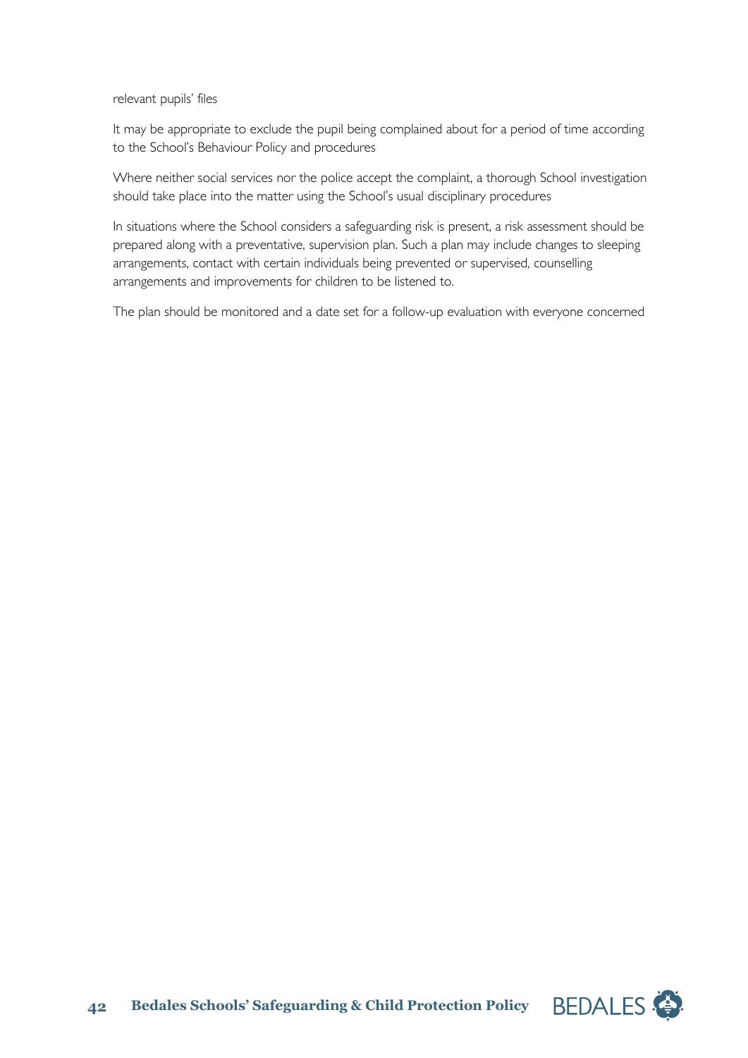relevant pupils' files

It may be appropriate to exclude the pupil being complained about for a period of time according to the School's Behaviour Policy and procedures

Where neither social services nor the police accept the complaint, a thorough School investigation should take place into the matter using the School's usual disciplinary procedures

In situations where the School considers a safeguarding risk is present, a risk assessment should be prepared along with a preventative, supervision plan. Such a plan may include changes to sleeping arrangements, contact with certain individuals being prevented or supervised, counselling arrangements and improvements for children to be listened to.

The plan should be monitored and a date set for a follow-up evaluation with everyone concerned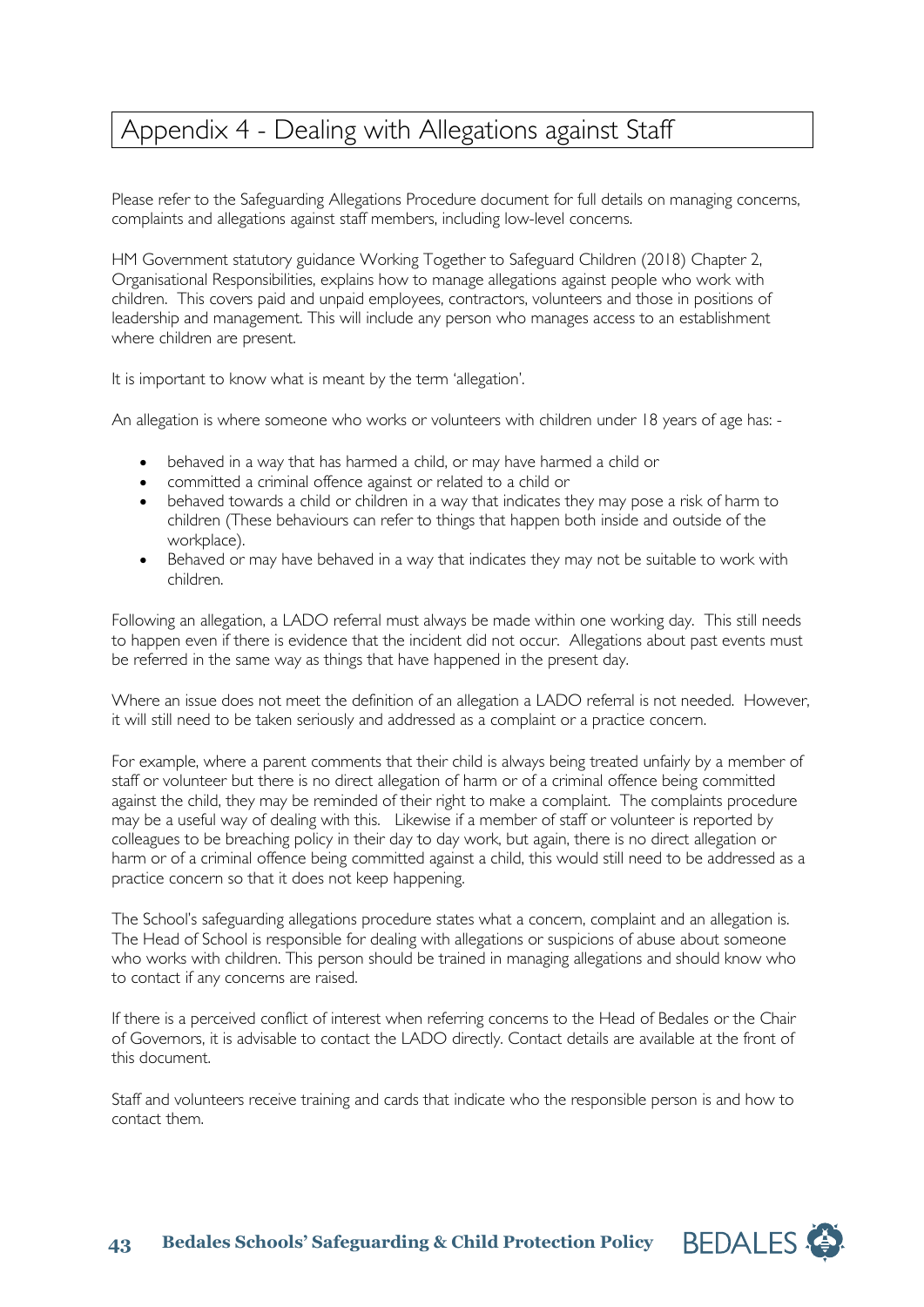# Appendix 4 - Dealing with Allegations against Staff

Please refer to the Safeguarding Allegations Procedure document for full details on managing concerns, complaints and allegations against staff members, including low-level concerns.

HM Government statutory guidance Working Together to Safeguard Children (2018) Chapter 2, Organisational Responsibilities, explains how to manage allegations against people who work with children. This covers paid and unpaid employees, contractors, volunteers and those in positions of leadership and management. This will include any person who manages access to an establishment where children are present.

It is important to know what is meant by the term 'allegation'.

An allegation is where someone who works or volunteers with children under 18 years of age has: -

- behaved in a way that has harmed a child, or may have harmed a child or
- committed a criminal offence against or related to a child or
- behaved towards a child or children in a way that indicates they may pose a risk of harm to children (These behaviours can refer to things that happen both inside and outside of the workplace).
- Behaved or may have behaved in a way that indicates they may not be suitable to work with children.

Following an allegation, a LADO referral must always be made within one working day. This still needs to happen even if there is evidence that the incident did not occur. Allegations about past events must be referred in the same way as things that have happened in the present day.

Where an issue does not meet the definition of an allegation a LADO referral is not needed. However, it will still need to be taken seriously and addressed as a complaint or a practice concern.

For example, where a parent comments that their child is always being treated unfairly by a member of staff or volunteer but there is no direct allegation of harm or of a criminal offence being committed against the child, they may be reminded of their right to make a complaint. The complaints procedure may be a useful way of dealing with this. Likewise if a member of staff or volunteer is reported by colleagues to be breaching policy in their day to day work, but again, there is no direct allegation or harm or of a criminal offence being committed against a child, this would still need to be addressed as a practice concern so that it does not keep happening.

The School's safeguarding allegations procedure states what a concern, complaint and an allegation is. The Head of School is responsible for dealing with allegations or suspicions of abuse about someone who works with children. This person should be trained in managing allegations and should know who to contact if any concerns are raised.

If there is a perceived conflict of interest when referring concerns to the Head of Bedales or the Chair of Governors, it is advisable to contact the LADO directly. Contact details are available at the front of this document.

Staff and volunteers receive training and cards that indicate who the responsible person is and how to contact them.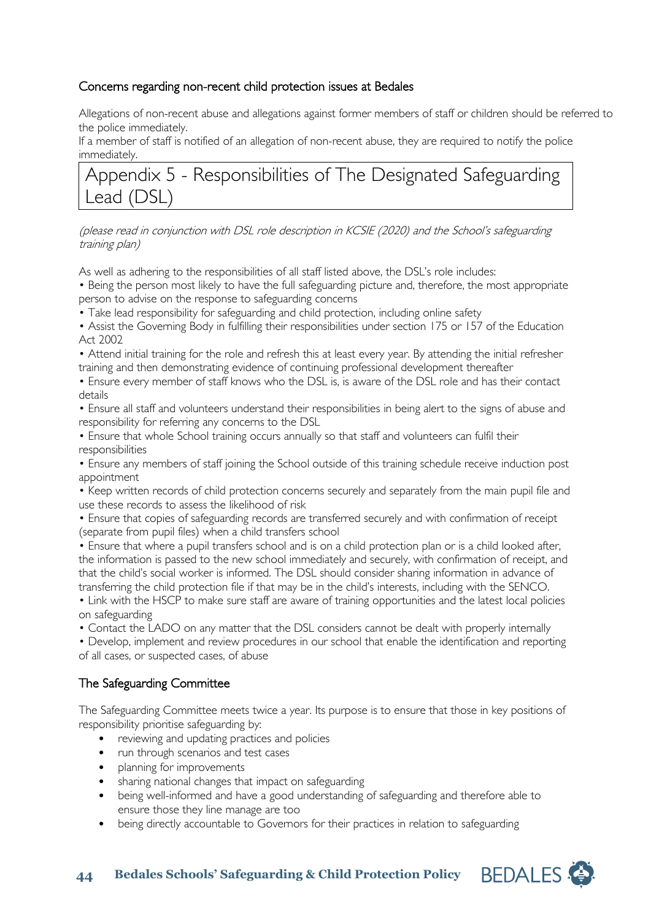### Concerns regarding non-recent child protection issues at Bedales

Allegations of non-recent abuse and allegations against former members of staff or children should be referred to the police immediately.
If a member of staff is notified of an allegation of non-recent abuse, they are required to notify the police immediately.

## Appendix 5 - Responsibilities of The Designated Safeguarding Lead (DSL)

*(please read in conjunction with DSL role description in KCSIE (2020) and the School's safeguarding training plan)*

As well as adhering to the responsibilities of all staff listed above, the DSL's role includes:

- Being the person most likely to have the full safeguarding picture and, therefore, the most appropriate person to advise on the response to safeguarding concerns
- Take lead responsibility for safeguarding and child protection, including online safety
- Assist the Governing Body in fulfilling their responsibilities under section 175 or 157 of the Education Act 2002
- Attend initial training for the role and refresh this at least every year. By attending the initial refresher training and then demonstrating evidence of continuing professional development thereafter
- Ensure every member of staff knows who the DSL is, is aware of the DSL role and has their contact details
- Ensure all staff and volunteers understand their responsibilities in being alert to the signs of abuse and responsibility for referring any concerns to the DSL
- Ensure that whole School training occurs annually so that staff and volunteers can fulfil their responsibilities
- Ensure any members of staff joining the School outside of this training schedule receive induction post appointment
- Keep written records of child protection concerns securely and separately from the main pupil file and use these records to assess the likelihood of risk
- Ensure that copies of safeguarding records are transferred securely and with confirmation of receipt (separate from pupil files) when a child transfers school
- Ensure that where a pupil transfers school and is on a child protection plan or is a child looked after, the information is passed to the new school immediately and securely, with confirmation of receipt, and that the child's social worker is informed. The DSL should consider sharing information in advance of transferring the child protection file if that may be in the child's interests, including with the SENCO.
- Link with the HSCP to make sure staff are aware of training opportunities and the latest local policies on safeguarding
- Contact the LADO on any matter that the DSL considers cannot be dealt with properly internally
- Develop, implement and review procedures in our school that enable the identification and reporting of all cases, or suspected cases, of abuse

### The Safeguarding Committee

The Safeguarding Committee meets twice a year. Its purpose is to ensure that those in key positions of responsibility prioritise safeguarding by:

- reviewing and updating practices and policies
- run through scenarios and test cases
- planning for improvements
- sharing national changes that impact on safeguarding
- being well-informed and have a good understanding of safeguarding and therefore able to ensure those they line manage are too
- being directly accountable to Governors for their practices in relation to safeguarding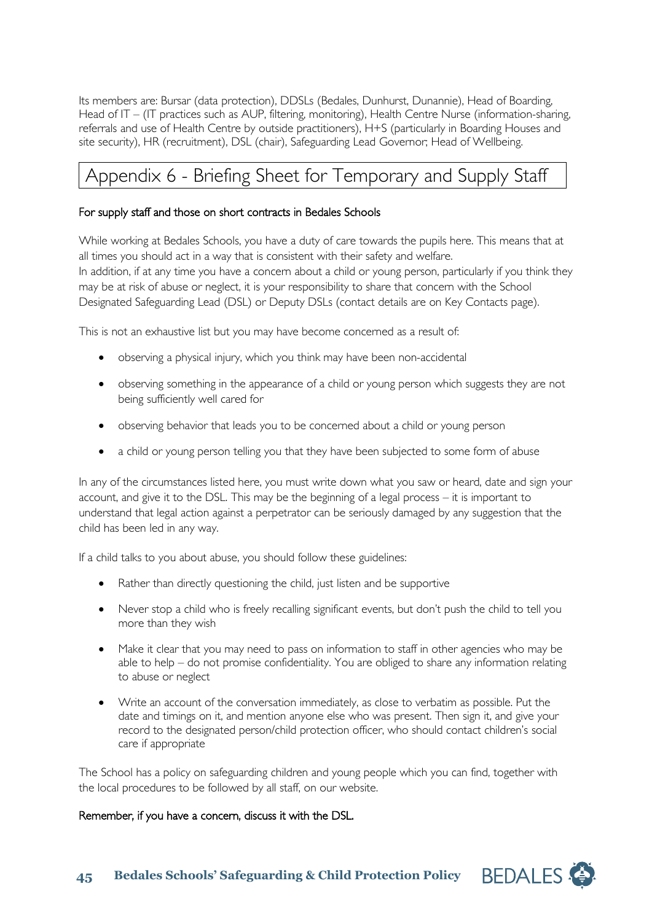Its members are: Bursar (data protection), DDSLs (Bedales, Dunhurst, Dunannie), Head of Boarding, Head of IT – (IT practices such as AUP, filtering, monitoring), Health Centre Nurse (information-sharing, referrals and use of Health Centre by outside practitioners), H+S (particularly in Boarding Houses and site security), HR (recruitment), DSL (chair), Safeguarding Lead Governor; Head of Wellbeing.

# Appendix 6 - Briefing Sheet for Temporary and Supply Staff

For supply staff and those on short contracts in Bedales Schools

While working at Bedales Schools, you have a duty of care towards the pupils here. This means that at all times you should act in a way that is consistent with their safety and welfare.
In addition, if at any time you have a concern about a child or young person, particularly if you think they may be at risk of abuse or neglect, it is your responsibility to share that concern with the School Designated Safeguarding Lead (DSL) or Deputy DSLs (contact details are on Key Contacts page).

This is not an exhaustive list but you may have become concerned as a result of:

- observing a physical injury, which you think may have been non-accidental
- observing something in the appearance of a child or young person which suggests they are not being sufficiently well cared for
- observing behavior that leads you to be concerned about a child or young person
- a child or young person telling you that they have been subjected to some form of abuse

In any of the circumstances listed here, you must write down what you saw or heard, date and sign your account, and give it to the DSL. This may be the beginning of a legal process – it is important to understand that legal action against a perpetrator can be seriously damaged by any suggestion that the child has been led in any way.

If a child talks to you about abuse, you should follow these guidelines:

- Rather than directly questioning the child, just listen and be supportive
- Never stop a child who is freely recalling significant events, but don't push the child to tell you more than they wish
- Make it clear that you may need to pass on information to staff in other agencies who may be able to help – do not promise confidentiality. You are obliged to share any information relating to abuse or neglect
- Write an account of the conversation immediately, as close to verbatim as possible. Put the date and timings on it, and mention anyone else who was present. Then sign it, and give your record to the designated person/child protection officer, who should contact children's social care if appropriate

The School has a policy on safeguarding children and young people which you can find, together with the local procedures to be followed by all staff, on our website.

Remember, if you have a concern, discuss it with the DSL.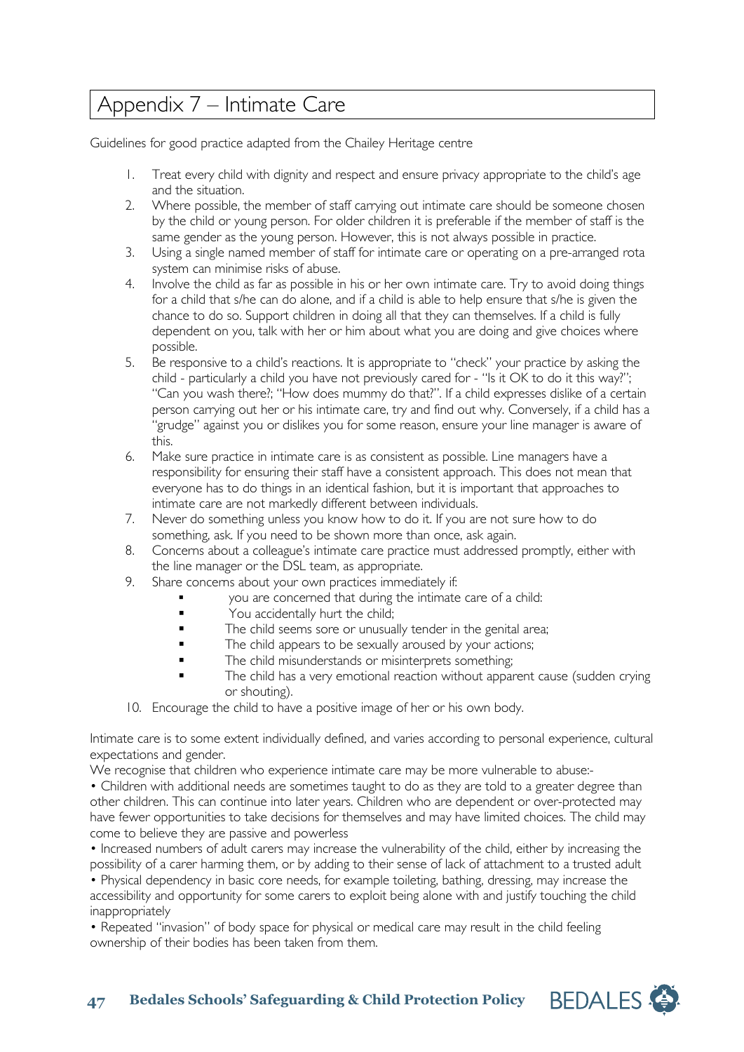# Appendix 7 – Intimate Care

Guidelines for good practice adapted from the Chailey Heritage centre

1. Treat every child with dignity and respect and ensure privacy appropriate to the child's age and the situation.
2. Where possible, the member of staff carrying out intimate care should be someone chosen by the child or young person. For older children it is preferable if the member of staff is the same gender as the young person. However, this is not always possible in practice.
3. Using a single named member of staff for intimate care or operating on a pre-arranged rota system can minimise risks of abuse.
4. Involve the child as far as possible in his or her own intimate care. Try to avoid doing things for a child that s/he can do alone, and if a child is able to help ensure that s/he is given the chance to do so. Support children in doing all that they can themselves. If a child is fully dependent on you, talk with her or him about what you are doing and give choices where possible.
5. Be responsive to a child's reactions. It is appropriate to "check" your practice by asking the child - particularly a child you have not previously cared for - "Is it OK to do it this way?"; "Can you wash there?; "How does mummy do that?". If a child expresses dislike of a certain person carrying out her or his intimate care, try and find out why. Conversely, if a child has a "grudge" against you or dislikes you for some reason, ensure your line manager is aware of this.
6. Make sure practice in intimate care is as consistent as possible. Line managers have a responsibility for ensuring their staff have a consistent approach. This does not mean that everyone has to do things in an identical fashion, but it is important that approaches to intimate care are not markedly different between individuals.
7. Never do something unless you know how to do it. If you are not sure how to do something, ask. If you need to be shown more than once, ask again.
8. Concerns about a colleague's intimate care practice must addressed promptly, either with the line manager or the DSL team, as appropriate.
9. Share concerns about your own practices immediately if:
   - you are concerned that during the intimate care of a child:
   - You accidentally hurt the child;
   - The child seems sore or unusually tender in the genital area;
   - The child appears to be sexually aroused by your actions;
   - The child misunderstands or misinterprets something;
   - The child has a very emotional reaction without apparent cause (sudden crying or shouting).
10. Encourage the child to have a positive image of her or his own body.

Intimate care is to some extent individually defined, and varies according to personal experience, cultural expectations and gender.

We recognise that children who experience intimate care may be more vulnerable to abuse:-

• Children with additional needs are sometimes taught to do as they are told to a greater degree than other children. This can continue into later years. Children who are dependent or over-protected may have fewer opportunities to take decisions for themselves and may have limited choices. The child may come to believe they are passive and powerless

• Increased numbers of adult carers may increase the vulnerability of the child, either by increasing the possibility of a carer harming them, or by adding to their sense of lack of attachment to a trusted adult

• Physical dependency in basic core needs, for example toileting, bathing, dressing, may increase the accessibility and opportunity for some carers to exploit being alone with and justify touching the child inappropriately

• Repeated "invasion" of body space for physical or medical care may result in the child feeling ownership of their bodies has been taken from them.